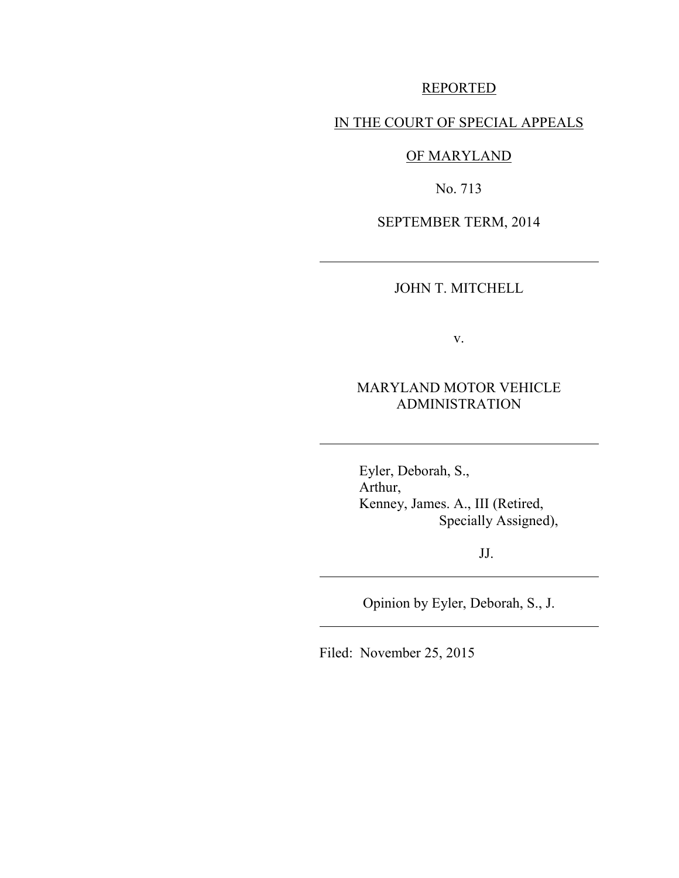REPORTED

IN THE COURT OF SPECIAL APPEALS

OF MARYLAND

No. 713

SEPTEMBER TERM, 2014

---

JOHN T. MITCHELL

v.

MARYLAND MOTOR VEHICLE ADMINISTRATION

---

Eyler, Deborah, S.,
Arthur,
Kenney, James. A., III (Retired, Specially Assigned),

JJ.

---

Opinion by Eyler, Deborah, S., J.

---

Filed: November 25, 2015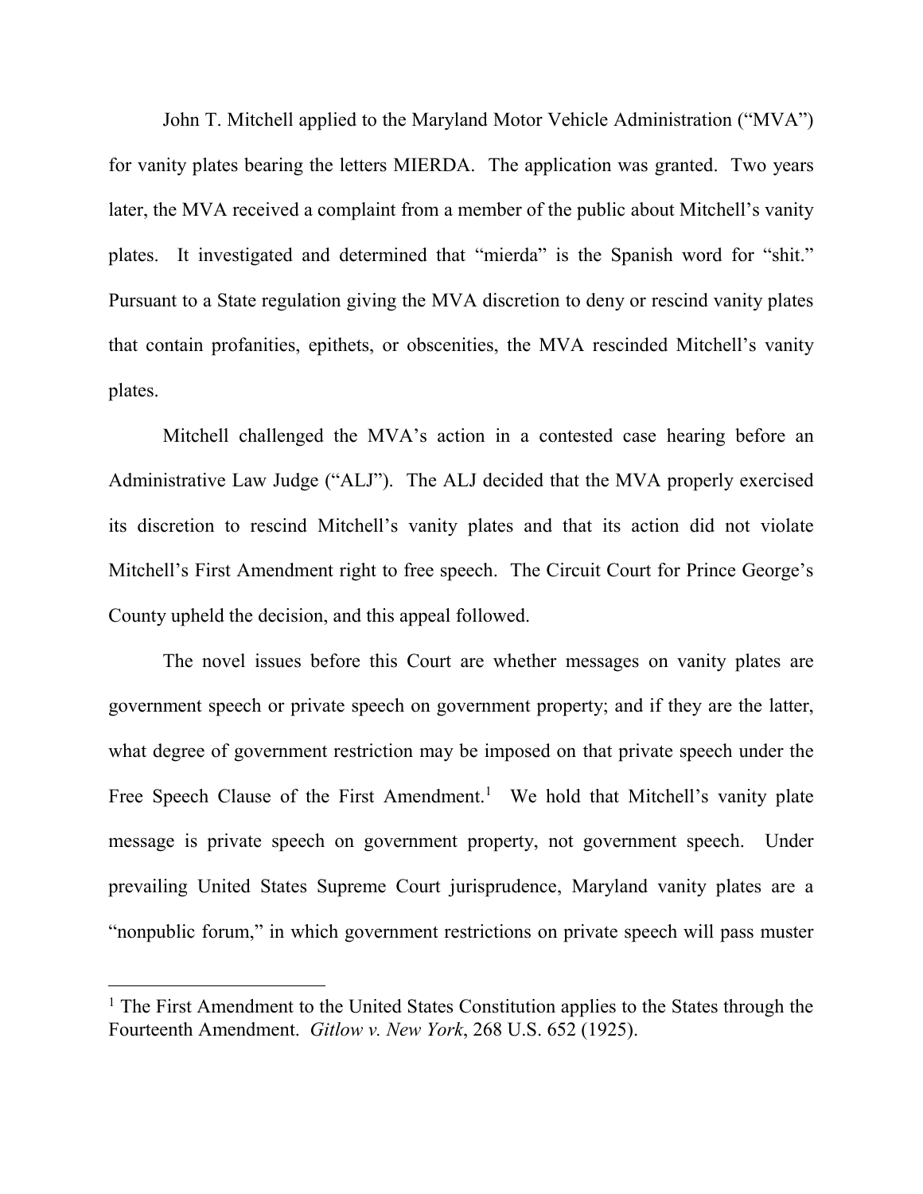John T. Mitchell applied to the Maryland Motor Vehicle Administration ("MVA") for vanity plates bearing the letters MIERDA. The application was granted. Two years later, the MVA received a complaint from a member of the public about Mitchell's vanity plates. It investigated and determined that "mierda" is the Spanish word for "shit." Pursuant to a State regulation giving the MVA discretion to deny or rescind vanity plates that contain profanities, epithets, or obscenities, the MVA rescinded Mitchell's vanity plates.

Mitchell challenged the MVA's action in a contested case hearing before an Administrative Law Judge ("ALJ"). The ALJ decided that the MVA properly exercised its discretion to rescind Mitchell's vanity plates and that its action did not violate Mitchell's First Amendment right to free speech. The Circuit Court for Prince George's County upheld the decision, and this appeal followed.

The novel issues before this Court are whether messages on vanity plates are government speech or private speech on government property; and if they are the latter, what degree of government restriction may be imposed on that private speech under the Free Speech Clause of the First Amendment.[1] We hold that Mitchell's vanity plate message is private speech on government property, not government speech. Under prevailing United States Supreme Court jurisprudence, Maryland vanity plates are a "nonpublic forum," in which government restrictions on private speech will pass muster

[1] The First Amendment to the United States Constitution applies to the States through the Fourteenth Amendment. *Gitlow v. New York*, 268 U.S. 652 (1925).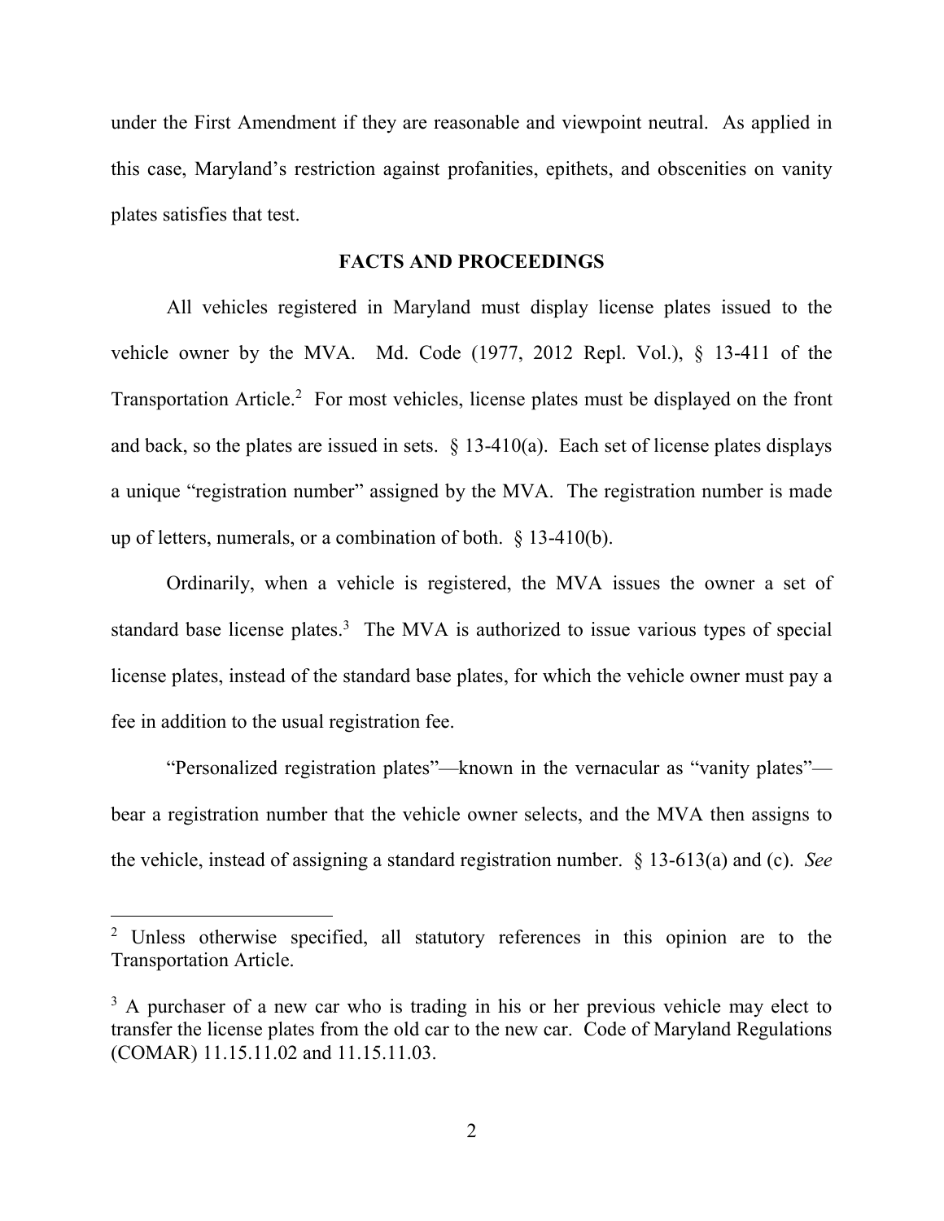under the First Amendment if they are reasonable and viewpoint neutral. As applied in this case, Maryland's restriction against profanities, epithets, and obscenities on vanity plates satisfies that test.

## FACTS AND PROCEEDINGS

All vehicles registered in Maryland must display license plates issued to the vehicle owner by the MVA. Md. Code (1977, 2012 Repl. Vol.), § 13-411 of the Transportation Article.[2] For most vehicles, license plates must be displayed on the front and back, so the plates are issued in sets. § 13-410(a). Each set of license plates displays a unique "registration number" assigned by the MVA. The registration number is made up of letters, numerals, or a combination of both. § 13-410(b).

Ordinarily, when a vehicle is registered, the MVA issues the owner a set of standard base license plates.[3] The MVA is authorized to issue various types of special license plates, instead of the standard base plates, for which the vehicle owner must pay a fee in addition to the usual registration fee.

"Personalized registration plates"—known in the vernacular as "vanity plates"—bear a registration number that the vehicle owner selects, and the MVA then assigns to the vehicle, instead of assigning a standard registration number. § 13-613(a) and (c). *See*

---

[2] Unless otherwise specified, all statutory references in this opinion are to the Transportation Article.

[3] A purchaser of a new car who is trading in his or her previous vehicle may elect to transfer the license plates from the old car to the new car. Code of Maryland Regulations (COMAR) 11.15.11.02 and 11.15.11.03.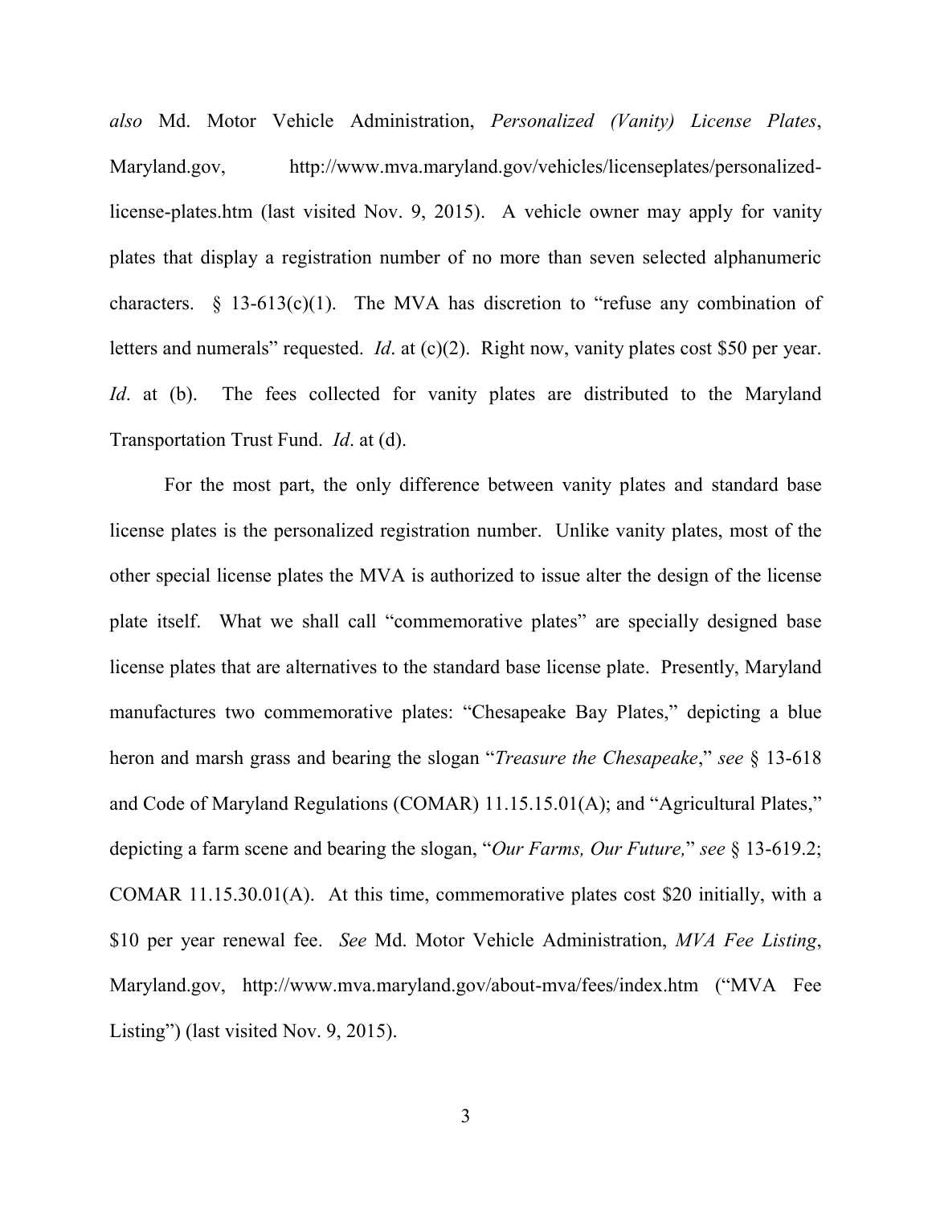*also* Md. Motor Vehicle Administration, *Personalized (Vanity) License Plates*, Maryland.gov, http://www.mva.maryland.gov/vehicles/licenseplates/personalized-license-plates.htm (last visited Nov. 9, 2015). A vehicle owner may apply for vanity plates that display a registration number of no more than seven selected alphanumeric characters. § 13-613(c)(1). The MVA has discretion to "refuse any combination of letters and numerals" requested. *Id*. at (c)(2). Right now, vanity plates cost $50 per year. *Id*. at (b). The fees collected for vanity plates are distributed to the Maryland Transportation Trust Fund. *Id*. at (d).

For the most part, the only difference between vanity plates and standard base license plates is the personalized registration number. Unlike vanity plates, most of the other special license plates the MVA is authorized to issue alter the design of the license plate itself. What we shall call "commemorative plates" are specially designed base license plates that are alternatives to the standard base license plate. Presently, Maryland manufactures two commemorative plates: "Chesapeake Bay Plates," depicting a blue heron and marsh grass and bearing the slogan "*Treasure the Chesapeake*," *see* § 13-618 and Code of Maryland Regulations (COMAR) 11.15.15.01(A); and "Agricultural Plates," depicting a farm scene and bearing the slogan, "*Our Farms, Our Future,*" *see* § 13-619.2; COMAR 11.15.30.01(A). At this time, commemorative plates cost $20 initially, with a $10 per year renewal fee. *See* Md. Motor Vehicle Administration, *MVA Fee Listing*, Maryland.gov, http://www.mva.maryland.gov/about-mva/fees/index.htm ("MVA Fee Listing") (last visited Nov. 9, 2015).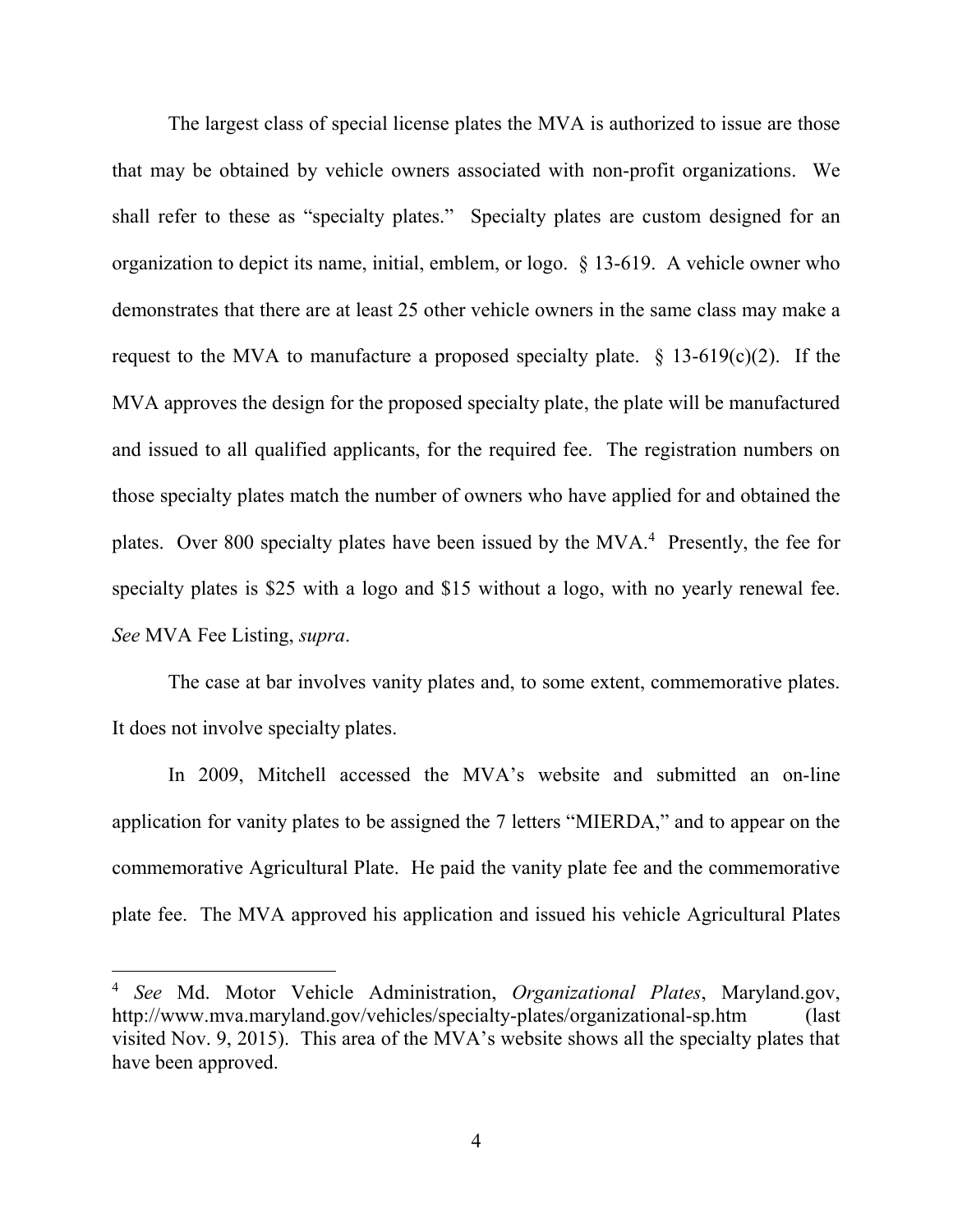The largest class of special license plates the MVA is authorized to issue are those that may be obtained by vehicle owners associated with non-profit organizations. We shall refer to these as "specialty plates." Specialty plates are custom designed for an organization to depict its name, initial, emblem, or logo. § 13-619. A vehicle owner who demonstrates that there are at least 25 other vehicle owners in the same class may make a request to the MVA to manufacture a proposed specialty plate. § 13-619(c)(2). If the MVA approves the design for the proposed specialty plate, the plate will be manufactured and issued to all qualified applicants, for the required fee. The registration numbers on those specialty plates match the number of owners who have applied for and obtained the plates. Over 800 specialty plates have been issued by the MVA.[4] Presently, the fee for specialty plates is $25 with a logo and $15 without a logo, with no yearly renewal fee. *See* MVA Fee Listing, *supra*.

The case at bar involves vanity plates and, to some extent, commemorative plates. It does not involve specialty plates.

In 2009, Mitchell accessed the MVA's website and submitted an on-line application for vanity plates to be assigned the 7 letters "MIERDA," and to appear on the commemorative Agricultural Plate. He paid the vanity plate fee and the commemorative plate fee. The MVA approved his application and issued his vehicle Agricultural Plates

---

[4] *See* Md. Motor Vehicle Administration, *Organizational Plates*, Maryland.gov, http://www.mva.maryland.gov/vehicles/specialty-plates/organizational-sp.htm (last visited Nov. 9, 2015). This area of the MVA's website shows all the specialty plates that have been approved.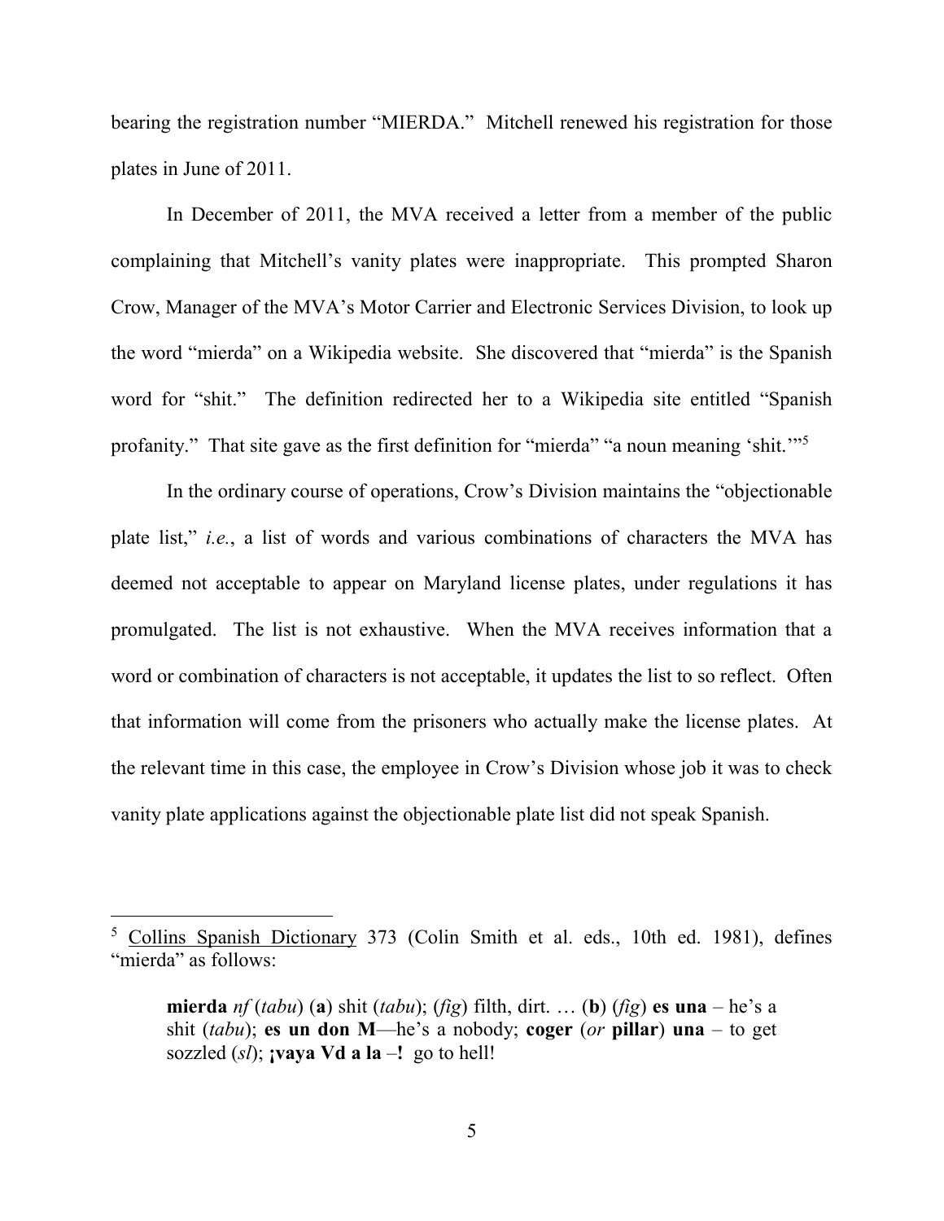bearing the registration number "MIERDA." Mitchell renewed his registration for those plates in June of 2011.

In December of 2011, the MVA received a letter from a member of the public complaining that Mitchell's vanity plates were inappropriate. This prompted Sharon Crow, Manager of the MVA's Motor Carrier and Electronic Services Division, to look up the word "mierda" on a Wikipedia website. She discovered that "mierda" is the Spanish word for "shit." The definition redirected her to a Wikipedia site entitled "Spanish profanity." That site gave as the first definition for "mierda" "a noun meaning 'shit.'"[5]

In the ordinary course of operations, Crow's Division maintains the "objectionable plate list," *i.e.*, a list of words and various combinations of characters the MVA has deemed not acceptable to appear on Maryland license plates, under regulations it has promulgated. The list is not exhaustive. When the MVA receives information that a word or combination of characters is not acceptable, it updates the list to so reflect. Often that information will come from the prisoners who actually make the license plates. At the relevant time in this case, the employee in Crow's Division whose job it was to check vanity plate applications against the objectionable plate list did not speak Spanish.

---

[5] Collins Spanish Dictionary 373 (Colin Smith et al. eds., 10th ed. 1981), defines "mierda" as follows:

> **mierda** *nf* (*tabu*) (**a**) shit (*tabu*); (*fig*) filth, dirt. … (**b**) (*fig*) **es una** – he's a shit (*tabu*); **es un don M**—he's a nobody; **coger** (*or* **pillar**) **una** – to get sozzled (*sl*); **¡vaya Vd a la –!** go to hell!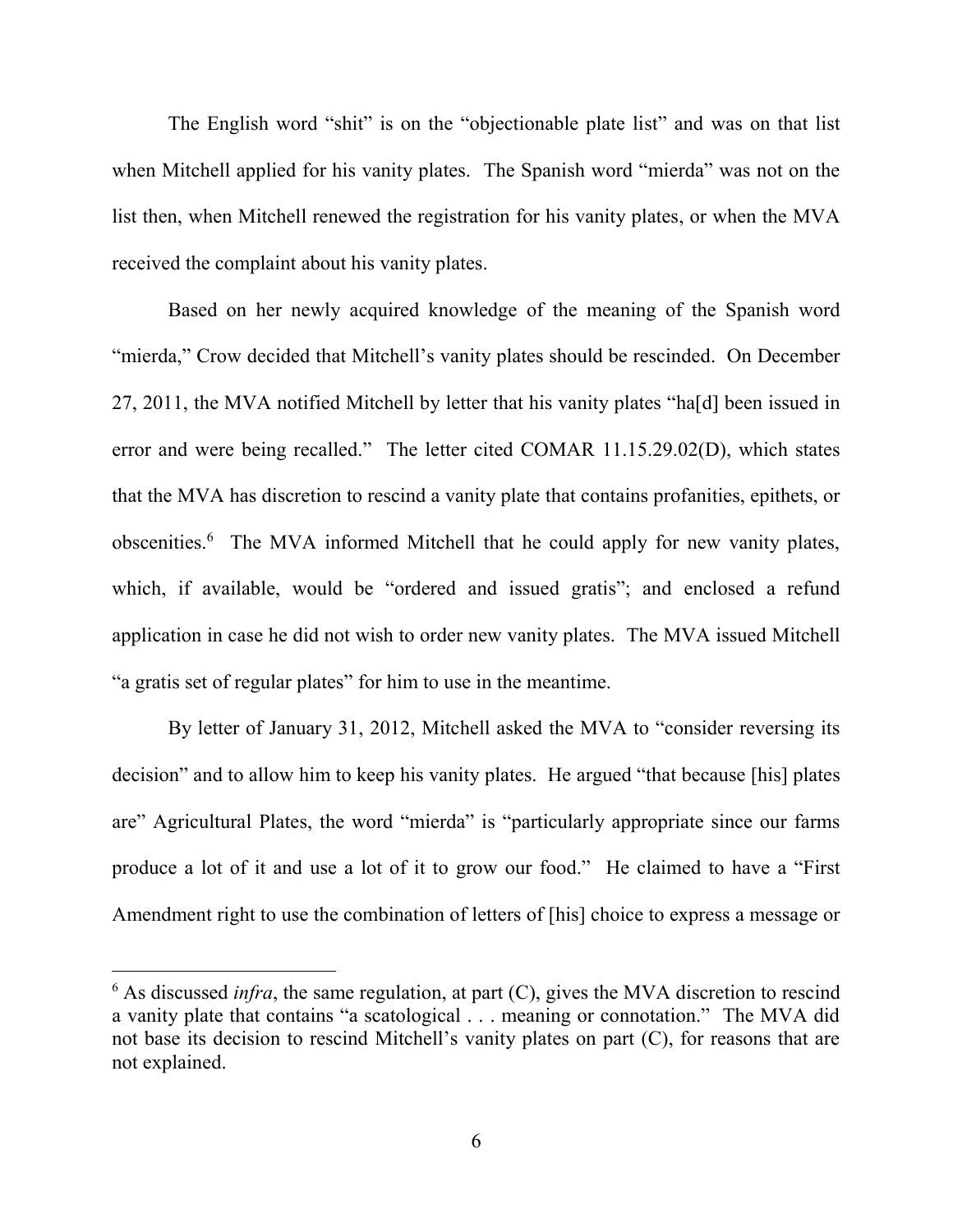The English word "shit" is on the "objectionable plate list" and was on that list when Mitchell applied for his vanity plates. The Spanish word "mierda" was not on the list then, when Mitchell renewed the registration for his vanity plates, or when the MVA received the complaint about his vanity plates.

Based on her newly acquired knowledge of the meaning of the Spanish word "mierda," Crow decided that Mitchell's vanity plates should be rescinded. On December 27, 2011, the MVA notified Mitchell by letter that his vanity plates "ha[d] been issued in error and were being recalled." The letter cited COMAR 11.15.29.02(D), which states that the MVA has discretion to rescind a vanity plate that contains profanities, epithets, or obscenities.[6] The MVA informed Mitchell that he could apply for new vanity plates, which, if available, would be "ordered and issued gratis"; and enclosed a refund application in case he did not wish to order new vanity plates. The MVA issued Mitchell "a gratis set of regular plates" for him to use in the meantime.

By letter of January 31, 2012, Mitchell asked the MVA to "consider reversing its decision" and to allow him to keep his vanity plates. He argued "that because [his] plates are" Agricultural Plates, the word "mierda" is "particularly appropriate since our farms produce a lot of it and use a lot of it to grow our food." He claimed to have a "First Amendment right to use the combination of letters of [his] choice to express a message or

[6] As discussed *infra*, the same regulation, at part (C), gives the MVA discretion to rescind a vanity plate that contains "a scatological . . . meaning or connotation." The MVA did not base its decision to rescind Mitchell's vanity plates on part (C), for reasons that are not explained.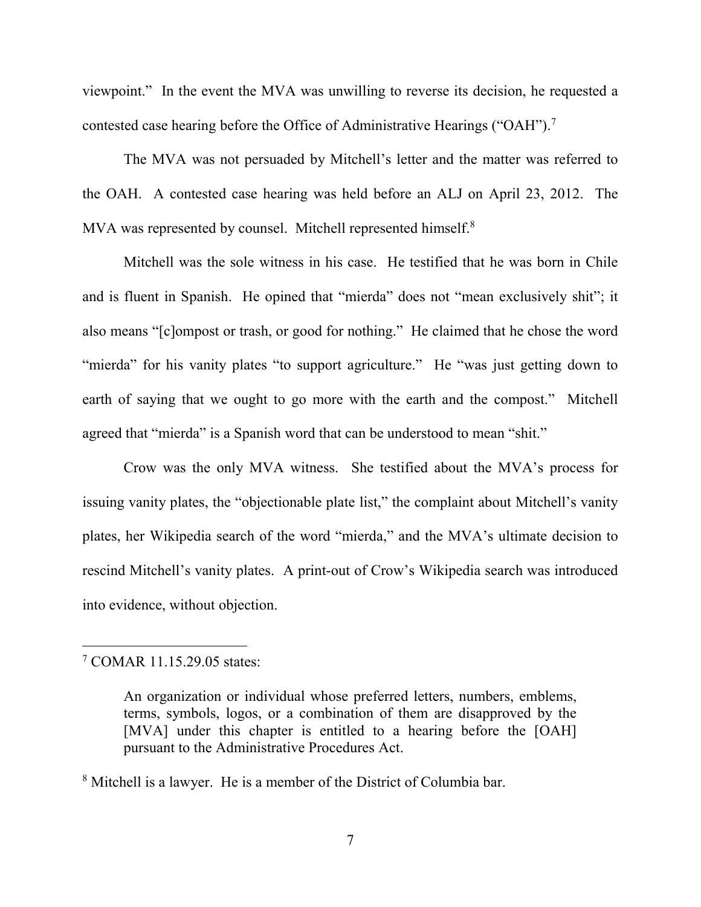viewpoint." In the event the MVA was unwilling to reverse its decision, he requested a contested case hearing before the Office of Administrative Hearings ("OAH").[7]

The MVA was not persuaded by Mitchell's letter and the matter was referred to the OAH. A contested case hearing was held before an ALJ on April 23, 2012. The MVA was represented by counsel. Mitchell represented himself.[8]

Mitchell was the sole witness in his case. He testified that he was born in Chile and is fluent in Spanish. He opined that "mierda" does not "mean exclusively shit"; it also means "[c]ompost or trash, or good for nothing." He claimed that he chose the word "mierda" for his vanity plates "to support agriculture." He "was just getting down to earth of saying that we ought to go more with the earth and the compost." Mitchell agreed that "mierda" is a Spanish word that can be understood to mean "shit."

Crow was the only MVA witness. She testified about the MVA's process for issuing vanity plates, the "objectionable plate list," the complaint about Mitchell's vanity plates, her Wikipedia search of the word "mierda," and the MVA's ultimate decision to rescind Mitchell's vanity plates. A print-out of Crow's Wikipedia search was introduced into evidence, without objection.

---

[7] COMAR 11.15.29.05 states:

> An organization or individual whose preferred letters, numbers, emblems, terms, symbols, logos, or a combination of them are disapproved by the [MVA] under this chapter is entitled to a hearing before the [OAH] pursuant to the Administrative Procedures Act.

[8] Mitchell is a lawyer. He is a member of the District of Columbia bar.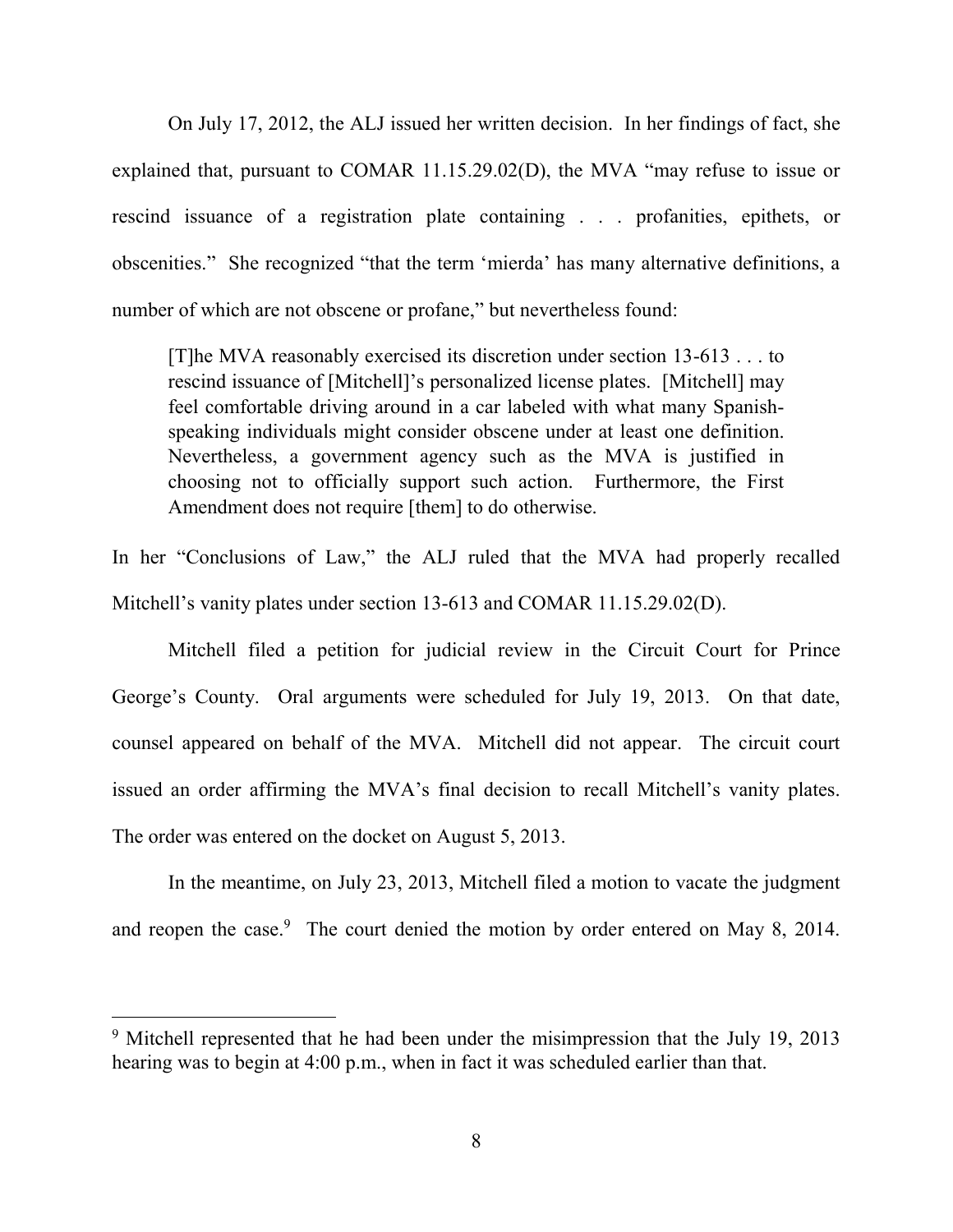On July 17, 2012, the ALJ issued her written decision. In her findings of fact, she explained that, pursuant to COMAR 11.15.29.02(D), the MVA "may refuse to issue or rescind issuance of a registration plate containing . . . profanities, epithets, or obscenities." She recognized "that the term 'mierda' has many alternative definitions, a number of which are not obscene or profane," but nevertheless found:

> [T]he MVA reasonably exercised its discretion under section 13-613 . . . to rescind issuance of [Mitchell]'s personalized license plates. [Mitchell] may feel comfortable driving around in a car labeled with what many Spanish-speaking individuals might consider obscene under at least one definition. Nevertheless, a government agency such as the MVA is justified in choosing not to officially support such action. Furthermore, the First Amendment does not require [them] to do otherwise.

In her "Conclusions of Law," the ALJ ruled that the MVA had properly recalled Mitchell's vanity plates under section 13-613 and COMAR 11.15.29.02(D).

Mitchell filed a petition for judicial review in the Circuit Court for Prince George's County. Oral arguments were scheduled for July 19, 2013. On that date, counsel appeared on behalf of the MVA. Mitchell did not appear. The circuit court issued an order affirming the MVA's final decision to recall Mitchell's vanity plates. The order was entered on the docket on August 5, 2013.

In the meantime, on July 23, 2013, Mitchell filed a motion to vacate the judgment and reopen the case.[9] The court denied the motion by order entered on May 8, 2014.

[9] Mitchell represented that he had been under the misimpression that the July 19, 2013 hearing was to begin at 4:00 p.m., when in fact it was scheduled earlier than that.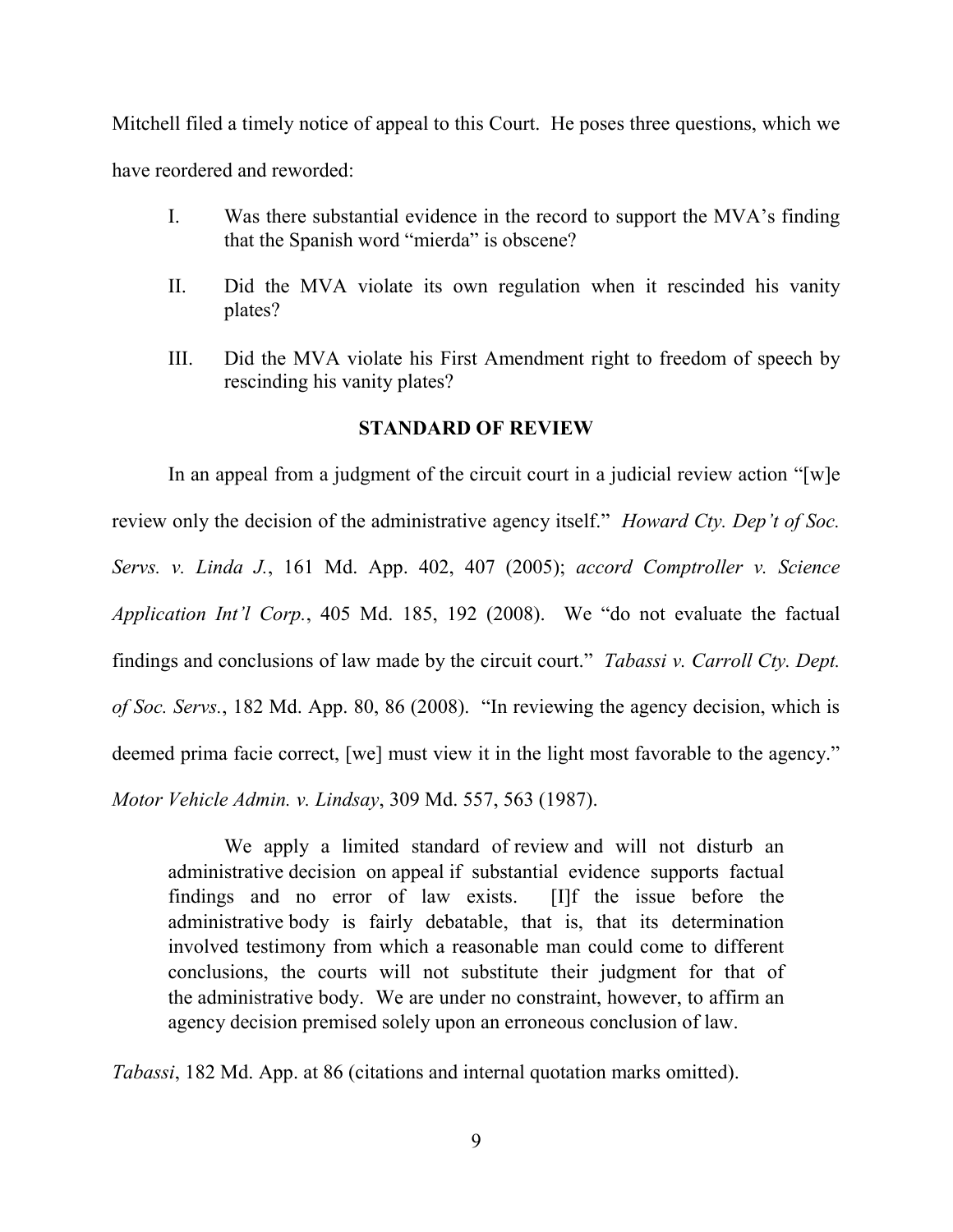Mitchell filed a timely notice of appeal to this Court. He poses three questions, which we have reordered and reworded:

I. Was there substantial evidence in the record to support the MVA's finding that the Spanish word "mierda" is obscene?

II. Did the MVA violate its own regulation when it rescinded his vanity plates?

III. Did the MVA violate his First Amendment right to freedom of speech by rescinding his vanity plates?

## STANDARD OF REVIEW

In an appeal from a judgment of the circuit court in a judicial review action "[w]e review only the decision of the administrative agency itself." *Howard Cty. Dep't of Soc. Servs. v. Linda J.*, 161 Md. App. 402, 407 (2005); *accord Comptroller v. Science Application Int'l Corp.*, 405 Md. 185, 192 (2008). We "do not evaluate the factual findings and conclusions of law made by the circuit court." *Tabassi v. Carroll Cty. Dept. of Soc. Servs.*, 182 Md. App. 80, 86 (2008). "In reviewing the agency decision, which is deemed prima facie correct, [we] must view it in the light most favorable to the agency." *Motor Vehicle Admin. v. Lindsay*, 309 Md. 557, 563 (1987).

> We apply a limited standard of review and will not disturb an administrative decision on appeal if substantial evidence supports factual findings and no error of law exists. [I]f the issue before the administrative body is fairly debatable, that is, that its determination involved testimony from which a reasonable man could come to different conclusions, the courts will not substitute their judgment for that of the administrative body. We are under no constraint, however, to affirm an agency decision premised solely upon an erroneous conclusion of law.

*Tabassi*, 182 Md. App. at 86 (citations and internal quotation marks omitted).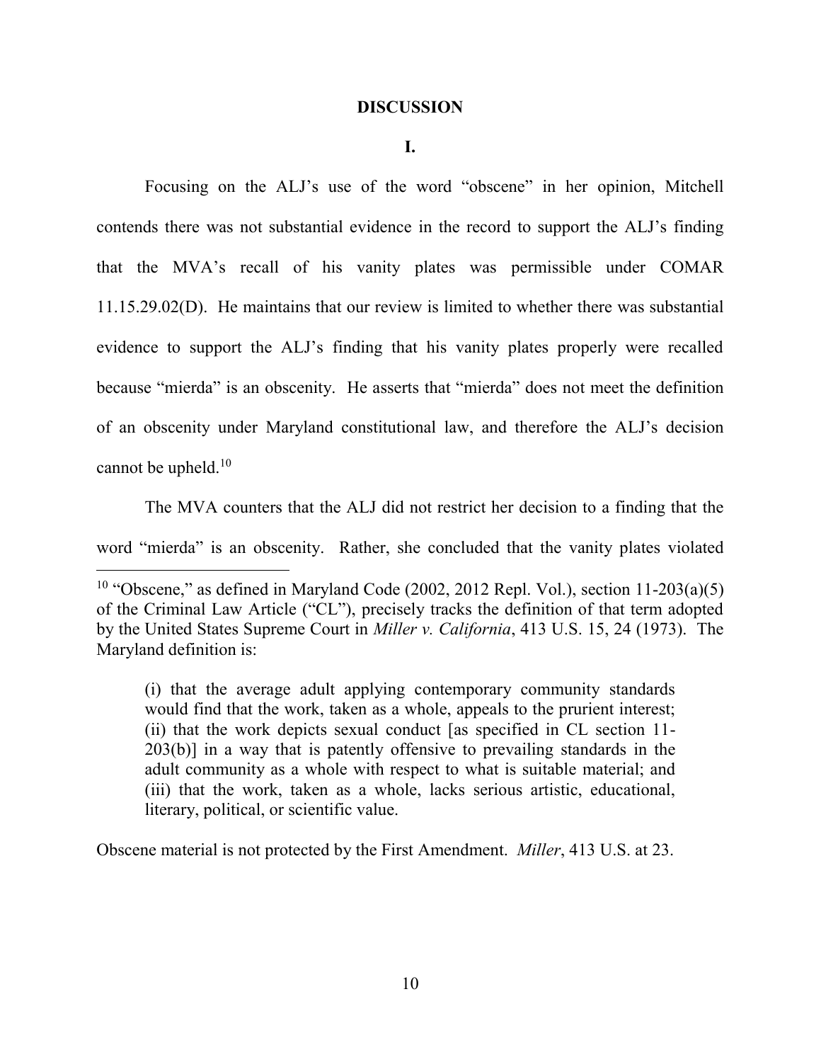## DISCUSSION

### I.

Focusing on the ALJ's use of the word "obscene" in her opinion, Mitchell contends there was not substantial evidence in the record to support the ALJ's finding that the MVA's recall of his vanity plates was permissible under COMAR 11.15.29.02(D). He maintains that our review is limited to whether there was substantial evidence to support the ALJ's finding that his vanity plates properly were recalled because "mierda" is an obscenity. He asserts that "mierda" does not meet the definition of an obscenity under Maryland constitutional law, and therefore the ALJ's decision cannot be upheld.[10]

The MVA counters that the ALJ did not restrict her decision to a finding that the word "mierda" is an obscenity. Rather, she concluded that the vanity plates violated

---

[10] "Obscene," as defined in Maryland Code (2002, 2012 Repl. Vol.), section 11-203(a)(5) of the Criminal Law Article ("CL"), precisely tracks the definition of that term adopted by the United States Supreme Court in *Miller v. California*, 413 U.S. 15, 24 (1973). The Maryland definition is:

> (i) that the average adult applying contemporary community standards would find that the work, taken as a whole, appeals to the prurient interest; (ii) that the work depicts sexual conduct [as specified in CL section 11-203(b)] in a way that is patently offensive to prevailing standards in the adult community as a whole with respect to what is suitable material; and (iii) that the work, taken as a whole, lacks serious artistic, educational, literary, political, or scientific value.

Obscene material is not protected by the First Amendment. *Miller*, 413 U.S. at 23.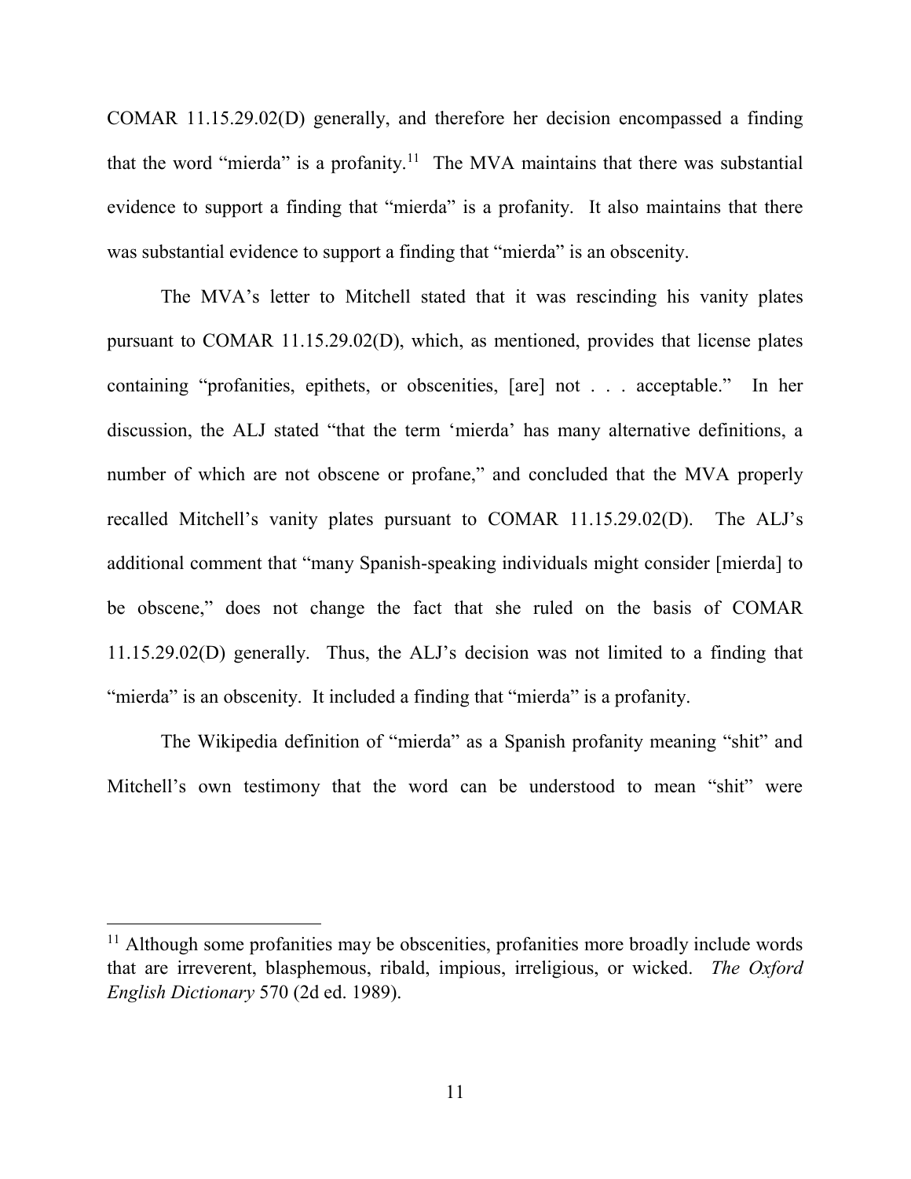COMAR 11.15.29.02(D) generally, and therefore her decision encompassed a finding that the word "mierda" is a profanity.[11] The MVA maintains that there was substantial evidence to support a finding that "mierda" is a profanity. It also maintains that there was substantial evidence to support a finding that "mierda" is an obscenity.

The MVA's letter to Mitchell stated that it was rescinding his vanity plates pursuant to COMAR 11.15.29.02(D), which, as mentioned, provides that license plates containing "profanities, epithets, or obscenities, [are] not . . . acceptable." In her discussion, the ALJ stated "that the term 'mierda' has many alternative definitions, a number of which are not obscene or profane," and concluded that the MVA properly recalled Mitchell's vanity plates pursuant to COMAR 11.15.29.02(D). The ALJ's additional comment that "many Spanish-speaking individuals might consider [mierda] to be obscene," does not change the fact that she ruled on the basis of COMAR 11.15.29.02(D) generally. Thus, the ALJ's decision was not limited to a finding that "mierda" is an obscenity. It included a finding that "mierda" is a profanity.

The Wikipedia definition of "mierda" as a Spanish profanity meaning "shit" and Mitchell's own testimony that the word can be understood to mean "shit" were

---

[11] Although some profanities may be obscenities, profanities more broadly include words that are irreverent, blasphemous, ribald, impious, irreligious, or wicked. *The Oxford English Dictionary* 570 (2d ed. 1989).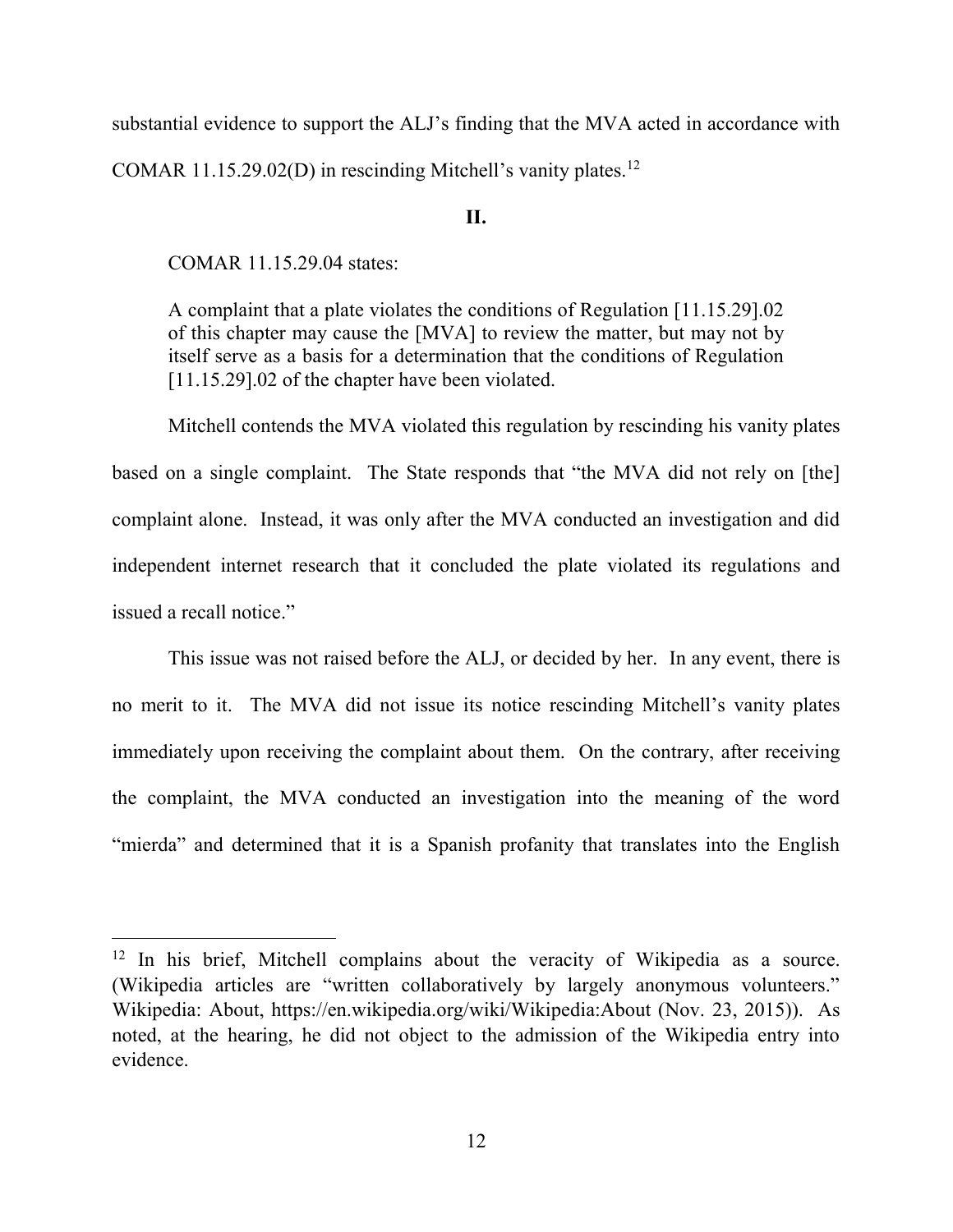substantial evidence to support the ALJ's finding that the MVA acted in accordance with COMAR 11.15.29.02(D) in rescinding Mitchell's vanity plates.[12]

## II.

COMAR 11.15.29.04 states:

> A complaint that a plate violates the conditions of Regulation [11.15.29].02 of this chapter may cause the [MVA] to review the matter, but may not by itself serve as a basis for a determination that the conditions of Regulation [11.15.29].02 of the chapter have been violated.

Mitchell contends the MVA violated this regulation by rescinding his vanity plates based on a single complaint. The State responds that "the MVA did not rely on [the] complaint alone. Instead, it was only after the MVA conducted an investigation and did independent internet research that it concluded the plate violated its regulations and issued a recall notice."

This issue was not raised before the ALJ, or decided by her. In any event, there is no merit to it. The MVA did not issue its notice rescinding Mitchell's vanity plates immediately upon receiving the complaint about them. On the contrary, after receiving the complaint, the MVA conducted an investigation into the meaning of the word "mierda" and determined that it is a Spanish profanity that translates into the English

---

[12] In his brief, Mitchell complains about the veracity of Wikipedia as a source. (Wikipedia articles are "written collaboratively by largely anonymous volunteers." Wikipedia: About, https://en.wikipedia.org/wiki/Wikipedia:About (Nov. 23, 2015)). As noted, at the hearing, he did not object to the admission of the Wikipedia entry into evidence.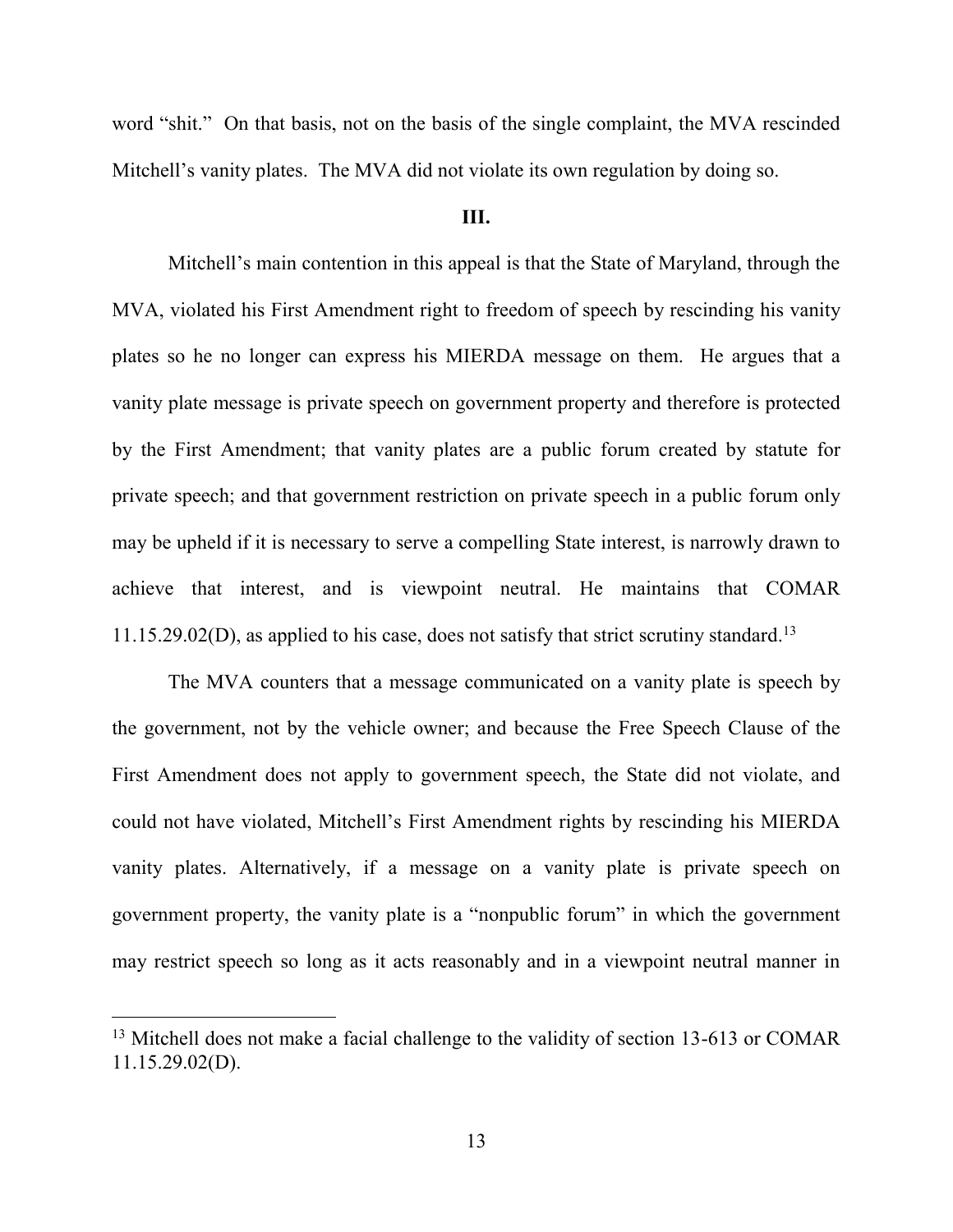word "shit." On that basis, not on the basis of the single complaint, the MVA rescinded Mitchell's vanity plates. The MVA did not violate its own regulation by doing so.

### III.

Mitchell's main contention in this appeal is that the State of Maryland, through the MVA, violated his First Amendment right to freedom of speech by rescinding his vanity plates so he no longer can express his MIERDA message on them. He argues that a vanity plate message is private speech on government property and therefore is protected by the First Amendment; that vanity plates are a public forum created by statute for private speech; and that government restriction on private speech in a public forum only may be upheld if it is necessary to serve a compelling State interest, is narrowly drawn to achieve that interest, and is viewpoint neutral. He maintains that COMAR 11.15.29.02(D), as applied to his case, does not satisfy that strict scrutiny standard.[13]

The MVA counters that a message communicated on a vanity plate is speech by the government, not by the vehicle owner; and because the Free Speech Clause of the First Amendment does not apply to government speech, the State did not violate, and could not have violated, Mitchell's First Amendment rights by rescinding his MIERDA vanity plates. Alternatively, if a message on a vanity plate is private speech on government property, the vanity plate is a "nonpublic forum" in which the government may restrict speech so long as it acts reasonably and in a viewpoint neutral manner in

---

[13] Mitchell does not make a facial challenge to the validity of section 13-613 or COMAR 11.15.29.02(D).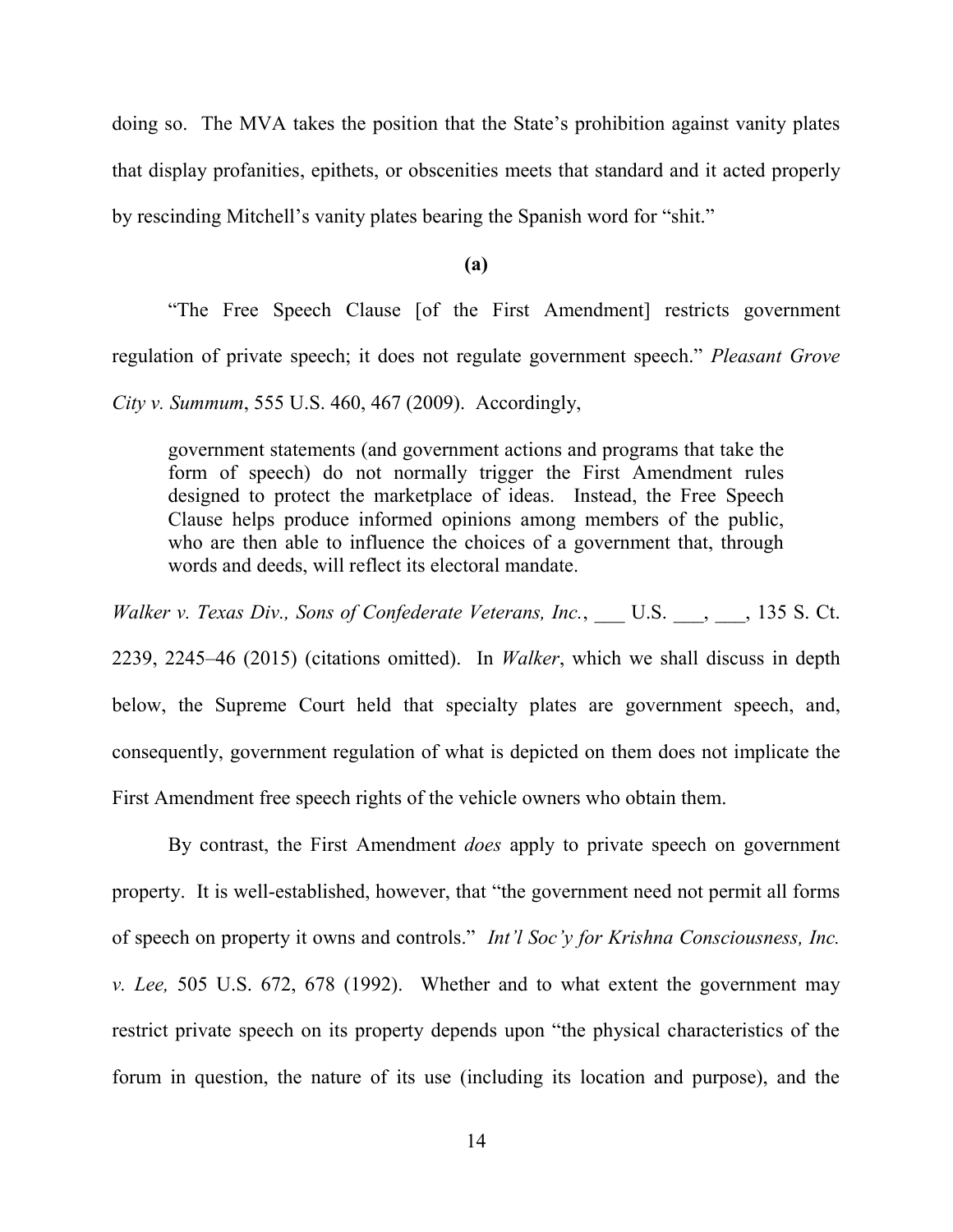doing so. The MVA takes the position that the State's prohibition against vanity plates that display profanities, epithets, or obscenities meets that standard and it acted properly by rescinding Mitchell's vanity plates bearing the Spanish word for "shit."

**(a)**

"The Free Speech Clause [of the First Amendment] restricts government regulation of private speech; it does not regulate government speech." *Pleasant Grove City v. Summum*, 555 U.S. 460, 467 (2009). Accordingly,

> government statements (and government actions and programs that take the form of speech) do not normally trigger the First Amendment rules designed to protect the marketplace of ideas. Instead, the Free Speech Clause helps produce informed opinions among members of the public, who are then able to influence the choices of a government that, through words and deeds, will reflect its electoral mandate.

*Walker v. Texas Div., Sons of Confederate Veterans, Inc.*, ___ U.S. ___, ___, 135 S. Ct. 2239, 2245–46 (2015) (citations omitted). In *Walker*, which we shall discuss in depth below, the Supreme Court held that specialty plates are government speech, and, consequently, government regulation of what is depicted on them does not implicate the First Amendment free speech rights of the vehicle owners who obtain them.

By contrast, the First Amendment *does* apply to private speech on government property. It is well-established, however, that "the government need not permit all forms of speech on property it owns and controls." *Int'l Soc'y for Krishna Consciousness, Inc. v. Lee,* 505 U.S. 672, 678 (1992). Whether and to what extent the government may restrict private speech on its property depends upon "the physical characteristics of the forum in question, the nature of its use (including its location and purpose), and the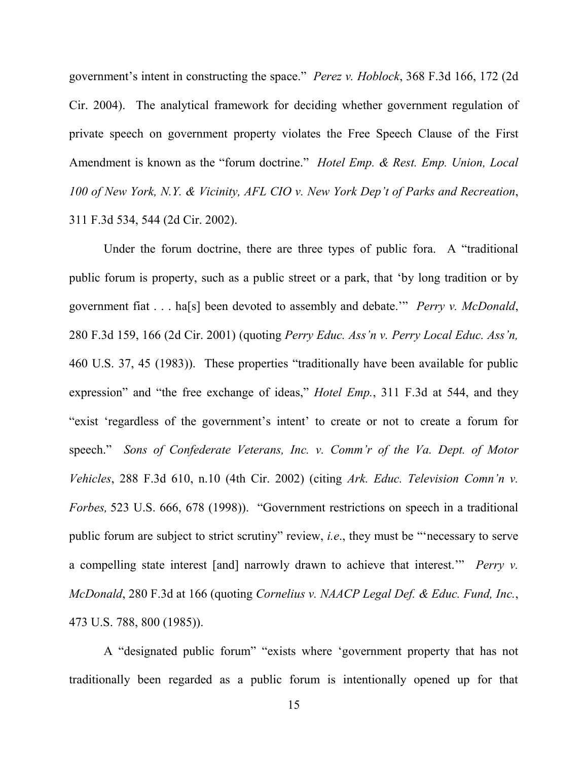government's intent in constructing the space." *Perez v. Hoblock*, 368 F.3d 166, 172 (2d Cir. 2004). The analytical framework for deciding whether government regulation of private speech on government property violates the Free Speech Clause of the First Amendment is known as the "forum doctrine." *Hotel Emp. & Rest. Emp. Union, Local 100 of New York, N.Y. & Vicinity, AFL CIO v. New York Dep't of Parks and Recreation*, 311 F.3d 534, 544 (2d Cir. 2002).

Under the forum doctrine, there are three types of public fora. A "traditional public forum is property, such as a public street or a park, that 'by long tradition or by government fiat . . . ha[s] been devoted to assembly and debate.'" *Perry v. McDonald*, 280 F.3d 159, 166 (2d Cir. 2001) (quoting *Perry Educ. Ass'n v. Perry Local Educ. Ass'n,* 460 U.S. 37, 45 (1983)). These properties "traditionally have been available for public expression" and "the free exchange of ideas," *Hotel Emp.*, 311 F.3d at 544, and they "exist 'regardless of the government's intent' to create or not to create a forum for speech." *Sons of Confederate Veterans, Inc. v. Comm'r of the Va. Dept. of Motor Vehicles*, 288 F.3d 610, n.10 (4th Cir. 2002) (citing *Ark. Educ. Television Comn'n v. Forbes,* 523 U.S. 666, 678 (1998)). "Government restrictions on speech in a traditional public forum are subject to strict scrutiny" review, *i.e*., they must be "'necessary to serve a compelling state interest [and] narrowly drawn to achieve that interest.'" *Perry v. McDonald*, 280 F.3d at 166 (quoting *Cornelius v. NAACP Legal Def. & Educ. Fund, Inc.*, 473 U.S. 788, 800 (1985)).

A "designated public forum" "exists where 'government property that has not traditionally been regarded as a public forum is intentionally opened up for that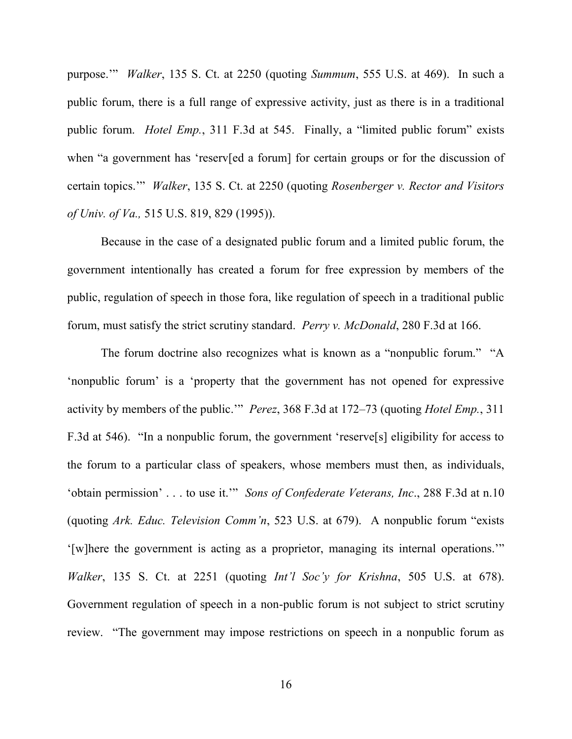purpose.'" *Walker*, 135 S. Ct. at 2250 (quoting *Summum*, 555 U.S. at 469). In such a public forum, there is a full range of expressive activity, just as there is in a traditional public forum. *Hotel Emp.*, 311 F.3d at 545. Finally, a "limited public forum" exists when "a government has 'reserv[ed a forum] for certain groups or for the discussion of certain topics.'" *Walker*, 135 S. Ct. at 2250 (quoting *Rosenberger v. Rector and Visitors of Univ. of Va.,* 515 U.S. 819, 829 (1995)).

Because in the case of a designated public forum and a limited public forum, the government intentionally has created a forum for free expression by members of the public, regulation of speech in those fora, like regulation of speech in a traditional public forum, must satisfy the strict scrutiny standard. *Perry v. McDonald*, 280 F.3d at 166.

The forum doctrine also recognizes what is known as a "nonpublic forum." "A 'nonpublic forum' is a 'property that the government has not opened for expressive activity by members of the public.'" *Perez*, 368 F.3d at 172–73 (quoting *Hotel Emp.*, 311 F.3d at 546). "In a nonpublic forum, the government 'reserve[s] eligibility for access to the forum to a particular class of speakers, whose members must then, as individuals, 'obtain permission' . . . to use it.'" *Sons of Confederate Veterans, Inc*., 288 F.3d at n.10 (quoting *Ark. Educ. Television Comm'n*, 523 U.S. at 679). A nonpublic forum "exists '[w]here the government is acting as a proprietor, managing its internal operations.'" *Walker*, 135 S. Ct. at 2251 (quoting *Int'l Soc'y for Krishna*, 505 U.S. at 678). Government regulation of speech in a non-public forum is not subject to strict scrutiny review. "The government may impose restrictions on speech in a nonpublic forum as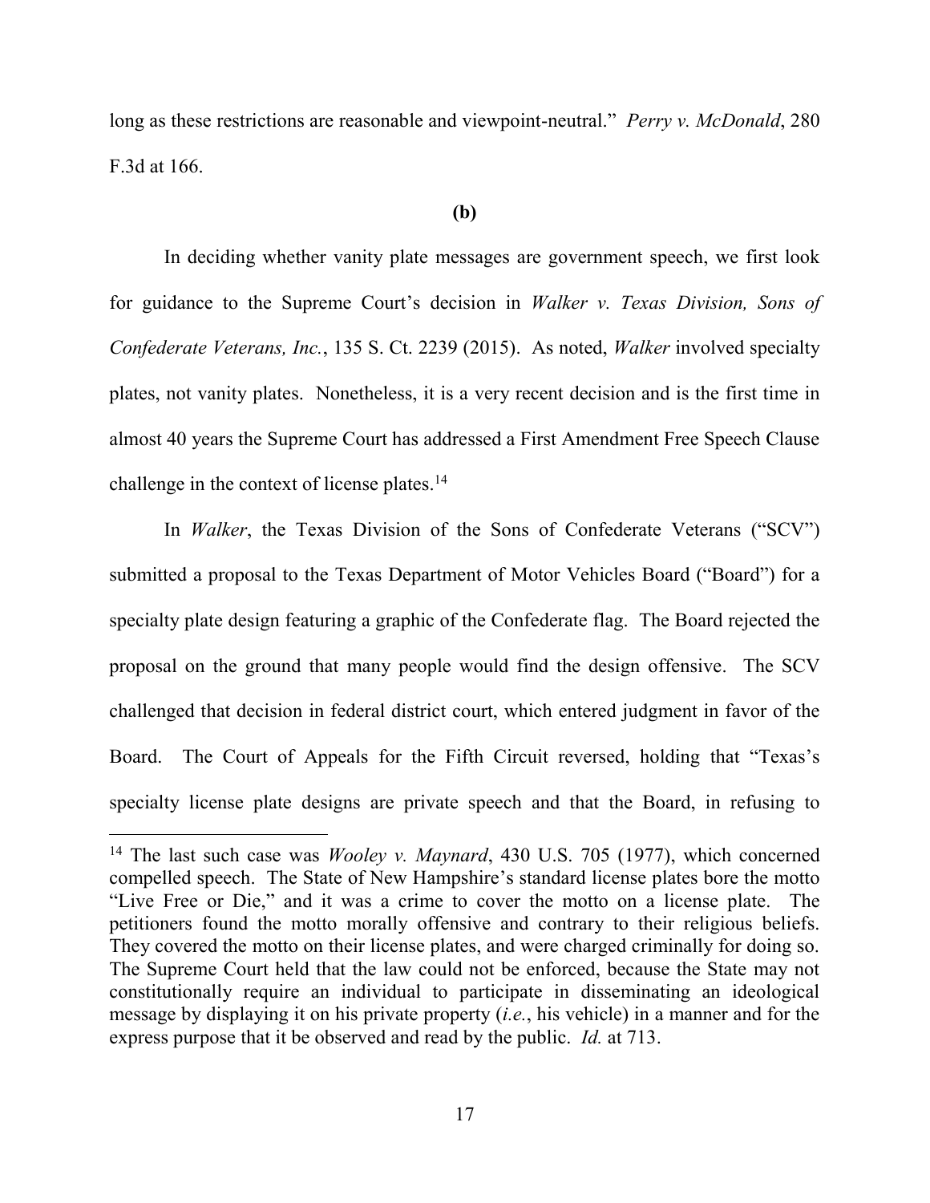long as these restrictions are reasonable and viewpoint-neutral." *Perry v. McDonald*, 280 F.3d at 166.

**(b)**

In deciding whether vanity plate messages are government speech, we first look for guidance to the Supreme Court's decision in *Walker v. Texas Division, Sons of Confederate Veterans, Inc.*, 135 S. Ct. 2239 (2015). As noted, *Walker* involved specialty plates, not vanity plates. Nonetheless, it is a very recent decision and is the first time in almost 40 years the Supreme Court has addressed a First Amendment Free Speech Clause challenge in the context of license plates.[14]

In *Walker*, the Texas Division of the Sons of Confederate Veterans ("SCV") submitted a proposal to the Texas Department of Motor Vehicles Board ("Board") for a specialty plate design featuring a graphic of the Confederate flag. The Board rejected the proposal on the ground that many people would find the design offensive. The SCV challenged that decision in federal district court, which entered judgment in favor of the Board. The Court of Appeals for the Fifth Circuit reversed, holding that "Texas's specialty license plate designs are private speech and that the Board, in refusing to

---

[14] The last such case was *Wooley v. Maynard*, 430 U.S. 705 (1977), which concerned compelled speech. The State of New Hampshire's standard license plates bore the motto "Live Free or Die," and it was a crime to cover the motto on a license plate. The petitioners found the motto morally offensive and contrary to their religious beliefs. They covered the motto on their license plates, and were charged criminally for doing so. The Supreme Court held that the law could not be enforced, because the State may not constitutionally require an individual to participate in disseminating an ideological message by displaying it on his private property (*i.e.*, his vehicle) in a manner and for the express purpose that it be observed and read by the public. *Id.* at 713.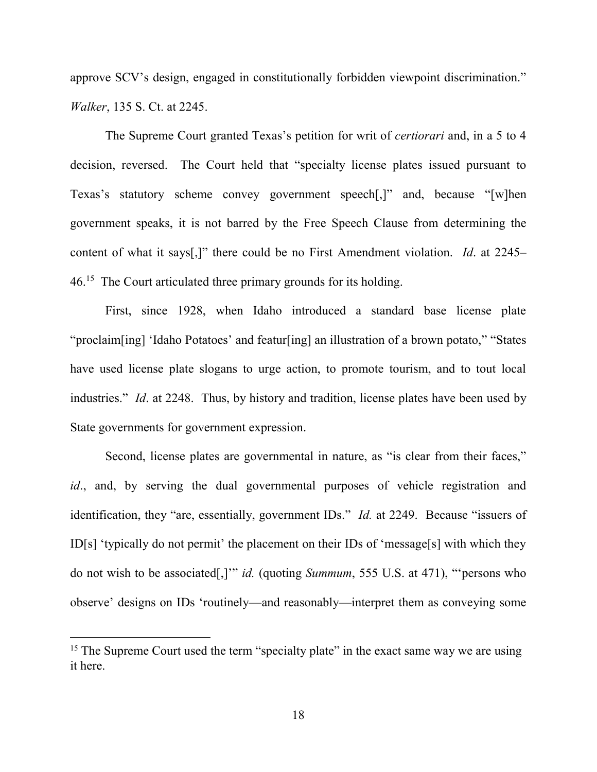approve SCV's design, engaged in constitutionally forbidden viewpoint discrimination." *Walker*, 135 S. Ct. at 2245.

The Supreme Court granted Texas's petition for writ of *certiorari* and, in a 5 to 4 decision, reversed. The Court held that "specialty license plates issued pursuant to Texas's statutory scheme convey government speech[,]" and, because "[w]hen government speaks, it is not barred by the Free Speech Clause from determining the content of what it says[,]" there could be no First Amendment violation. *Id*. at 2245–46.[15] The Court articulated three primary grounds for its holding.

First, since 1928, when Idaho introduced a standard base license plate "proclaim[ing] 'Idaho Potatoes' and featur[ing] an illustration of a brown potato," "States have used license plate slogans to urge action, to promote tourism, and to tout local industries." *Id*. at 2248. Thus, by history and tradition, license plates have been used by State governments for government expression.

Second, license plates are governmental in nature, as "is clear from their faces," *id*., and, by serving the dual governmental purposes of vehicle registration and identification, they "are, essentially, government IDs." *Id.* at 2249. Because "issuers of ID[s] 'typically do not permit' the placement on their IDs of 'message[s] with which they do not wish to be associated[,]'" *id.* (quoting *Summum*, 555 U.S. at 471), "'persons who observe' designs on IDs 'routinely—and reasonably—interpret them as conveying some

[15] The Supreme Court used the term "specialty plate" in the exact same way we are using it here.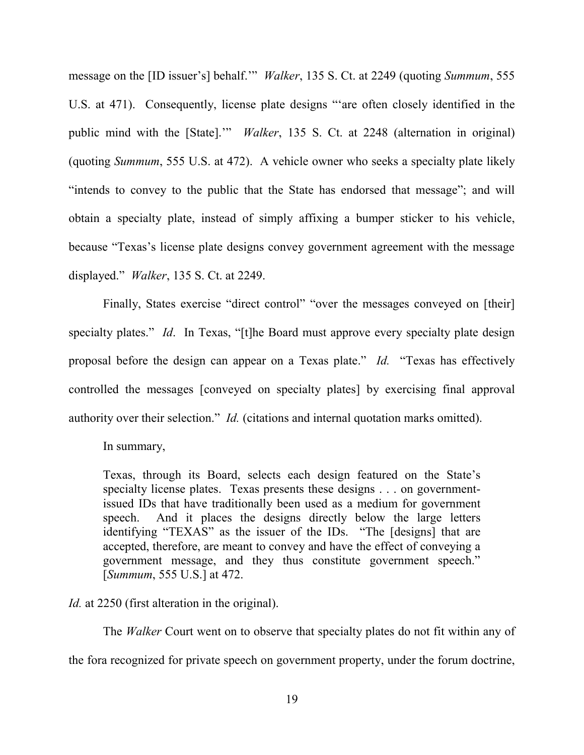message on the [ID issuer's] behalf.'" *Walker*, 135 S. Ct. at 2249 (quoting *Summum*, 555 U.S. at 471). Consequently, license plate designs "'are often closely identified in the public mind with the [State].'" *Walker*, 135 S. Ct. at 2248 (alternation in original) (quoting *Summum*, 555 U.S. at 472). A vehicle owner who seeks a specialty plate likely "intends to convey to the public that the State has endorsed that message"; and will obtain a specialty plate, instead of simply affixing a bumper sticker to his vehicle, because "Texas's license plate designs convey government agreement with the message displayed." *Walker*, 135 S. Ct. at 2249.

Finally, States exercise "direct control" "over the messages conveyed on [their] specialty plates." *Id*. In Texas, "[t]he Board must approve every specialty plate design proposal before the design can appear on a Texas plate." *Id.* "Texas has effectively controlled the messages [conveyed on specialty plates] by exercising final approval authority over their selection." *Id.* (citations and internal quotation marks omitted).

In summary,

> Texas, through its Board, selects each design featured on the State's specialty license plates. Texas presents these designs . . . on government-issued IDs that have traditionally been used as a medium for government speech. And it places the designs directly below the large letters identifying "TEXAS" as the issuer of the IDs. "The [designs] that are accepted, therefore, are meant to convey and have the effect of conveying a government message, and they thus constitute government speech." [*Summum*, 555 U.S.] at 472.

*Id.* at 2250 (first alteration in the original).

The *Walker* Court went on to observe that specialty plates do not fit within any of the fora recognized for private speech on government property, under the forum doctrine,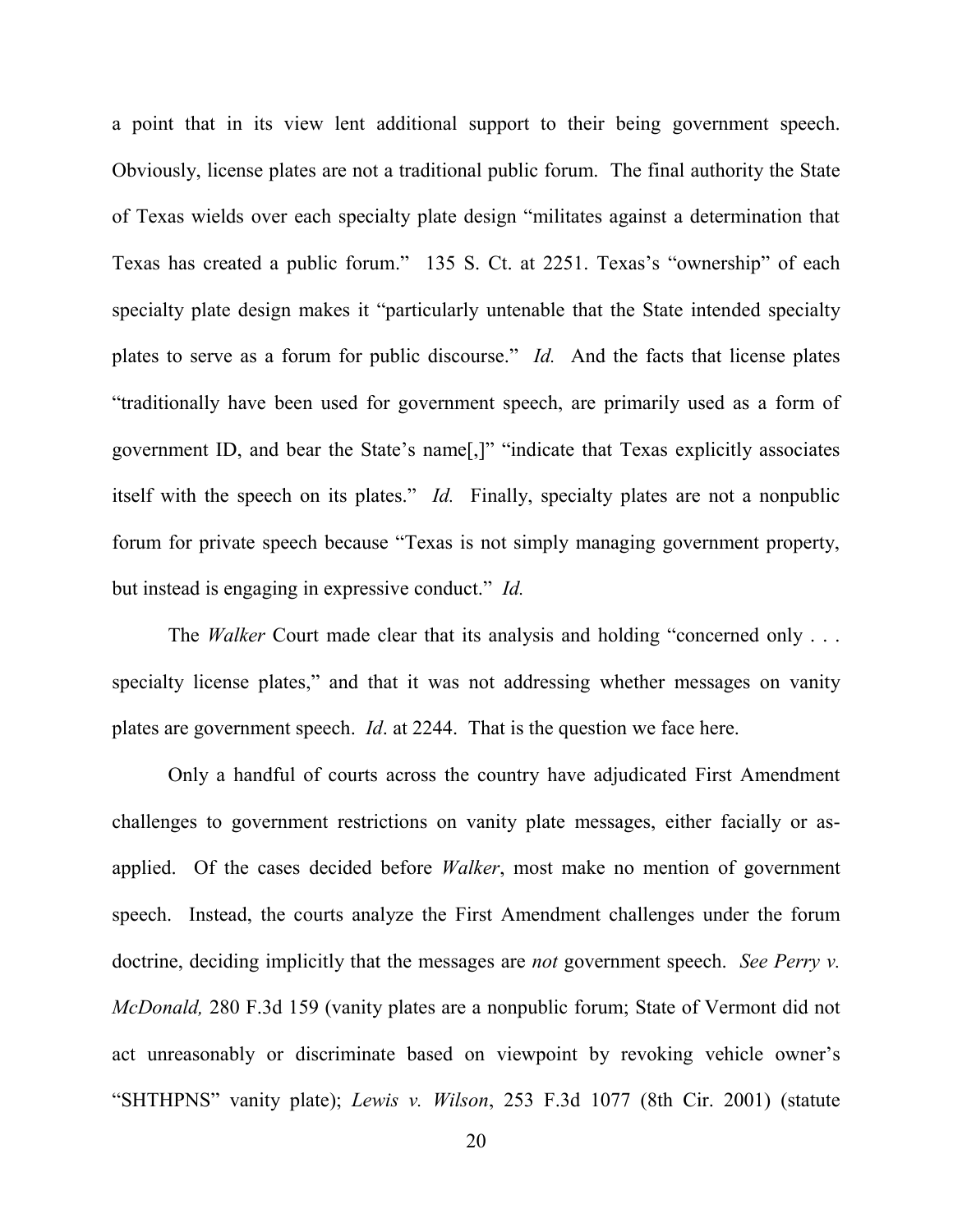a point that in its view lent additional support to their being government speech. Obviously, license plates are not a traditional public forum. The final authority the State of Texas wields over each specialty plate design "militates against a determination that Texas has created a public forum." 135 S. Ct. at 2251. Texas's "ownership" of each specialty plate design makes it "particularly untenable that the State intended specialty plates to serve as a forum for public discourse." *Id.* And the facts that license plates "traditionally have been used for government speech, are primarily used as a form of government ID, and bear the State's name[,]" "indicate that Texas explicitly associates itself with the speech on its plates." *Id.* Finally, specialty plates are not a nonpublic forum for private speech because "Texas is not simply managing government property, but instead is engaging in expressive conduct." *Id.*

The *Walker* Court made clear that its analysis and holding "concerned only . . . specialty license plates," and that it was not addressing whether messages on vanity plates are government speech. *Id*. at 2244. That is the question we face here.

Only a handful of courts across the country have adjudicated First Amendment challenges to government restrictions on vanity plate messages, either facially or as-applied. Of the cases decided before *Walker*, most make no mention of government speech. Instead, the courts analyze the First Amendment challenges under the forum doctrine, deciding implicitly that the messages are *not* government speech. *See Perry v. McDonald,* 280 F.3d 159 (vanity plates are a nonpublic forum; State of Vermont did not act unreasonably or discriminate based on viewpoint by revoking vehicle owner's "SHTHPNS" vanity plate); *Lewis v. Wilson*, 253 F.3d 1077 (8th Cir. 2001) (statute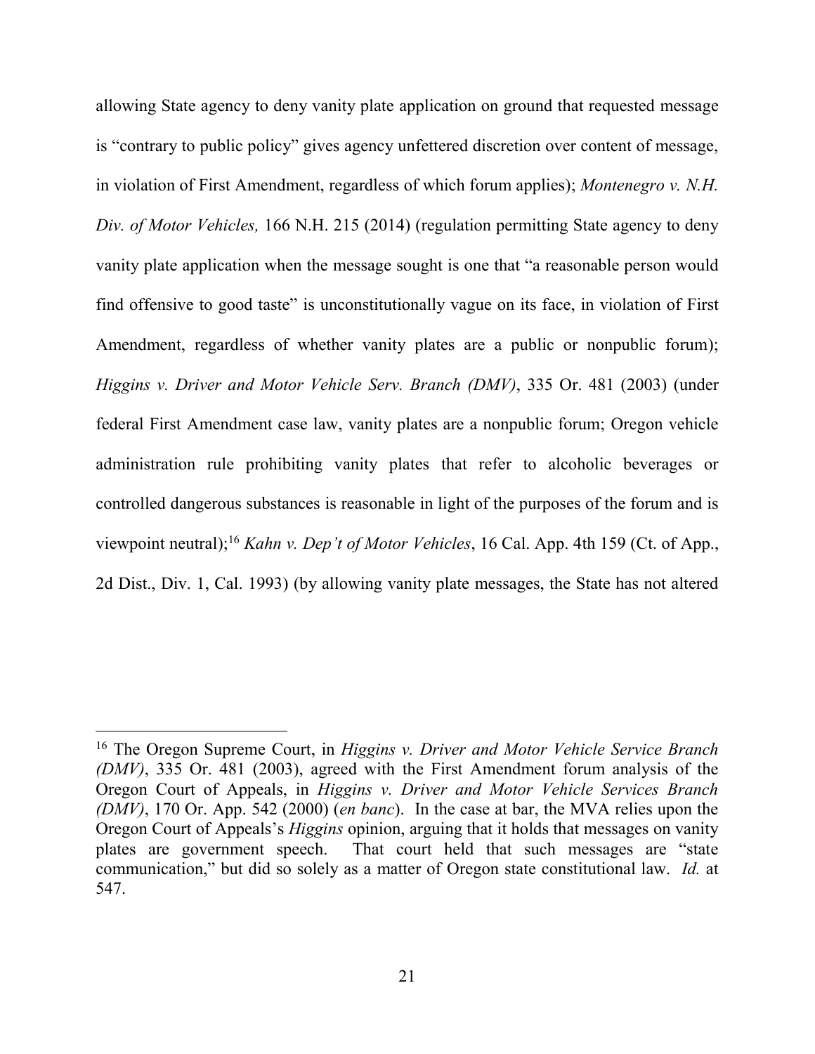allowing State agency to deny vanity plate application on ground that requested message is "contrary to public policy" gives agency unfettered discretion over content of message, in violation of First Amendment, regardless of which forum applies); *Montenegro v. N.H. Div. of Motor Vehicles,* 166 N.H. 215 (2014) (regulation permitting State agency to deny vanity plate application when the message sought is one that "a reasonable person would find offensive to good taste" is unconstitutionally vague on its face, in violation of First Amendment, regardless of whether vanity plates are a public or nonpublic forum); *Higgins v. Driver and Motor Vehicle Serv. Branch (DMV)*, 335 Or. 481 (2003) (under federal First Amendment case law, vanity plates are a nonpublic forum; Oregon vehicle administration rule prohibiting vanity plates that refer to alcoholic beverages or controlled dangerous substances is reasonable in light of the purposes of the forum and is viewpoint neutral);[16] *Kahn v. Dep't of Motor Vehicles*, 16 Cal. App. 4th 159 (Ct. of App., 2d Dist., Div. 1, Cal. 1993) (by allowing vanity plate messages, the State has not altered

---

[16] The Oregon Supreme Court, in *Higgins v. Driver and Motor Vehicle Service Branch (DMV)*, 335 Or. 481 (2003), agreed with the First Amendment forum analysis of the Oregon Court of Appeals, in *Higgins v. Driver and Motor Vehicle Services Branch (DMV)*, 170 Or. App. 542 (2000) (*en banc*). In the case at bar, the MVA relies upon the Oregon Court of Appeals's *Higgins* opinion, arguing that it holds that messages on vanity plates are government speech. That court held that such messages are "state communication," but did so solely as a matter of Oregon state constitutional law. *Id.* at 547.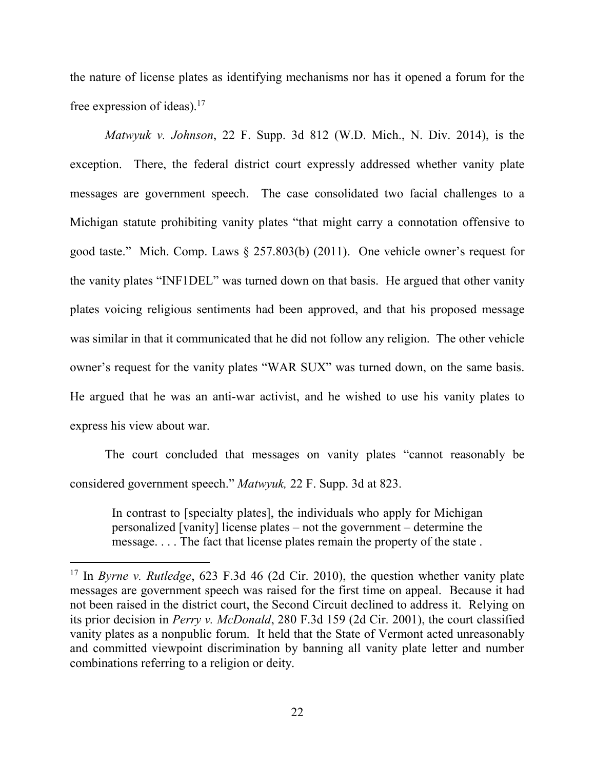the nature of license plates as identifying mechanisms nor has it opened a forum for the free expression of ideas).[17]

*Matwyuk v. Johnson*, 22 F. Supp. 3d 812 (W.D. Mich., N. Div. 2014), is the exception. There, the federal district court expressly addressed whether vanity plate messages are government speech. The case consolidated two facial challenges to a Michigan statute prohibiting vanity plates "that might carry a connotation offensive to good taste." Mich. Comp. Laws § 257.803(b) (2011). One vehicle owner's request for the vanity plates "INF1DEL" was turned down on that basis. He argued that other vanity plates voicing religious sentiments had been approved, and that his proposed message was similar in that it communicated that he did not follow any religion. The other vehicle owner's request for the vanity plates "WAR SUX" was turned down, on the same basis. He argued that he was an anti-war activist, and he wished to use his vanity plates to express his view about war.

The court concluded that messages on vanity plates "cannot reasonably be considered government speech." *Matwyuk,* 22 F. Supp. 3d at 823.

> In contrast to [specialty plates], the individuals who apply for Michigan personalized [vanity] license plates – not the government – determine the message. . . . The fact that license plates remain the property of the state .

[17] In *Byrne v. Rutledge*, 623 F.3d 46 (2d Cir. 2010), the question whether vanity plate messages are government speech was raised for the first time on appeal. Because it had not been raised in the district court, the Second Circuit declined to address it. Relying on its prior decision in *Perry v. McDonald*, 280 F.3d 159 (2d Cir. 2001), the court classified vanity plates as a nonpublic forum. It held that the State of Vermont acted unreasonably and committed viewpoint discrimination by banning all vanity plate letter and number combinations referring to a religion or deity.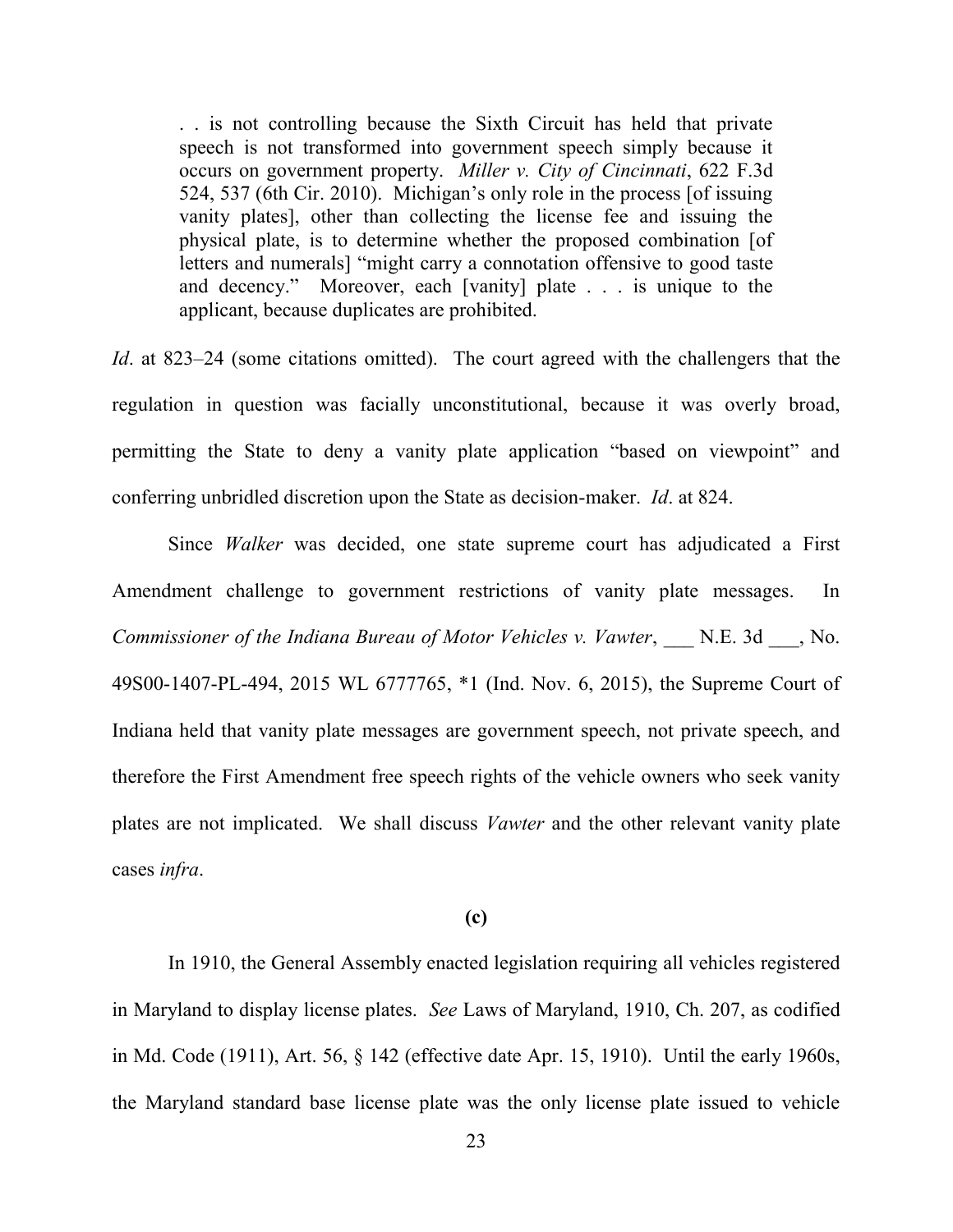> . . is not controlling because the Sixth Circuit has held that private speech is not transformed into government speech simply because it occurs on government property. *Miller v. City of Cincinnati*, 622 F.3d 524, 537 (6th Cir. 2010). Michigan's only role in the process [of issuing vanity plates], other than collecting the license fee and issuing the physical plate, is to determine whether the proposed combination [of letters and numerals] "might carry a connotation offensive to good taste and decency." Moreover, each [vanity] plate . . . is unique to the applicant, because duplicates are prohibited.

*Id*. at 823–24 (some citations omitted). The court agreed with the challengers that the regulation in question was facially unconstitutional, because it was overly broad, permitting the State to deny a vanity plate application "based on viewpoint" and conferring unbridled discretion upon the State as decision-maker. *Id*. at 824.

Since *Walker* was decided, one state supreme court has adjudicated a First Amendment challenge to government restrictions of vanity plate messages. In *Commissioner of the Indiana Bureau of Motor Vehicles v. Vawter*, ___ N.E. 3d ___, No. 49S00-1407-PL-494, 2015 WL 6777765, *1 (Ind. Nov. 6, 2015), the Supreme Court of Indiana held that vanity plate messages are government speech, not private speech, and therefore the First Amendment free speech rights of the vehicle owners who seek vanity plates are not implicated. We shall discuss *Vawter* and the other relevant vanity plate cases *infra*.

**(c)**

In 1910, the General Assembly enacted legislation requiring all vehicles registered in Maryland to display license plates. *See* Laws of Maryland, 1910, Ch. 207, as codified in Md. Code (1911), Art. 56, § 142 (effective date Apr. 15, 1910). Until the early 1960s, the Maryland standard base license plate was the only license plate issued to vehicle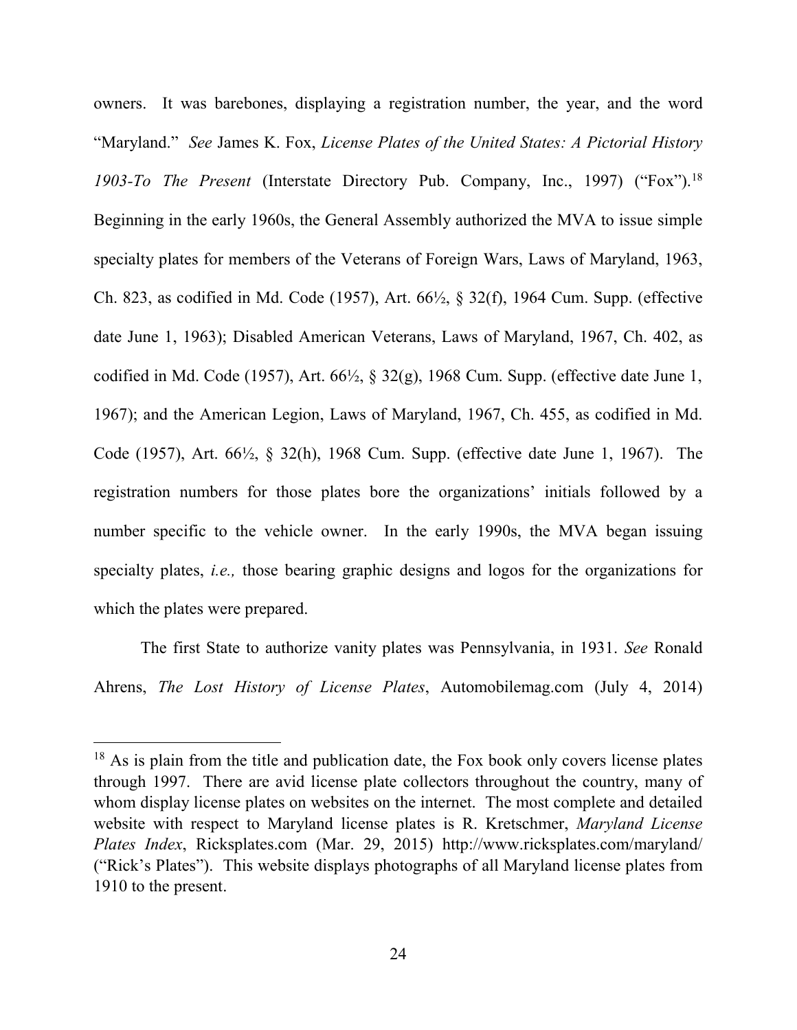owners. It was barebones, displaying a registration number, the year, and the word "Maryland." *See* James K. Fox, *License Plates of the United States: A Pictorial History 1903-To The Present* (Interstate Directory Pub. Company, Inc., 1997) ("Fox").[18] Beginning in the early 1960s, the General Assembly authorized the MVA to issue simple specialty plates for members of the Veterans of Foreign Wars, Laws of Maryland, 1963, Ch. 823, as codified in Md. Code (1957), Art. 66½, § 32(f), 1964 Cum. Supp. (effective date June 1, 1963); Disabled American Veterans, Laws of Maryland, 1967, Ch. 402, as codified in Md. Code (1957), Art. 66½, § 32(g), 1968 Cum. Supp. (effective date June 1, 1967); and the American Legion, Laws of Maryland, 1967, Ch. 455, as codified in Md. Code (1957), Art. 66½, § 32(h), 1968 Cum. Supp. (effective date June 1, 1967). The registration numbers for those plates bore the organizations' initials followed by a number specific to the vehicle owner. In the early 1990s, the MVA began issuing specialty plates, *i.e.,* those bearing graphic designs and logos for the organizations for which the plates were prepared.

The first State to authorize vanity plates was Pennsylvania, in 1931. *See* Ronald Ahrens, *The Lost History of License Plates*, Automobilemag.com (July 4, 2014)

---

[18] As is plain from the title and publication date, the Fox book only covers license plates through 1997. There are avid license plate collectors throughout the country, many of whom display license plates on websites on the internet. The most complete and detailed website with respect to Maryland license plates is R. Kretschmer, *Maryland License Plates Index*, Ricksplates.com (Mar. 29, 2015) http://www.ricksplates.com/maryland/ ("Rick's Plates"). This website displays photographs of all Maryland license plates from 1910 to the present.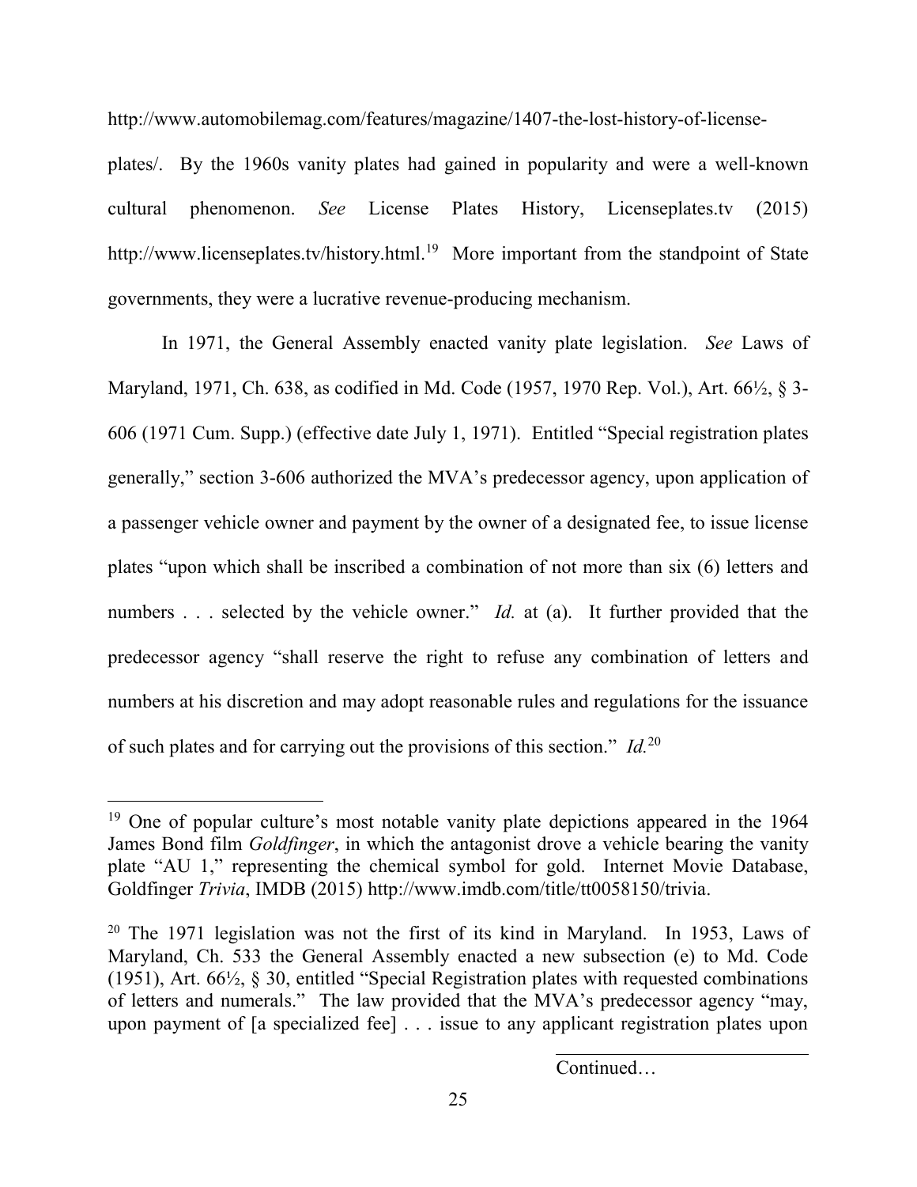http://www.automobilemag.com/features/magazine/1407-the-lost-history-of-license-plates/. By the 1960s vanity plates had gained in popularity and were a well-known cultural phenomenon. *See* License Plates History, Licenseplates.tv (2015) http://www.licenseplates.tv/history.html.[19] More important from the standpoint of State governments, they were a lucrative revenue-producing mechanism.

In 1971, the General Assembly enacted vanity plate legislation. *See* Laws of Maryland, 1971, Ch. 638, as codified in Md. Code (1957, 1970 Rep. Vol.), Art. 66½, § 3-606 (1971 Cum. Supp.) (effective date July 1, 1971). Entitled "Special registration plates generally," section 3-606 authorized the MVA's predecessor agency, upon application of a passenger vehicle owner and payment by the owner of a designated fee, to issue license plates "upon which shall be inscribed a combination of not more than six (6) letters and numbers . . . selected by the vehicle owner." *Id.* at (a). It further provided that the predecessor agency "shall reserve the right to refuse any combination of letters and numbers at his discretion and may adopt reasonable rules and regulations for the issuance of such plates and for carrying out the provisions of this section." *Id.*[20]

---

[19] One of popular culture's most notable vanity plate depictions appeared in the 1964 James Bond film *Goldfinger*, in which the antagonist drove a vehicle bearing the vanity plate "AU 1," representing the chemical symbol for gold. Internet Movie Database, Goldfinger *Trivia*, IMDB (2015) http://www.imdb.com/title/tt0058150/trivia.

[20] The 1971 legislation was not the first of its kind in Maryland. In 1953, Laws of Maryland, Ch. 533 the General Assembly enacted a new subsection (e) to Md. Code (1951), Art. 66½, § 30, entitled "Special Registration plates with requested combinations of letters and numerals." The law provided that the MVA's predecessor agency "may, upon payment of [a specialized fee] . . . issue to any applicant registration plates upon

Continued…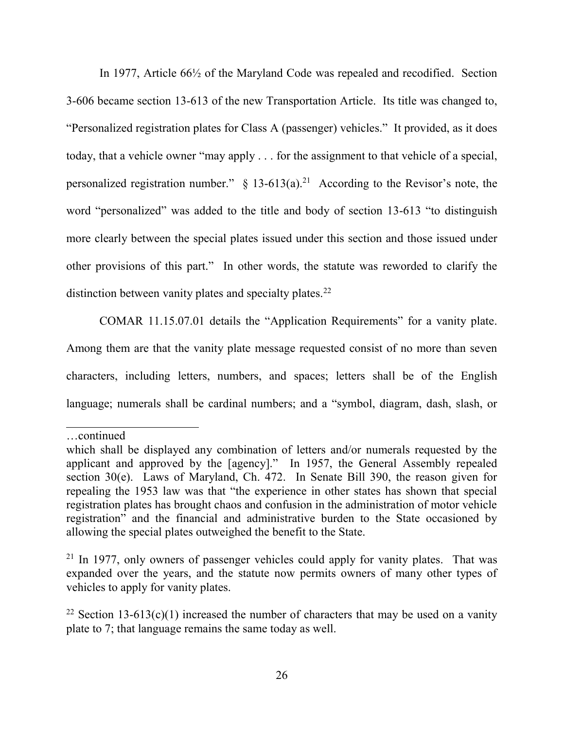In 1977, Article 66½ of the Maryland Code was repealed and recodified. Section 3-606 became section 13-613 of the new Transportation Article. Its title was changed to, "Personalized registration plates for Class A (passenger) vehicles." It provided, as it does today, that a vehicle owner "may apply . . . for the assignment to that vehicle of a special, personalized registration number." § 13-613(a).[21] According to the Revisor's note, the word "personalized" was added to the title and body of section 13-613 "to distinguish more clearly between the special plates issued under this section and those issued under other provisions of this part." In other words, the statute was reworded to clarify the distinction between vanity plates and specialty plates.[22]

COMAR 11.15.07.01 details the "Application Requirements" for a vanity plate. Among them are that the vanity plate message requested consist of no more than seven characters, including letters, numbers, and spaces; letters shall be of the English language; numerals shall be cardinal numbers; and a "symbol, diagram, dash, slash, or

---

…continued

which shall be displayed any combination of letters and/or numerals requested by the applicant and approved by the [agency]." In 1957, the General Assembly repealed section 30(e). Laws of Maryland, Ch. 472. In Senate Bill 390, the reason given for repealing the 1953 law was that "the experience in other states has shown that special registration plates has brought chaos and confusion in the administration of motor vehicle registration" and the financial and administrative burden to the State occasioned by allowing the special plates outweighed the benefit to the State.

[21] In 1977, only owners of passenger vehicles could apply for vanity plates. That was expanded over the years, and the statute now permits owners of many other types of vehicles to apply for vanity plates.

[22] Section 13-613(c)(1) increased the number of characters that may be used on a vanity plate to 7; that language remains the same today as well.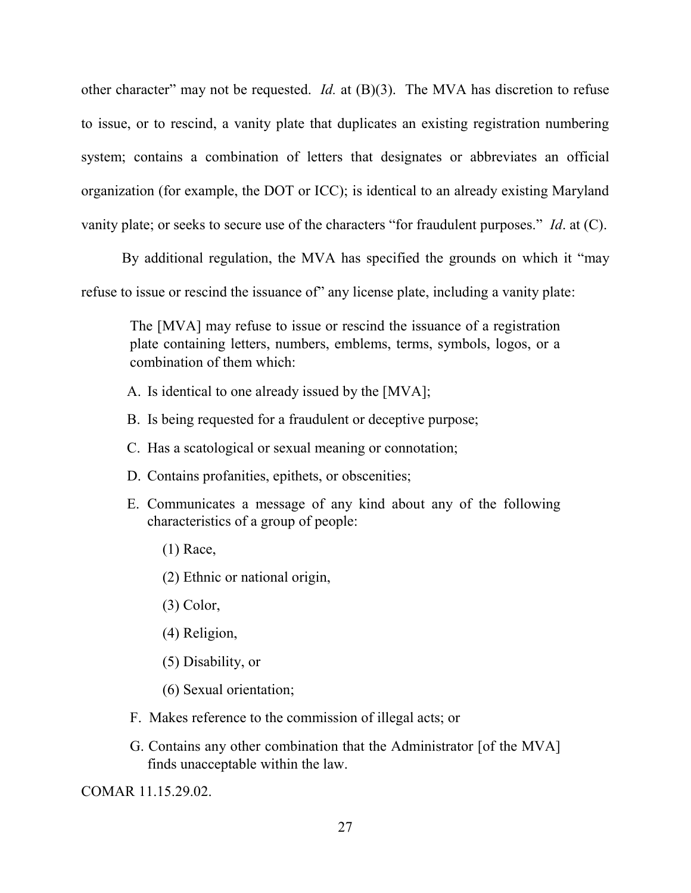other character" may not be requested. *Id.* at (B)(3). The MVA has discretion to refuse to issue, or to rescind, a vanity plate that duplicates an existing registration numbering system; contains a combination of letters that designates or abbreviates an official organization (for example, the DOT or ICC); is identical to an already existing Maryland vanity plate; or seeks to secure use of the characters "for fraudulent purposes." *Id*. at (C).

By additional regulation, the MVA has specified the grounds on which it "may refuse to issue or rescind the issuance of" any license plate, including a vanity plate:

> The [MVA] may refuse to issue or rescind the issuance of a registration plate containing letters, numbers, emblems, terms, symbols, logos, or a combination of them which:
>
> A. Is identical to one already issued by the [MVA];
>
> B. Is being requested for a fraudulent or deceptive purpose;
>
> C. Has a scatological or sexual meaning or connotation;
>
> D. Contains profanities, epithets, or obscenities;
>
> E. Communicates a message of any kind about any of the following characteristics of a group of people:
>
> (1) Race,
>
> (2) Ethnic or national origin,
>
> (3) Color,
>
> (4) Religion,
>
> (5) Disability, or
>
> (6) Sexual orientation;
>
> F. Makes reference to the commission of illegal acts; or
>
> G. Contains any other combination that the Administrator [of the MVA] finds unacceptable within the law.

COMAR 11.15.29.02.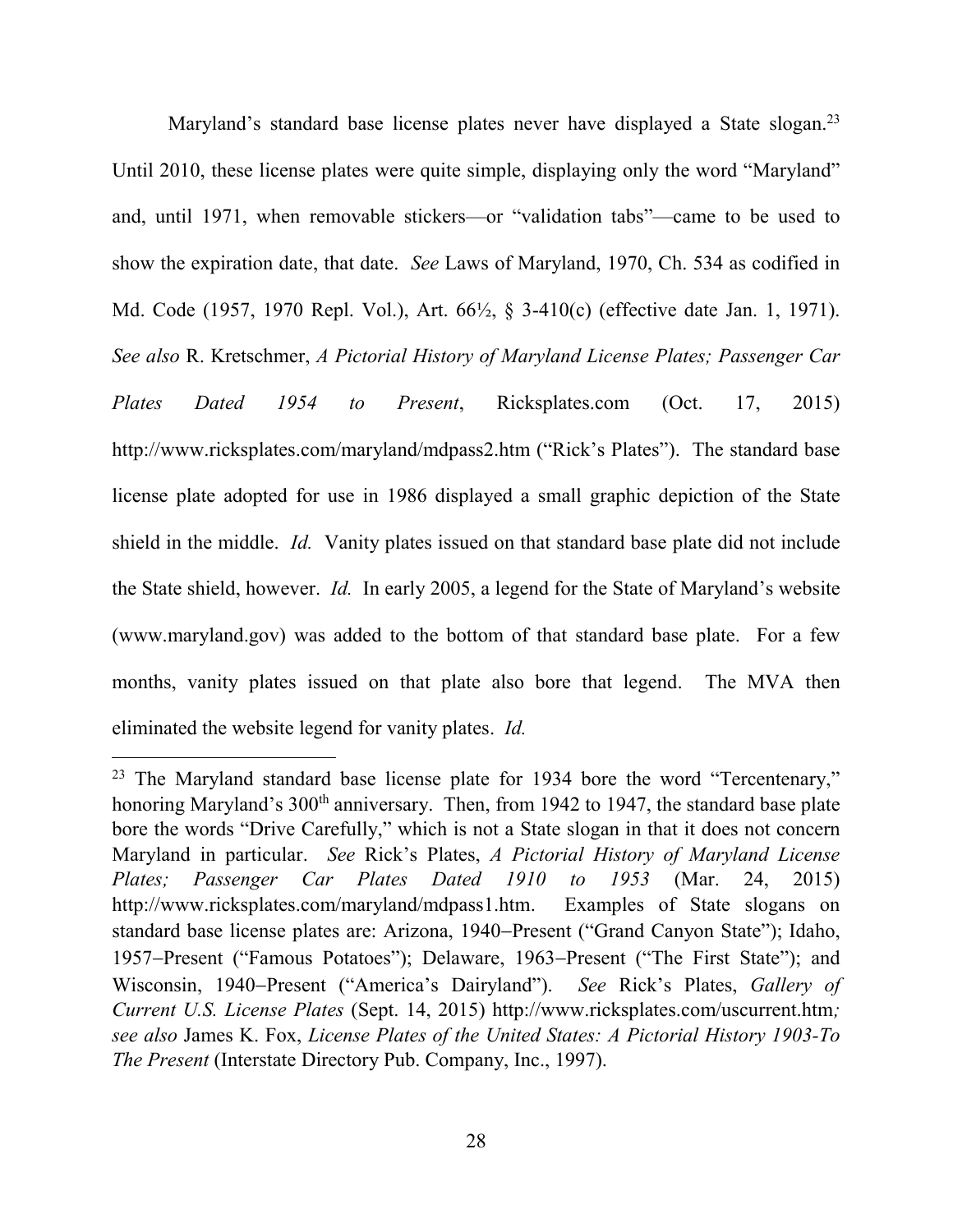Maryland's standard base license plates never have displayed a State slogan.[23] Until 2010, these license plates were quite simple, displaying only the word "Maryland" and, until 1971, when removable stickers—or "validation tabs"—came to be used to show the expiration date, that date. *See* Laws of Maryland, 1970, Ch. 534 as codified in Md. Code (1957, 1970 Repl. Vol.), Art. 66½, § 3-410(c) (effective date Jan. 1, 1971). *See also* R. Kretschmer, *A Pictorial History of Maryland License Plates; Passenger Car Plates Dated 1954 to Present*, Ricksplates.com (Oct. 17, 2015) http://www.ricksplates.com/maryland/mdpass2.htm ("Rick's Plates"). The standard base license plate adopted for use in 1986 displayed a small graphic depiction of the State shield in the middle. *Id.* Vanity plates issued on that standard base plate did not include the State shield, however. *Id.* In early 2005, a legend for the State of Maryland's website (www.maryland.gov) was added to the bottom of that standard base plate. For a few months, vanity plates issued on that plate also bore that legend. The MVA then eliminated the website legend for vanity plates. *Id.*

[23] The Maryland standard base license plate for 1934 bore the word "Tercentenary," honoring Maryland's 300th anniversary. Then, from 1942 to 1947, the standard base plate bore the words "Drive Carefully," which is not a State slogan in that it does not concern Maryland in particular. *See* Rick's Plates, *A Pictorial History of Maryland License Plates; Passenger Car Plates Dated 1910 to 1953* (Mar. 24, 2015) http://www.ricksplates.com/maryland/mdpass1.htm. Examples of State slogans on standard base license plates are: Arizona, 1940–Present ("Grand Canyon State"); Idaho, 1957–Present ("Famous Potatoes"); Delaware, 1963–Present ("The First State"); and Wisconsin, 1940–Present ("America's Dairyland"). *See* Rick's Plates, *Gallery of Current U.S. License Plates* (Sept. 14, 2015) http://www.ricksplates.com/uscurrent.htm*; see also* James K. Fox, *License Plates of the United States: A Pictorial History 1903-To The Present* (Interstate Directory Pub. Company, Inc., 1997).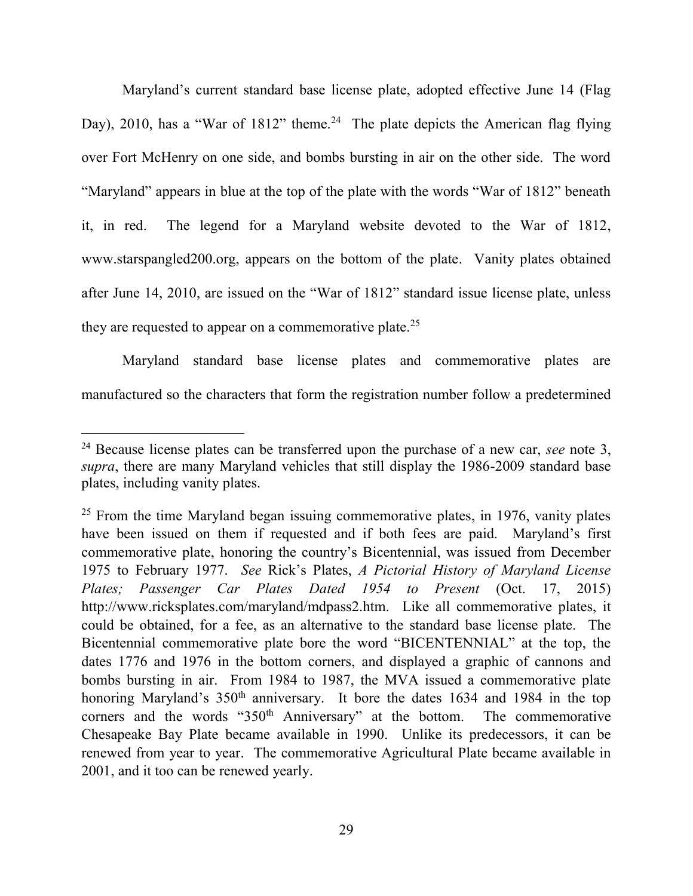Maryland's current standard base license plate, adopted effective June 14 (Flag Day), 2010, has a "War of 1812" theme.[24] The plate depicts the American flag flying over Fort McHenry on one side, and bombs bursting in air on the other side. The word "Maryland" appears in blue at the top of the plate with the words "War of 1812" beneath it, in red. The legend for a Maryland website devoted to the War of 1812, www.starspangled200.org, appears on the bottom of the plate. Vanity plates obtained after June 14, 2010, are issued on the "War of 1812" standard issue license plate, unless they are requested to appear on a commemorative plate.[25]

Maryland standard base license plates and commemorative plates are manufactured so the characters that form the registration number follow a predetermined

---

[24] Because license plates can be transferred upon the purchase of a new car, *see* note 3, *supra*, there are many Maryland vehicles that still display the 1986-2009 standard base plates, including vanity plates.

[25] From the time Maryland began issuing commemorative plates, in 1976, vanity plates have been issued on them if requested and if both fees are paid. Maryland's first commemorative plate, honoring the country's Bicentennial, was issued from December 1975 to February 1977. *See* Rick's Plates, *A Pictorial History of Maryland License Plates; Passenger Car Plates Dated 1954 to Present* (Oct. 17, 2015) http://www.ricksplates.com/maryland/mdpass2.htm. Like all commemorative plates, it could be obtained, for a fee, as an alternative to the standard base license plate. The Bicentennial commemorative plate bore the word "BICENTENNIAL" at the top, the dates 1776 and 1976 in the bottom corners, and displayed a graphic of cannons and bombs bursting in air. From 1984 to 1987, the MVA issued a commemorative plate honoring Maryland's 350th anniversary. It bore the dates 1634 and 1984 in the top corners and the words "350th Anniversary" at the bottom. The commemorative Chesapeake Bay Plate became available in 1990. Unlike its predecessors, it can be renewed from year to year. The commemorative Agricultural Plate became available in 2001, and it too can be renewed yearly.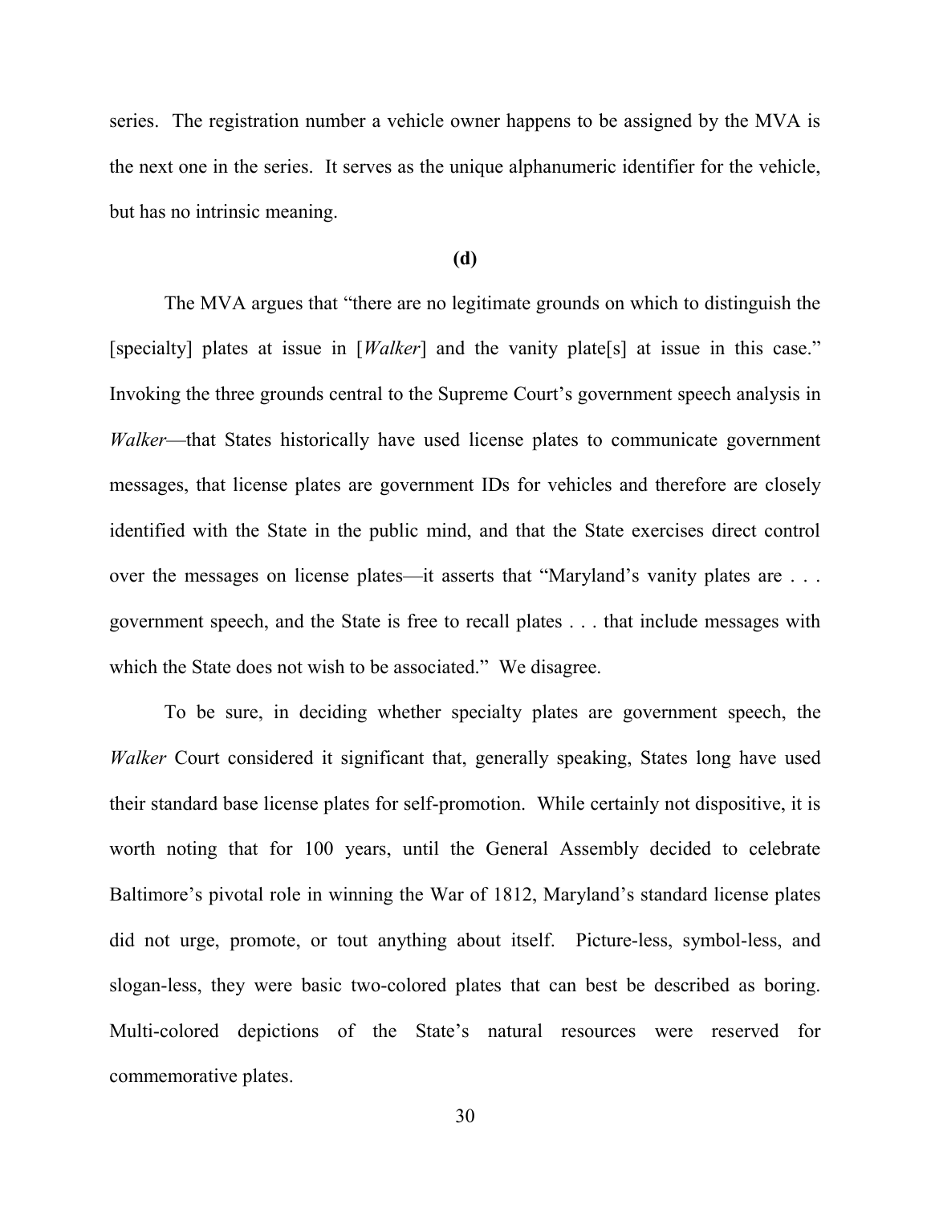series. The registration number a vehicle owner happens to be assigned by the MVA is the next one in the series. It serves as the unique alphanumeric identifier for the vehicle, but has no intrinsic meaning.

**(d)**

The MVA argues that "there are no legitimate grounds on which to distinguish the [specialty] plates at issue in [*Walker*] and the vanity plate[s] at issue in this case." Invoking the three grounds central to the Supreme Court's government speech analysis in *Walker*—that States historically have used license plates to communicate government messages, that license plates are government IDs for vehicles and therefore are closely identified with the State in the public mind, and that the State exercises direct control over the messages on license plates—it asserts that "Maryland's vanity plates are . . . government speech, and the State is free to recall plates . . . that include messages with which the State does not wish to be associated." We disagree.

To be sure, in deciding whether specialty plates are government speech, the *Walker* Court considered it significant that, generally speaking, States long have used their standard base license plates for self-promotion. While certainly not dispositive, it is worth noting that for 100 years, until the General Assembly decided to celebrate Baltimore's pivotal role in winning the War of 1812, Maryland's standard license plates did not urge, promote, or tout anything about itself. Picture-less, symbol-less, and slogan-less, they were basic two-colored plates that can best be described as boring. Multi-colored depictions of the State's natural resources were reserved for commemorative plates.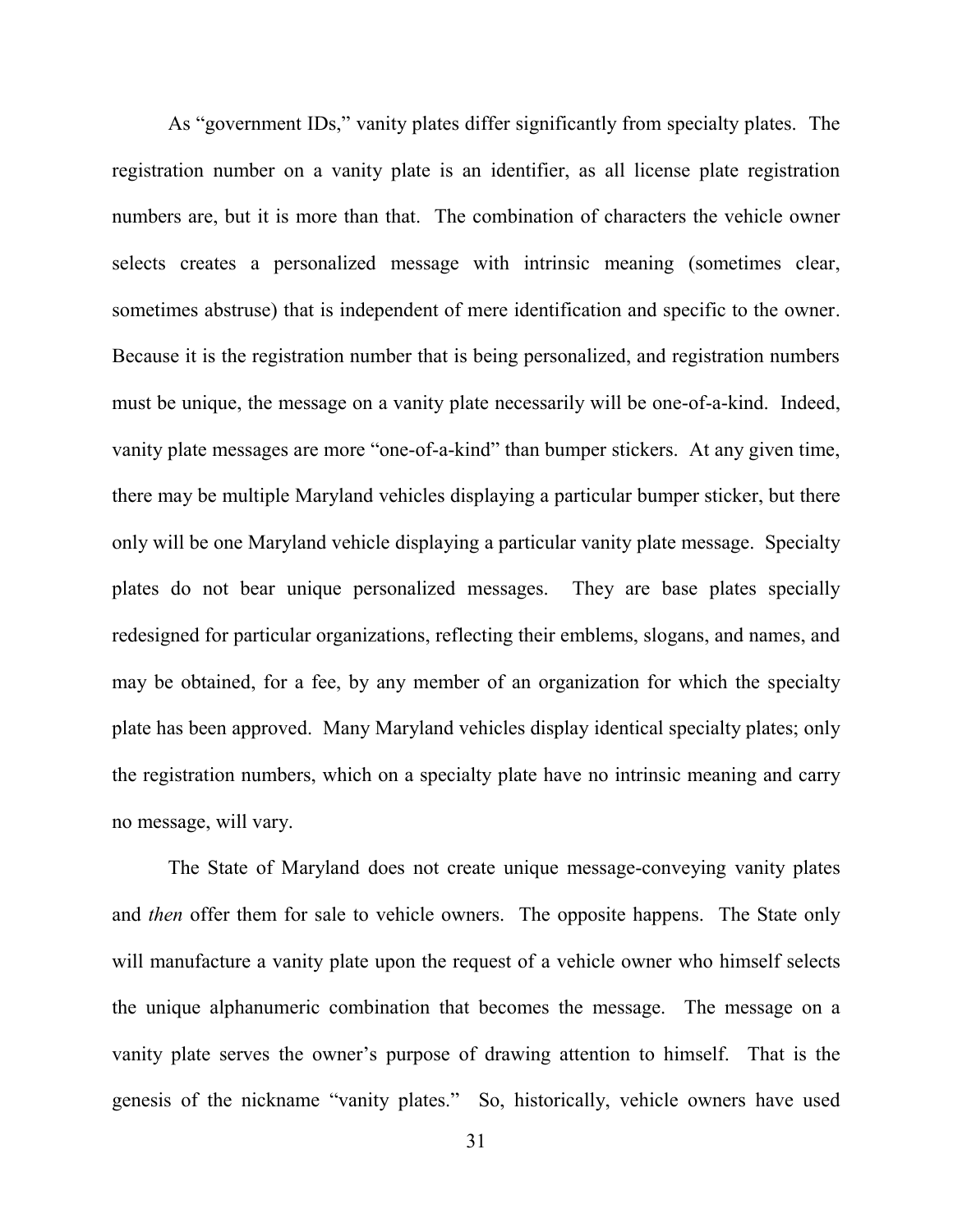As "government IDs," vanity plates differ significantly from specialty plates. The registration number on a vanity plate is an identifier, as all license plate registration numbers are, but it is more than that. The combination of characters the vehicle owner selects creates a personalized message with intrinsic meaning (sometimes clear, sometimes abstruse) that is independent of mere identification and specific to the owner. Because it is the registration number that is being personalized, and registration numbers must be unique, the message on a vanity plate necessarily will be one-of-a-kind. Indeed, vanity plate messages are more "one-of-a-kind" than bumper stickers. At any given time, there may be multiple Maryland vehicles displaying a particular bumper sticker, but there only will be one Maryland vehicle displaying a particular vanity plate message. Specialty plates do not bear unique personalized messages. They are base plates specially redesigned for particular organizations, reflecting their emblems, slogans, and names, and may be obtained, for a fee, by any member of an organization for which the specialty plate has been approved. Many Maryland vehicles display identical specialty plates; only the registration numbers, which on a specialty plate have no intrinsic meaning and carry no message, will vary.

The State of Maryland does not create unique message-conveying vanity plates and *then* offer them for sale to vehicle owners. The opposite happens. The State only will manufacture a vanity plate upon the request of a vehicle owner who himself selects the unique alphanumeric combination that becomes the message. The message on a vanity plate serves the owner's purpose of drawing attention to himself. That is the genesis of the nickname "vanity plates." So, historically, vehicle owners have used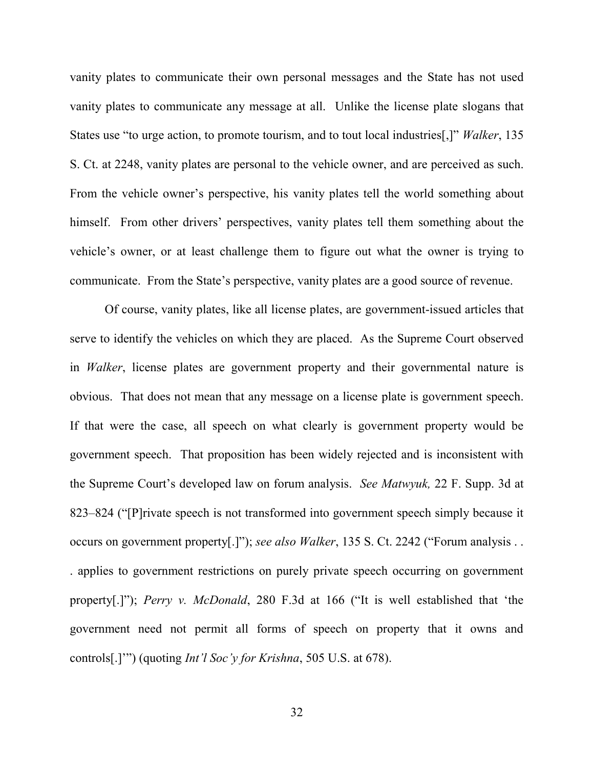vanity plates to communicate their own personal messages and the State has not used vanity plates to communicate any message at all. Unlike the license plate slogans that States use "to urge action, to promote tourism, and to tout local industries[,]" *Walker*, 135 S. Ct. at 2248, vanity plates are personal to the vehicle owner, and are perceived as such. From the vehicle owner's perspective, his vanity plates tell the world something about himself. From other drivers' perspectives, vanity plates tell them something about the vehicle's owner, or at least challenge them to figure out what the owner is trying to communicate. From the State's perspective, vanity plates are a good source of revenue.

Of course, vanity plates, like all license plates, are government-issued articles that serve to identify the vehicles on which they are placed. As the Supreme Court observed in *Walker*, license plates are government property and their governmental nature is obvious. That does not mean that any message on a license plate is government speech. If that were the case, all speech on what clearly is government property would be government speech. That proposition has been widely rejected and is inconsistent with the Supreme Court's developed law on forum analysis. *See Matwyuk,* 22 F. Supp. 3d at 823–824 ("[P]rivate speech is not transformed into government speech simply because it occurs on government property[.]"); *see also Walker*, 135 S. Ct. 2242 ("Forum analysis . . . applies to government restrictions on purely private speech occurring on government property[.]"); *Perry v. McDonald*, 280 F.3d at 166 ("It is well established that 'the government need not permit all forms of speech on property that it owns and controls[.]'") (quoting *Int'l Soc'y for Krishna*, 505 U.S. at 678).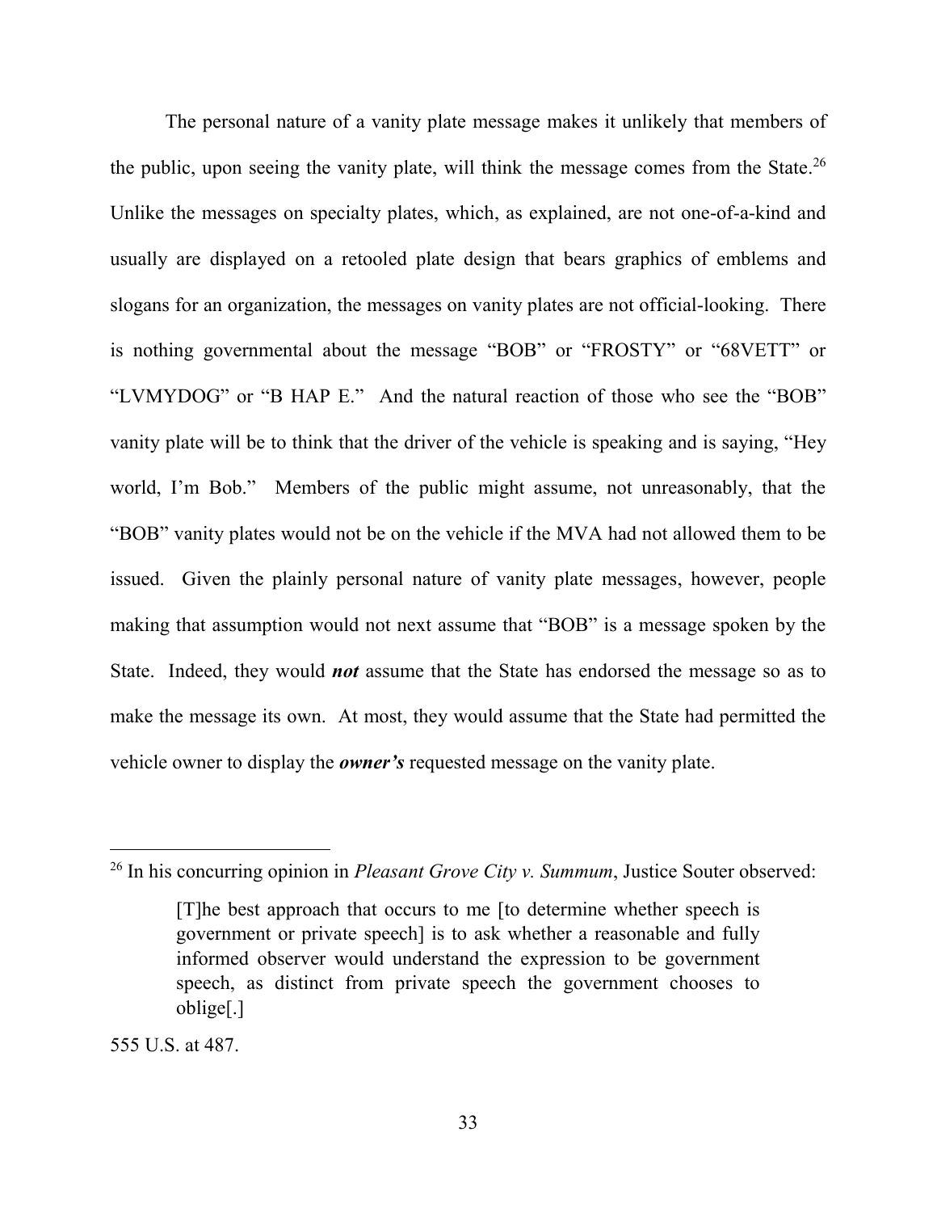The personal nature of a vanity plate message makes it unlikely that members of the public, upon seeing the vanity plate, will think the message comes from the State.[26] Unlike the messages on specialty plates, which, as explained, are not one-of-a-kind and usually are displayed on a retooled plate design that bears graphics of emblems and slogans for an organization, the messages on vanity plates are not official-looking. There is nothing governmental about the message "BOB" or "FROSTY" or "68VETT" or "LVMYDOG" or "B HAP E." And the natural reaction of those who see the "BOB" vanity plate will be to think that the driver of the vehicle is speaking and is saying, "Hey world, I'm Bob." Members of the public might assume, not unreasonably, that the "BOB" vanity plates would not be on the vehicle if the MVA had not allowed them to be issued. Given the plainly personal nature of vanity plate messages, however, people making that assumption would not next assume that "BOB" is a message spoken by the State. Indeed, they would ***not*** assume that the State has endorsed the message so as to make the message its own. At most, they would assume that the State had permitted the vehicle owner to display the ***owner's*** requested message on the vanity plate.

---

[26] In his concurring opinion in *Pleasant Grove City v. Summum*, Justice Souter observed:

> [T]he best approach that occurs to me [to determine whether speech is government or private speech] is to ask whether a reasonable and fully informed observer would understand the expression to be government speech, as distinct from private speech the government chooses to oblige[.]

555 U.S. at 487.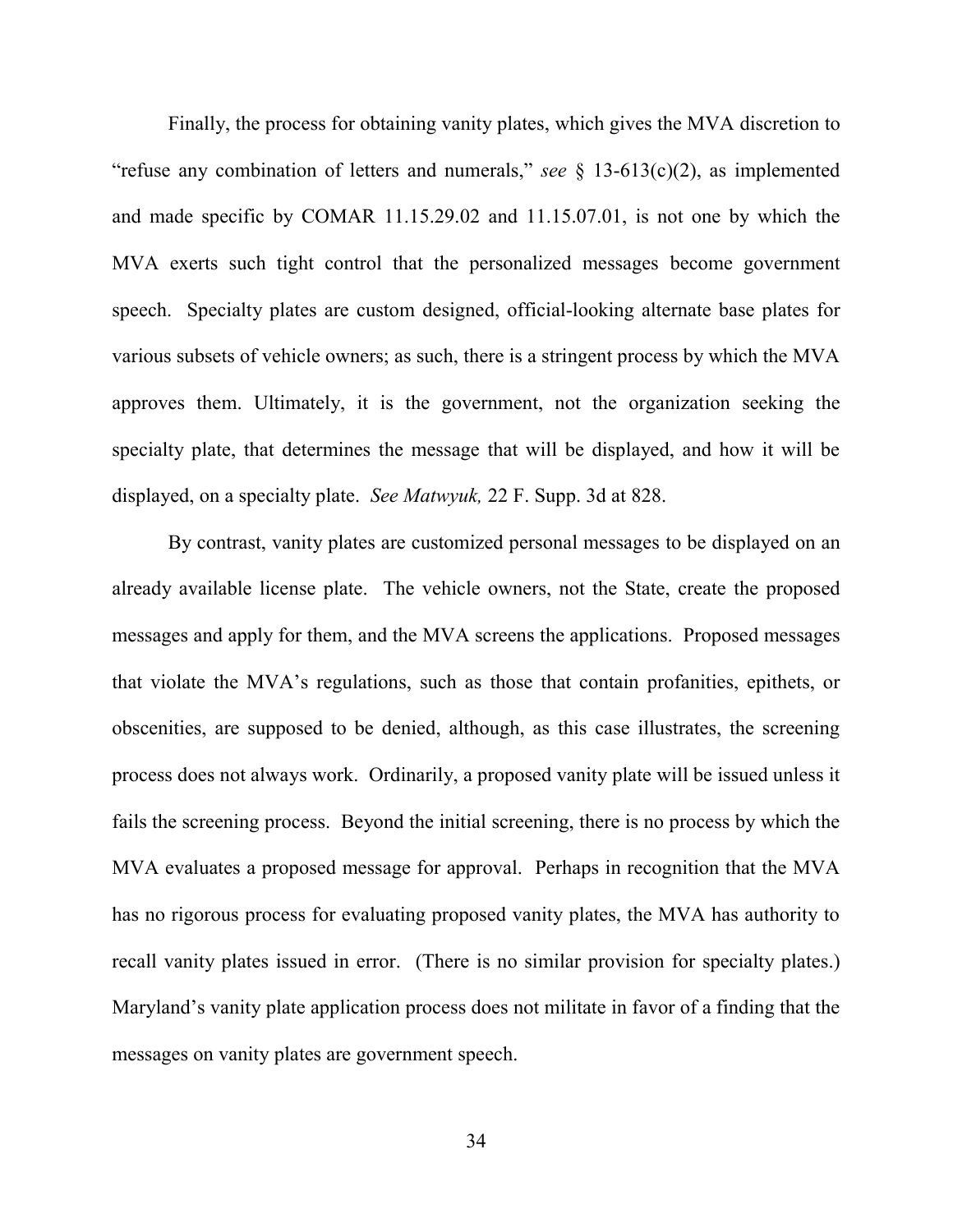Finally, the process for obtaining vanity plates, which gives the MVA discretion to "refuse any combination of letters and numerals," *see* § 13-613(c)(2), as implemented and made specific by COMAR 11.15.29.02 and 11.15.07.01, is not one by which the MVA exerts such tight control that the personalized messages become government speech. Specialty plates are custom designed, official-looking alternate base plates for various subsets of vehicle owners; as such, there is a stringent process by which the MVA approves them. Ultimately, it is the government, not the organization seeking the specialty plate, that determines the message that will be displayed, and how it will be displayed, on a specialty plate. *See Matwyuk,* 22 F. Supp. 3d at 828.

By contrast, vanity plates are customized personal messages to be displayed on an already available license plate. The vehicle owners, not the State, create the proposed messages and apply for them, and the MVA screens the applications. Proposed messages that violate the MVA's regulations, such as those that contain profanities, epithets, or obscenities, are supposed to be denied, although, as this case illustrates, the screening process does not always work. Ordinarily, a proposed vanity plate will be issued unless it fails the screening process. Beyond the initial screening, there is no process by which the MVA evaluates a proposed message for approval. Perhaps in recognition that the MVA has no rigorous process for evaluating proposed vanity plates, the MVA has authority to recall vanity plates issued in error. (There is no similar provision for specialty plates.) Maryland's vanity plate application process does not militate in favor of a finding that the messages on vanity plates are government speech.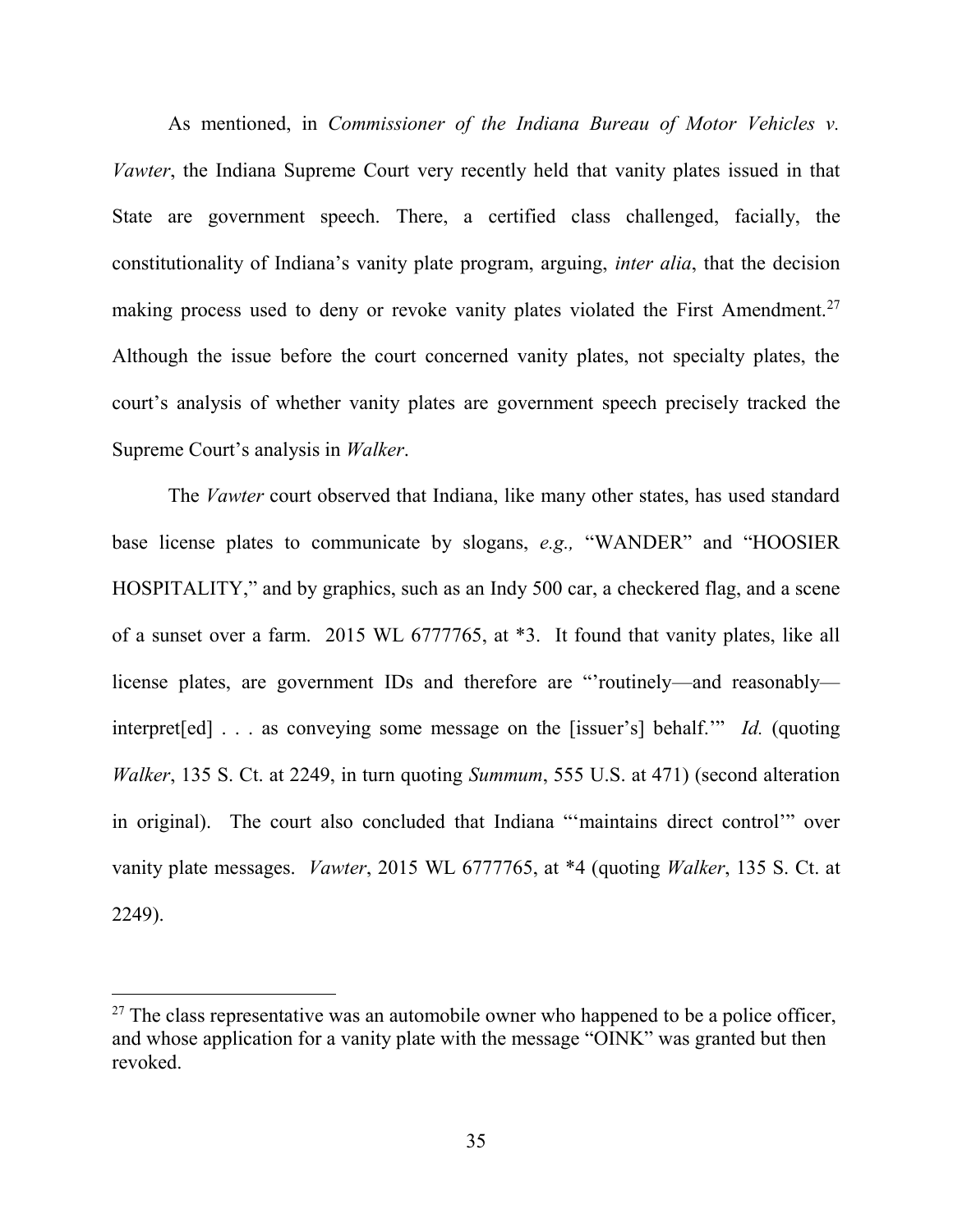As mentioned, in *Commissioner of the Indiana Bureau of Motor Vehicles v. Vawter*, the Indiana Supreme Court very recently held that vanity plates issued in that State are government speech. There, a certified class challenged, facially, the constitutionality of Indiana's vanity plate program, arguing, *inter alia*, that the decision making process used to deny or revoke vanity plates violated the First Amendment.[27] Although the issue before the court concerned vanity plates, not specialty plates, the court's analysis of whether vanity plates are government speech precisely tracked the Supreme Court's analysis in *Walker*.

The *Vawter* court observed that Indiana, like many other states, has used standard base license plates to communicate by slogans, *e.g.,* "WANDER" and "HOOSIER HOSPITALITY," and by graphics, such as an Indy 500 car, a checkered flag, and a scene of a sunset over a farm. 2015 WL 6777765, at *3. It found that vanity plates, like all license plates, are government IDs and therefore are "'routinely—and reasonably—interpret[ed] . . . as conveying some message on the [issuer's] behalf.'" *Id.* (quoting *Walker*, 135 S. Ct. at 2249, in turn quoting *Summum*, 555 U.S. at 471) (second alteration in original). The court also concluded that Indiana "'maintains direct control'" over vanity plate messages. *Vawter*, 2015 WL 6777765, at *4 (quoting *Walker*, 135 S. Ct. at 2249).

---

[27] The class representative was an automobile owner who happened to be a police officer, and whose application for a vanity plate with the message "OINK" was granted but then revoked.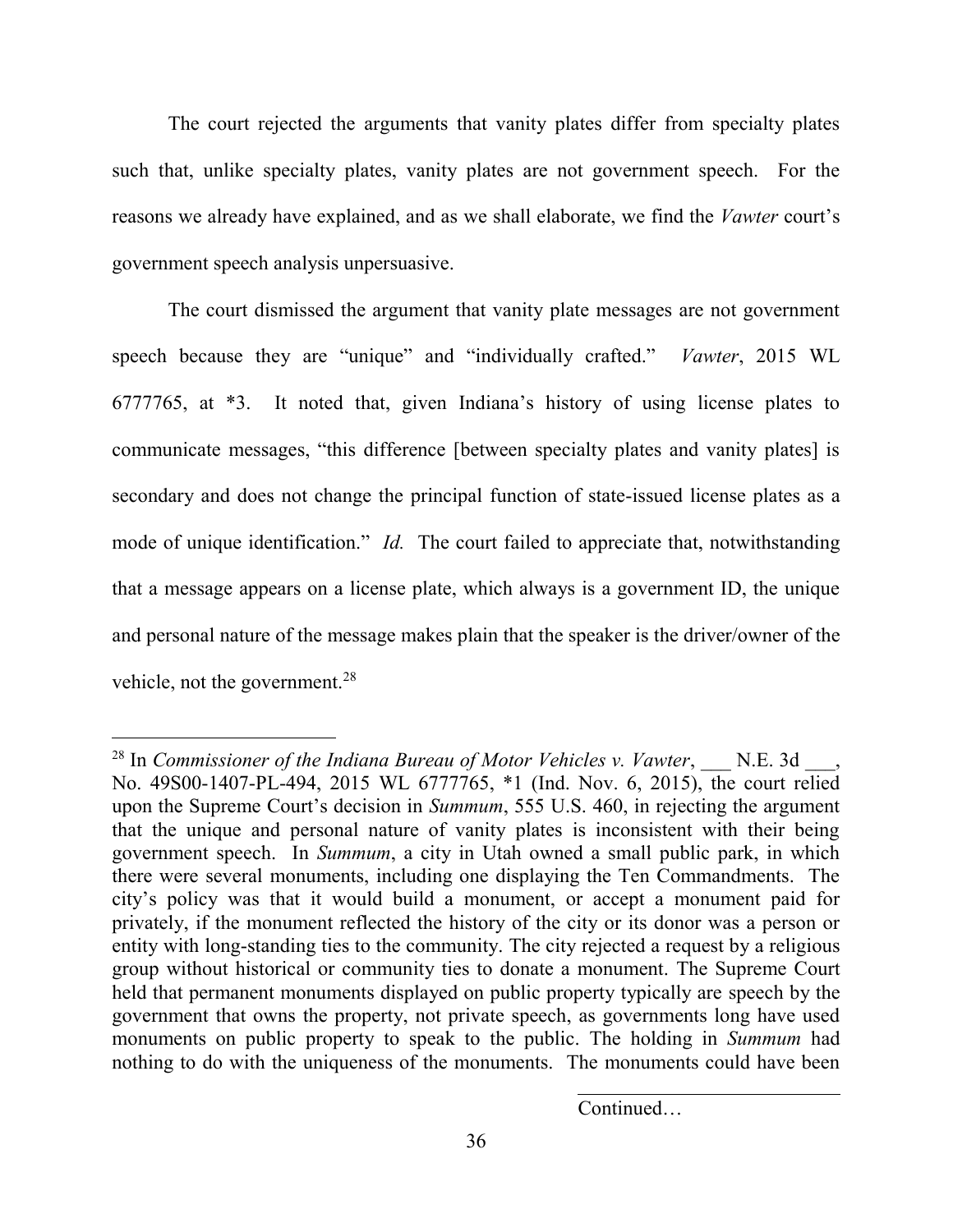The court rejected the arguments that vanity plates differ from specialty plates such that, unlike specialty plates, vanity plates are not government speech. For the reasons we already have explained, and as we shall elaborate, we find the *Vawter* court's government speech analysis unpersuasive.

The court dismissed the argument that vanity plate messages are not government speech because they are "unique" and "individually crafted." *Vawter*, 2015 WL 6777765, at *3. It noted that, given Indiana's history of using license plates to communicate messages, "this difference [between specialty plates and vanity plates] is secondary and does not change the principal function of state-issued license plates as a mode of unique identification." *Id.* The court failed to appreciate that, notwithstanding that a message appears on a license plate, which always is a government ID, the unique and personal nature of the message makes plain that the speaker is the driver/owner of the vehicle, not the government.[28]

---

[28] In *Commissioner of the Indiana Bureau of Motor Vehicles v. Vawter*, ___ N.E. 3d ___, No. 49S00-1407-PL-494, 2015 WL 6777765, *1 (Ind. Nov. 6, 2015), the court relied upon the Supreme Court's decision in *Summum*, 555 U.S. 460, in rejecting the argument that the unique and personal nature of vanity plates is inconsistent with their being government speech. In *Summum*, a city in Utah owned a small public park, in which there were several monuments, including one displaying the Ten Commandments. The city's policy was that it would build a monument, or accept a monument paid for privately, if the monument reflected the history of the city or its donor was a person or entity with long-standing ties to the community. The city rejected a request by a religious group without historical or community ties to donate a monument. The Supreme Court held that permanent monuments displayed on public property typically are speech by the government that owns the property, not private speech, as governments long have used monuments on public property to speak to the public. The holding in *Summum* had nothing to do with the uniqueness of the monuments. The monuments could have been

Continued…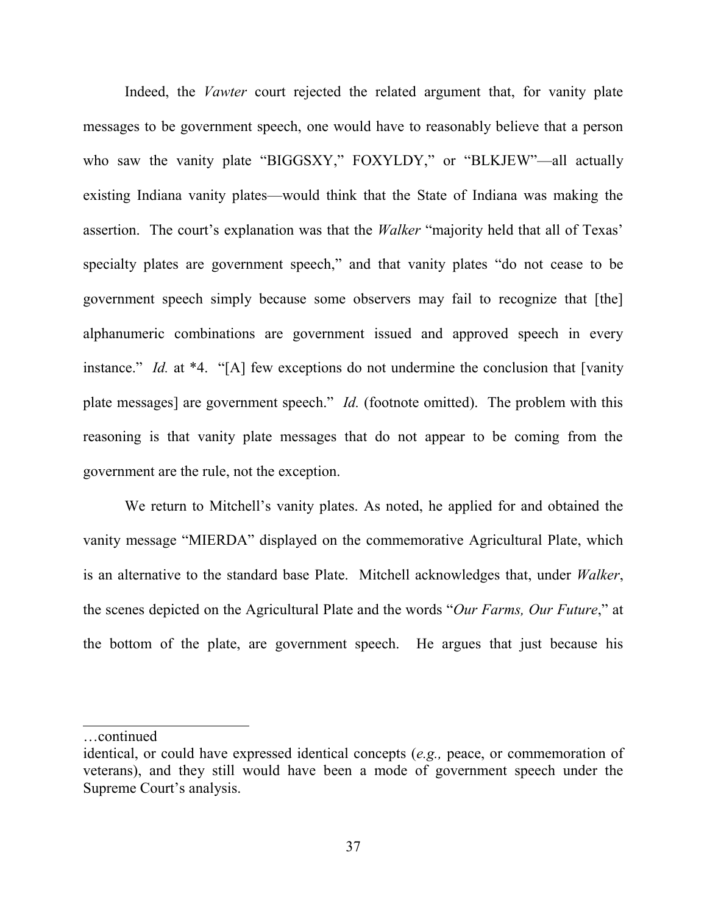Indeed, the *Vawter* court rejected the related argument that, for vanity plate messages to be government speech, one would have to reasonably believe that a person who saw the vanity plate "BIGGSXY," FOXYLDY," or "BLKJEW"—all actually existing Indiana vanity plates—would think that the State of Indiana was making the assertion. The court's explanation was that the *Walker* "majority held that all of Texas' specialty plates are government speech," and that vanity plates "do not cease to be government speech simply because some observers may fail to recognize that [the] alphanumeric combinations are government issued and approved speech in every instance." *Id.* at *4. "[A] few exceptions do not undermine the conclusion that [vanity plate messages] are government speech." *Id.* (footnote omitted). The problem with this reasoning is that vanity plate messages that do not appear to be coming from the government are the rule, not the exception.

We return to Mitchell's vanity plates. As noted, he applied for and obtained the vanity message "MIERDA" displayed on the commemorative Agricultural Plate, which is an alternative to the standard base Plate. Mitchell acknowledges that, under *Walker*, the scenes depicted on the Agricultural Plate and the words "*Our Farms, Our Future*," at the bottom of the plate, are government speech. He argues that just because his

…continued

identical, or could have expressed identical concepts (*e.g.,* peace, or commemoration of veterans), and they still would have been a mode of government speech under the Supreme Court's analysis.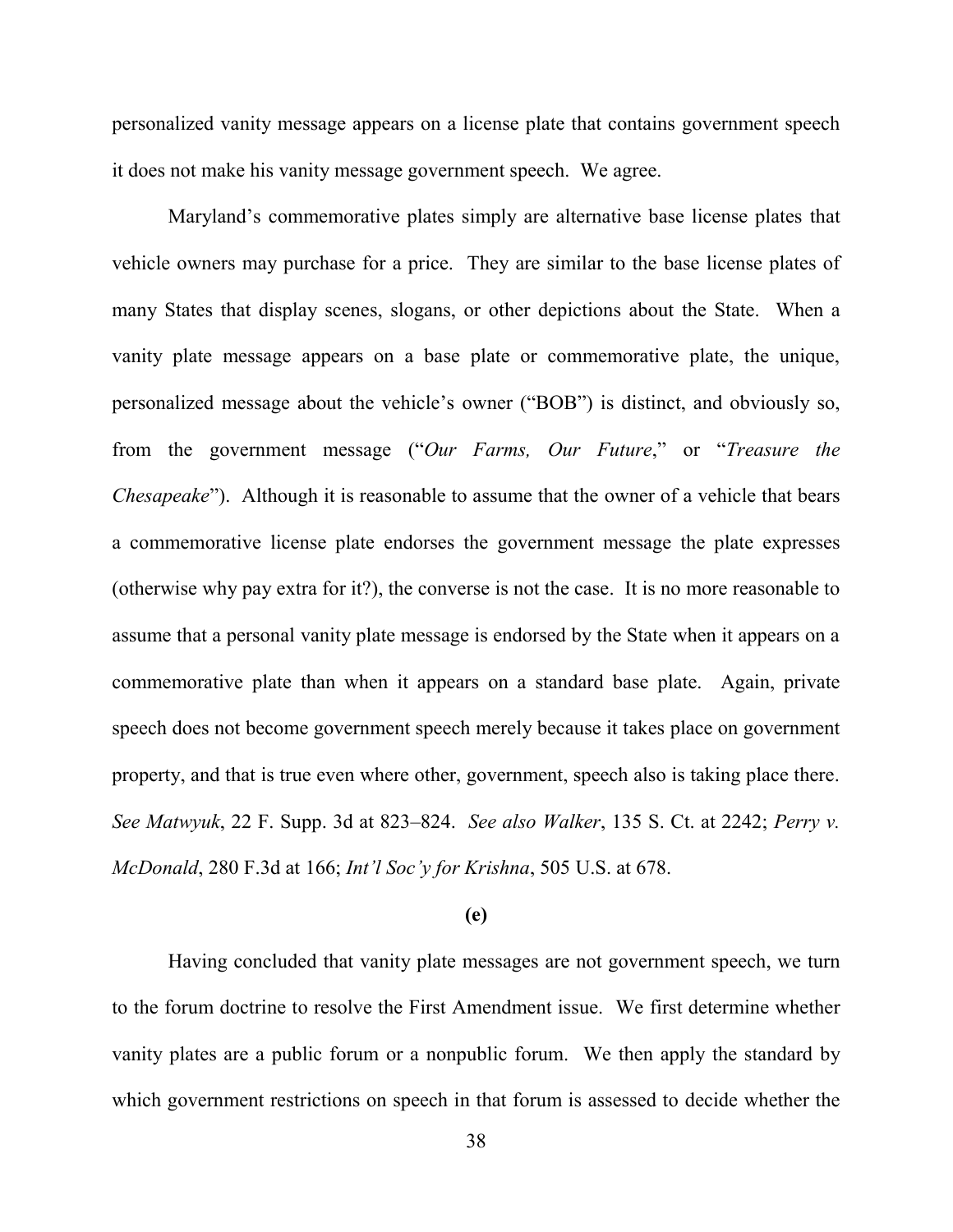personalized vanity message appears on a license plate that contains government speech it does not make his vanity message government speech. We agree.

Maryland's commemorative plates simply are alternative base license plates that vehicle owners may purchase for a price. They are similar to the base license plates of many States that display scenes, slogans, or other depictions about the State. When a vanity plate message appears on a base plate or commemorative plate, the unique, personalized message about the vehicle's owner ("BOB") is distinct, and obviously so, from the government message ("*Our Farms, Our Future*," or "*Treasure the Chesapeake*"). Although it is reasonable to assume that the owner of a vehicle that bears a commemorative license plate endorses the government message the plate expresses (otherwise why pay extra for it?), the converse is not the case. It is no more reasonable to assume that a personal vanity plate message is endorsed by the State when it appears on a commemorative plate than when it appears on a standard base plate. Again, private speech does not become government speech merely because it takes place on government property, and that is true even where other, government, speech also is taking place there. *See Matwyuk*, 22 F. Supp. 3d at 823–824. *See also Walker*, 135 S. Ct. at 2242; *Perry v. McDonald*, 280 F.3d at 166; *Int'l Soc'y for Krishna*, 505 U.S. at 678.

**(e)**

Having concluded that vanity plate messages are not government speech, we turn to the forum doctrine to resolve the First Amendment issue. We first determine whether vanity plates are a public forum or a nonpublic forum. We then apply the standard by which government restrictions on speech in that forum is assessed to decide whether the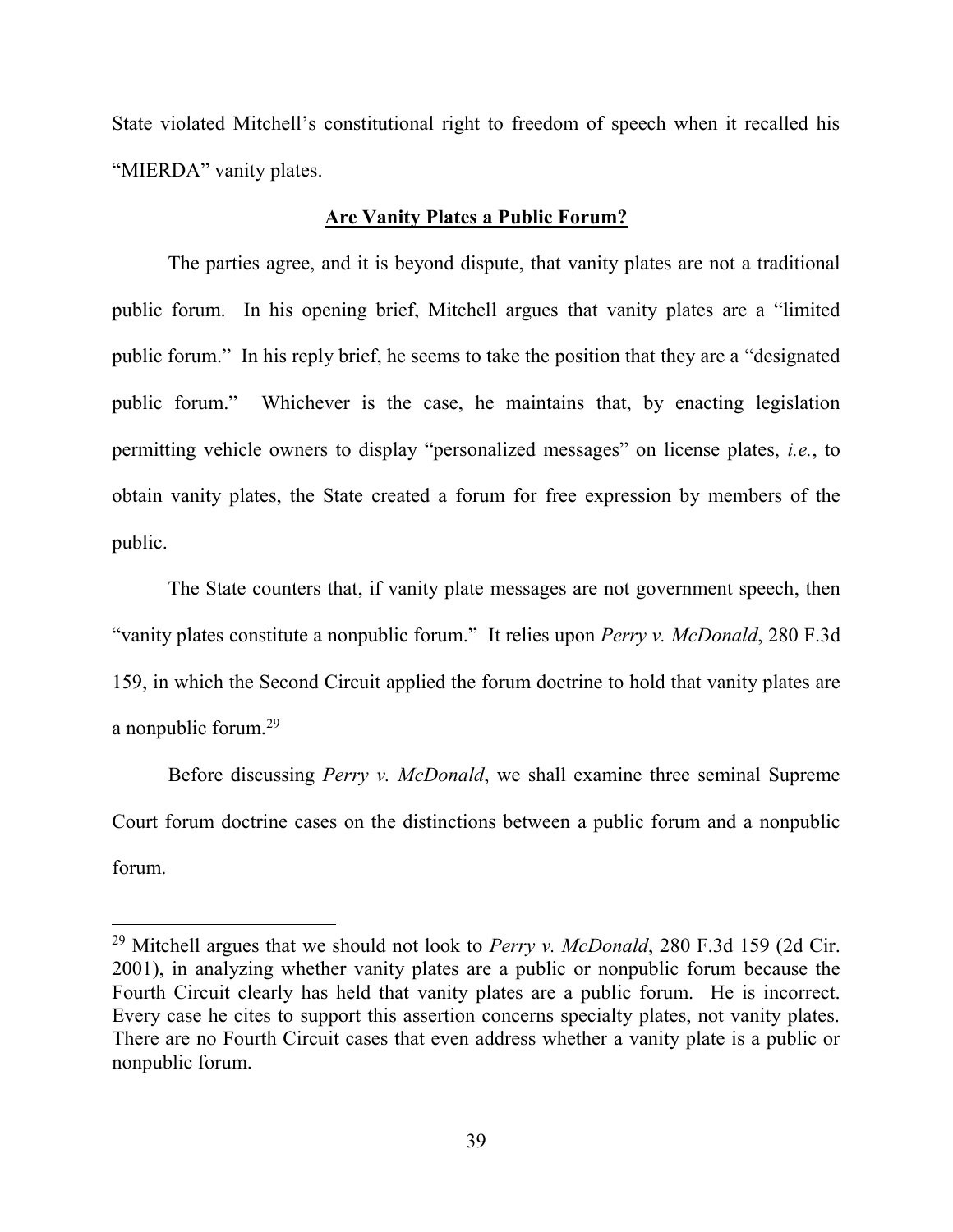State violated Mitchell's constitutional right to freedom of speech when it recalled his "MIERDA" vanity plates.

**Are Vanity Plates a Public Forum?**

The parties agree, and it is beyond dispute, that vanity plates are not a traditional public forum. In his opening brief, Mitchell argues that vanity plates are a "limited public forum." In his reply brief, he seems to take the position that they are a "designated public forum." Whichever is the case, he maintains that, by enacting legislation permitting vehicle owners to display "personalized messages" on license plates, *i.e.*, to obtain vanity plates, the State created a forum for free expression by members of the public.

The State counters that, if vanity plate messages are not government speech, then "vanity plates constitute a nonpublic forum." It relies upon *Perry v. McDonald*, 280 F.3d 159, in which the Second Circuit applied the forum doctrine to hold that vanity plates are a nonpublic forum.[29]

Before discussing *Perry v. McDonald*, we shall examine three seminal Supreme Court forum doctrine cases on the distinctions between a public forum and a nonpublic forum.

---

[29] Mitchell argues that we should not look to *Perry v. McDonald*, 280 F.3d 159 (2d Cir. 2001), in analyzing whether vanity plates are a public or nonpublic forum because the Fourth Circuit clearly has held that vanity plates are a public forum. He is incorrect. Every case he cites to support this assertion concerns specialty plates, not vanity plates. There are no Fourth Circuit cases that even address whether a vanity plate is a public or nonpublic forum.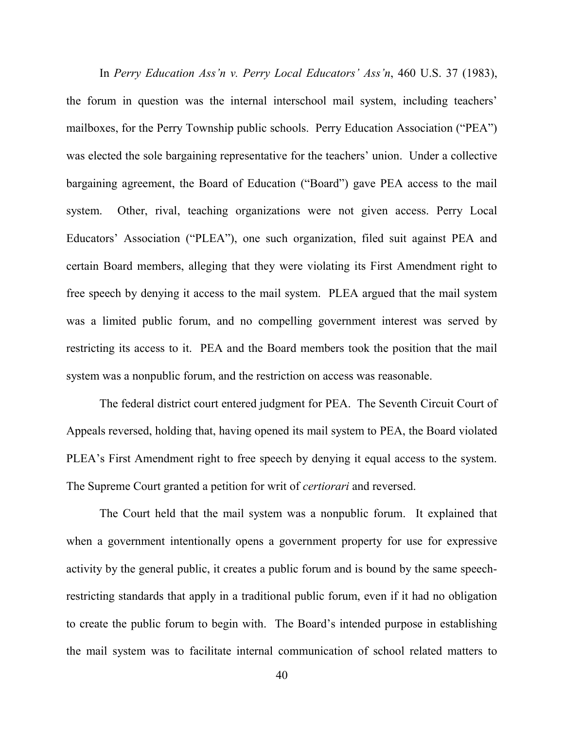In *Perry Education Ass'n v. Perry Local Educators' Ass'n*, 460 U.S. 37 (1983), the forum in question was the internal interschool mail system, including teachers' mailboxes, for the Perry Township public schools. Perry Education Association ("PEA") was elected the sole bargaining representative for the teachers' union. Under a collective bargaining agreement, the Board of Education ("Board") gave PEA access to the mail system. Other, rival, teaching organizations were not given access. Perry Local Educators' Association ("PLEA"), one such organization, filed suit against PEA and certain Board members, alleging that they were violating its First Amendment right to free speech by denying it access to the mail system. PLEA argued that the mail system was a limited public forum, and no compelling government interest was served by restricting its access to it. PEA and the Board members took the position that the mail system was a nonpublic forum, and the restriction on access was reasonable.

The federal district court entered judgment for PEA. The Seventh Circuit Court of Appeals reversed, holding that, having opened its mail system to PEA, the Board violated PLEA's First Amendment right to free speech by denying it equal access to the system. The Supreme Court granted a petition for writ of *certiorari* and reversed.

The Court held that the mail system was a nonpublic forum. It explained that when a government intentionally opens a government property for use for expressive activity by the general public, it creates a public forum and is bound by the same speech-restricting standards that apply in a traditional public forum, even if it had no obligation to create the public forum to begin with. The Board's intended purpose in establishing the mail system was to facilitate internal communication of school related matters to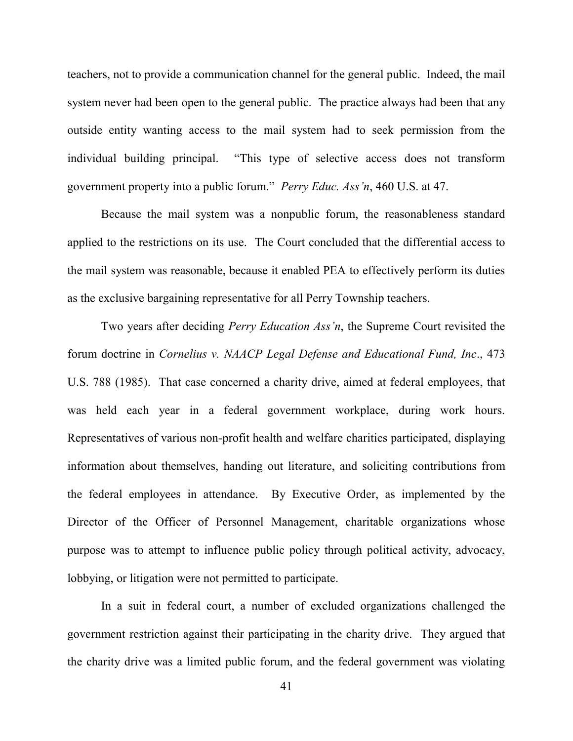teachers, not to provide a communication channel for the general public. Indeed, the mail system never had been open to the general public. The practice always had been that any outside entity wanting access to the mail system had to seek permission from the individual building principal. "This type of selective access does not transform government property into a public forum." *Perry Educ. Ass'n*, 460 U.S. at 47.

Because the mail system was a nonpublic forum, the reasonableness standard applied to the restrictions on its use. The Court concluded that the differential access to the mail system was reasonable, because it enabled PEA to effectively perform its duties as the exclusive bargaining representative for all Perry Township teachers.

Two years after deciding *Perry Education Ass'n*, the Supreme Court revisited the forum doctrine in *Cornelius v. NAACP Legal Defense and Educational Fund, Inc*., 473 U.S. 788 (1985). That case concerned a charity drive, aimed at federal employees, that was held each year in a federal government workplace, during work hours. Representatives of various non-profit health and welfare charities participated, displaying information about themselves, handing out literature, and soliciting contributions from the federal employees in attendance. By Executive Order, as implemented by the Director of the Officer of Personnel Management, charitable organizations whose purpose was to attempt to influence public policy through political activity, advocacy, lobbying, or litigation were not permitted to participate.

In a suit in federal court, a number of excluded organizations challenged the government restriction against their participating in the charity drive. They argued that the charity drive was a limited public forum, and the federal government was violating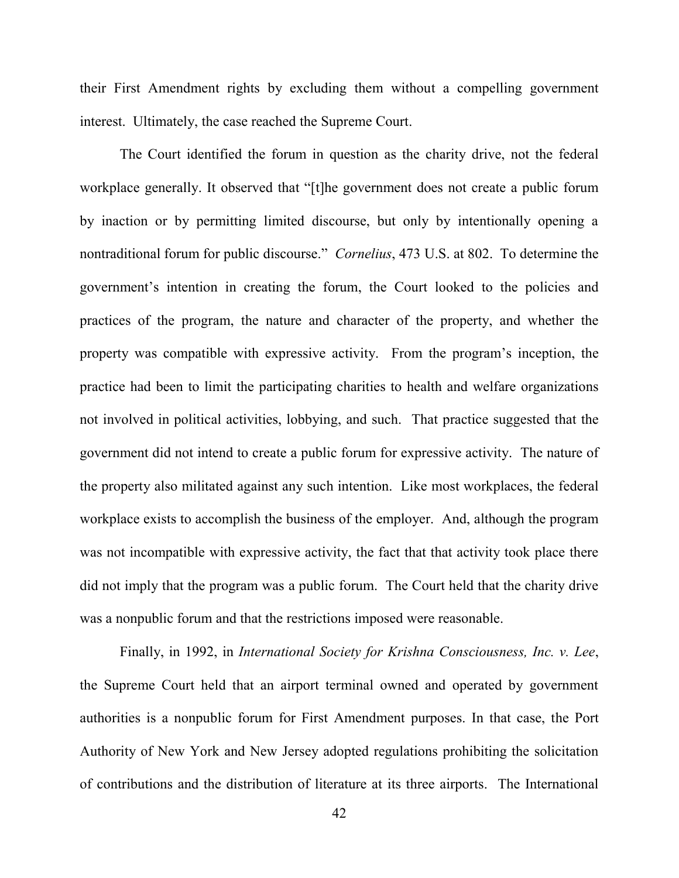their First Amendment rights by excluding them without a compelling government interest. Ultimately, the case reached the Supreme Court.

The Court identified the forum in question as the charity drive, not the federal workplace generally. It observed that "[t]he government does not create a public forum by inaction or by permitting limited discourse, but only by intentionally opening a nontraditional forum for public discourse." *Cornelius*, 473 U.S. at 802. To determine the government's intention in creating the forum, the Court looked to the policies and practices of the program, the nature and character of the property, and whether the property was compatible with expressive activity. From the program's inception, the practice had been to limit the participating charities to health and welfare organizations not involved in political activities, lobbying, and such. That practice suggested that the government did not intend to create a public forum for expressive activity. The nature of the property also militated against any such intention. Like most workplaces, the federal workplace exists to accomplish the business of the employer. And, although the program was not incompatible with expressive activity, the fact that that activity took place there did not imply that the program was a public forum. The Court held that the charity drive was a nonpublic forum and that the restrictions imposed were reasonable.

Finally, in 1992, in *International Society for Krishna Consciousness, Inc. v. Lee*, the Supreme Court held that an airport terminal owned and operated by government authorities is a nonpublic forum for First Amendment purposes. In that case, the Port Authority of New York and New Jersey adopted regulations prohibiting the solicitation of contributions and the distribution of literature at its three airports. The International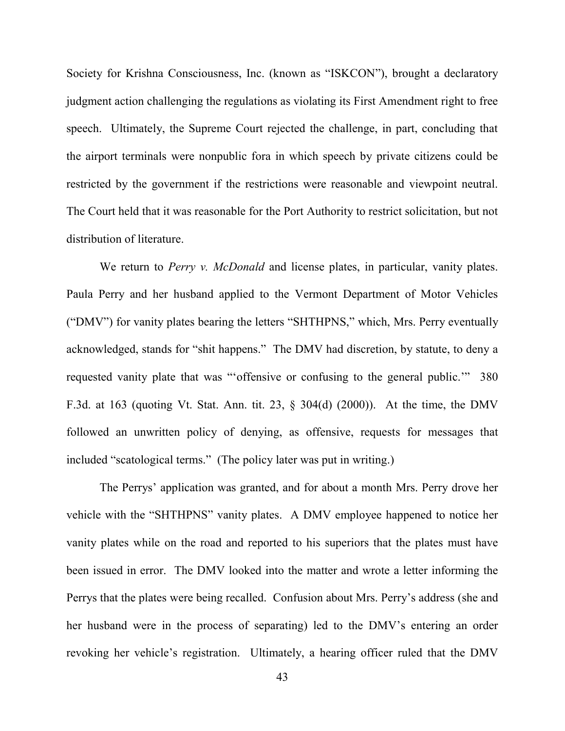Society for Krishna Consciousness, Inc. (known as "ISKCON"), brought a declaratory judgment action challenging the regulations as violating its First Amendment right to free speech. Ultimately, the Supreme Court rejected the challenge, in part, concluding that the airport terminals were nonpublic fora in which speech by private citizens could be restricted by the government if the restrictions were reasonable and viewpoint neutral. The Court held that it was reasonable for the Port Authority to restrict solicitation, but not distribution of literature.

We return to *Perry v. McDonald* and license plates, in particular, vanity plates. Paula Perry and her husband applied to the Vermont Department of Motor Vehicles ("DMV") for vanity plates bearing the letters "SHTHPNS," which, Mrs. Perry eventually acknowledged, stands for "shit happens." The DMV had discretion, by statute, to deny a requested vanity plate that was "'offensive or confusing to the general public.'" 380 F.3d. at 163 (quoting Vt. Stat. Ann. tit. 23, § 304(d) (2000)). At the time, the DMV followed an unwritten policy of denying, as offensive, requests for messages that included "scatological terms." (The policy later was put in writing.)

The Perrys' application was granted, and for about a month Mrs. Perry drove her vehicle with the "SHTHPNS" vanity plates. A DMV employee happened to notice her vanity plates while on the road and reported to his superiors that the plates must have been issued in error. The DMV looked into the matter and wrote a letter informing the Perrys that the plates were being recalled. Confusion about Mrs. Perry's address (she and her husband were in the process of separating) led to the DMV's entering an order revoking her vehicle's registration. Ultimately, a hearing officer ruled that the DMV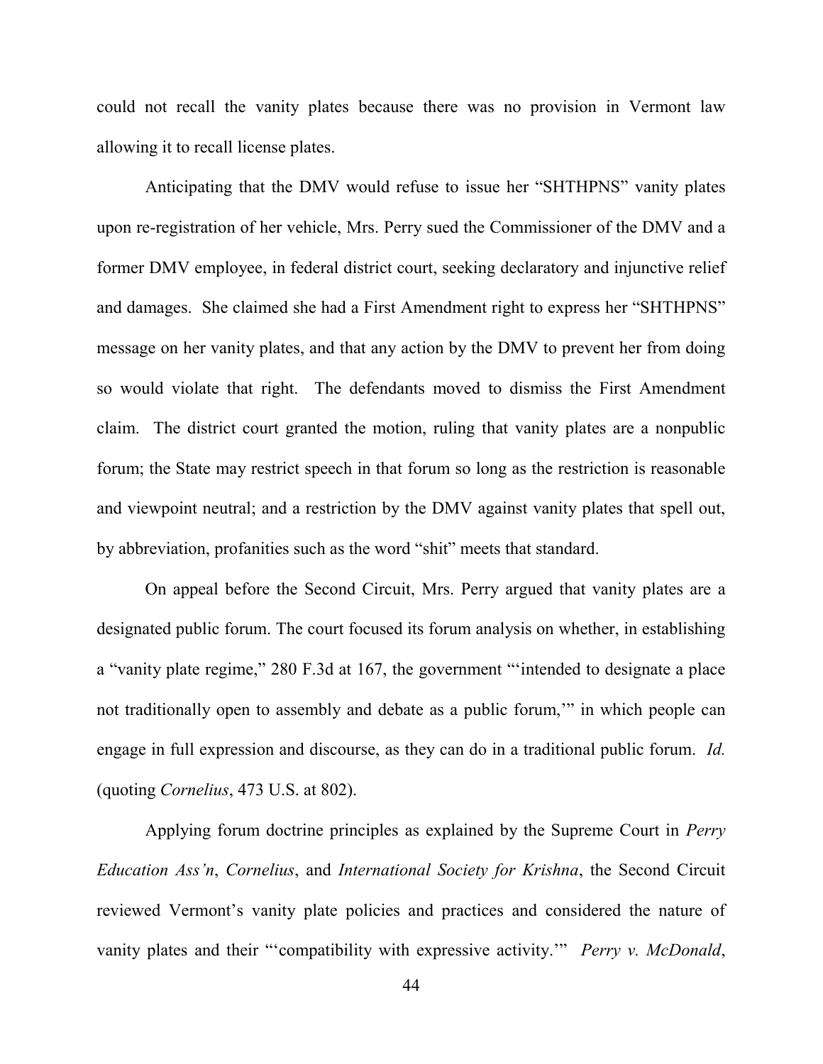could not recall the vanity plates because there was no provision in Vermont law allowing it to recall license plates.

Anticipating that the DMV would refuse to issue her "SHTHPNS" vanity plates upon re-registration of her vehicle, Mrs. Perry sued the Commissioner of the DMV and a former DMV employee, in federal district court, seeking declaratory and injunctive relief and damages. She claimed she had a First Amendment right to express her "SHTHPNS" message on her vanity plates, and that any action by the DMV to prevent her from doing so would violate that right. The defendants moved to dismiss the First Amendment claim. The district court granted the motion, ruling that vanity plates are a nonpublic forum; the State may restrict speech in that forum so long as the restriction is reasonable and viewpoint neutral; and a restriction by the DMV against vanity plates that spell out, by abbreviation, profanities such as the word "shit" meets that standard.

On appeal before the Second Circuit, Mrs. Perry argued that vanity plates are a designated public forum. The court focused its forum analysis on whether, in establishing a "vanity plate regime," 280 F.3d at 167, the government "'intended to designate a place not traditionally open to assembly and debate as a public forum,'" in which people can engage in full expression and discourse, as they can do in a traditional public forum. *Id.* (quoting *Cornelius*, 473 U.S. at 802).

Applying forum doctrine principles as explained by the Supreme Court in *Perry Education Ass'n*, *Cornelius*, and *International Society for Krishna*, the Second Circuit reviewed Vermont's vanity plate policies and practices and considered the nature of vanity plates and their "'compatibility with expressive activity.'" *Perry v. McDonald*,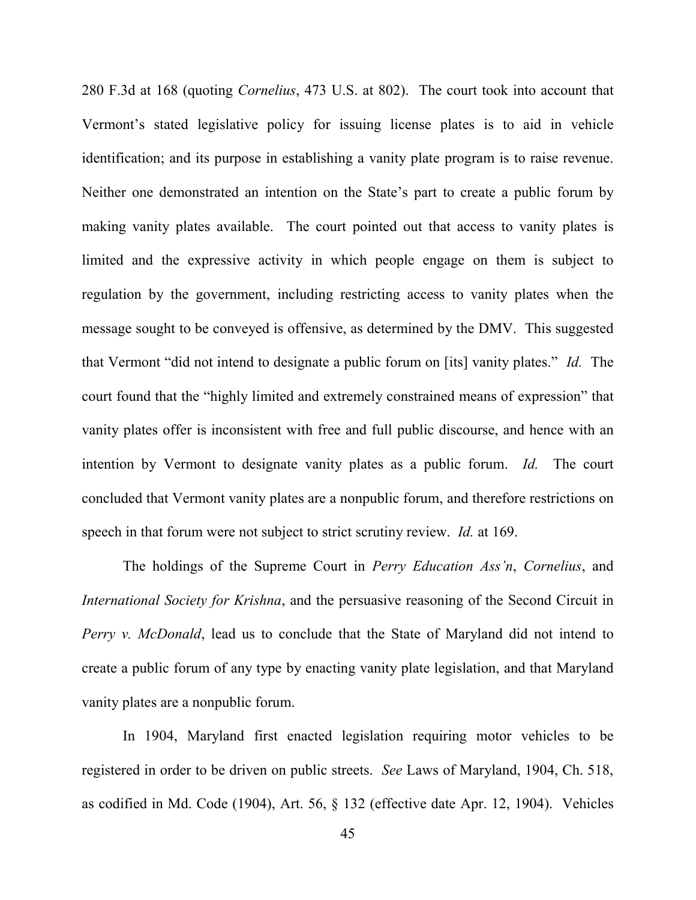280 F.3d at 168 (quoting *Cornelius*, 473 U.S. at 802). The court took into account that Vermont's stated legislative policy for issuing license plates is to aid in vehicle identification; and its purpose in establishing a vanity plate program is to raise revenue. Neither one demonstrated an intention on the State's part to create a public forum by making vanity plates available. The court pointed out that access to vanity plates is limited and the expressive activity in which people engage on them is subject to regulation by the government, including restricting access to vanity plates when the message sought to be conveyed is offensive, as determined by the DMV. This suggested that Vermont "did not intend to designate a public forum on [its] vanity plates." *Id.* The court found that the "highly limited and extremely constrained means of expression" that vanity plates offer is inconsistent with free and full public discourse, and hence with an intention by Vermont to designate vanity plates as a public forum. *Id.* The court concluded that Vermont vanity plates are a nonpublic forum, and therefore restrictions on speech in that forum were not subject to strict scrutiny review. *Id.* at 169.

The holdings of the Supreme Court in *Perry Education Ass'n*, *Cornelius*, and *International Society for Krishna*, and the persuasive reasoning of the Second Circuit in *Perry v. McDonald*, lead us to conclude that the State of Maryland did not intend to create a public forum of any type by enacting vanity plate legislation, and that Maryland vanity plates are a nonpublic forum.

In 1904, Maryland first enacted legislation requiring motor vehicles to be registered in order to be driven on public streets. *See* Laws of Maryland, 1904, Ch. 518, as codified in Md. Code (1904), Art. 56, § 132 (effective date Apr. 12, 1904). Vehicles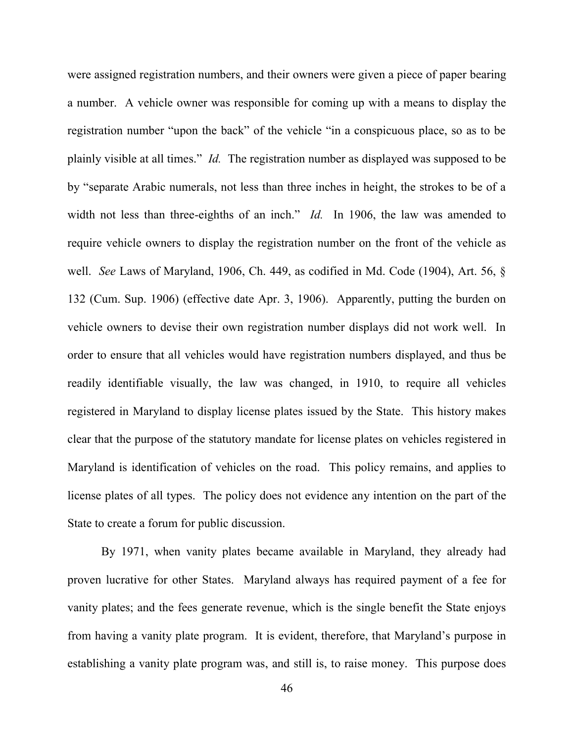were assigned registration numbers, and their owners were given a piece of paper bearing a number. A vehicle owner was responsible for coming up with a means to display the registration number "upon the back" of the vehicle "in a conspicuous place, so as to be plainly visible at all times." *Id.* The registration number as displayed was supposed to be by "separate Arabic numerals, not less than three inches in height, the strokes to be of a width not less than three-eighths of an inch." *Id.* In 1906, the law was amended to require vehicle owners to display the registration number on the front of the vehicle as well. *See* Laws of Maryland, 1906, Ch. 449, as codified in Md. Code (1904), Art. 56, § 132 (Cum. Sup. 1906) (effective date Apr. 3, 1906). Apparently, putting the burden on vehicle owners to devise their own registration number displays did not work well. In order to ensure that all vehicles would have registration numbers displayed, and thus be readily identifiable visually, the law was changed, in 1910, to require all vehicles registered in Maryland to display license plates issued by the State. This history makes clear that the purpose of the statutory mandate for license plates on vehicles registered in Maryland is identification of vehicles on the road. This policy remains, and applies to license plates of all types. The policy does not evidence any intention on the part of the State to create a forum for public discussion.

By 1971, when vanity plates became available in Maryland, they already had proven lucrative for other States. Maryland always has required payment of a fee for vanity plates; and the fees generate revenue, which is the single benefit the State enjoys from having a vanity plate program. It is evident, therefore, that Maryland's purpose in establishing a vanity plate program was, and still is, to raise money. This purpose does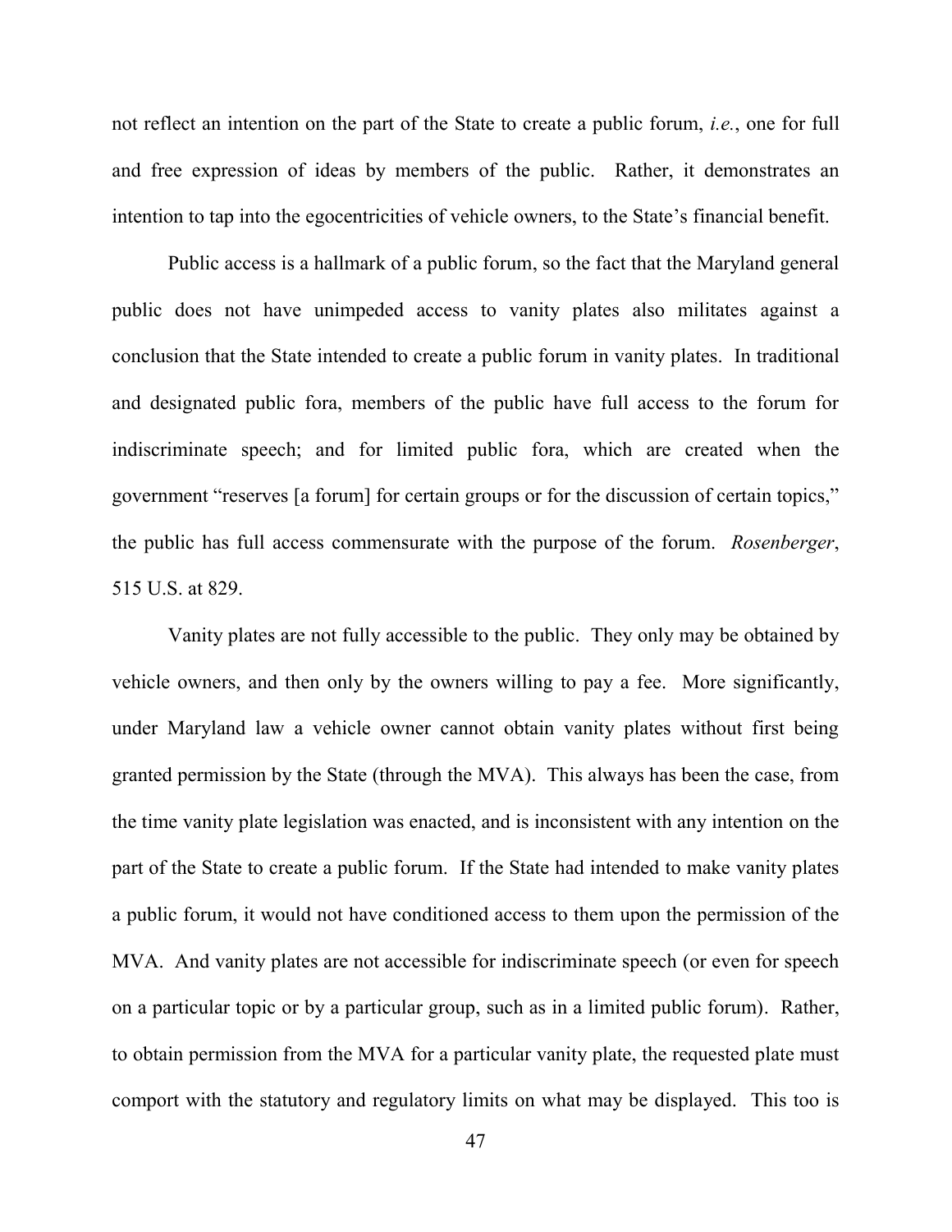not reflect an intention on the part of the State to create a public forum, *i.e.*, one for full and free expression of ideas by members of the public. Rather, it demonstrates an intention to tap into the egocentricities of vehicle owners, to the State's financial benefit.

Public access is a hallmark of a public forum, so the fact that the Maryland general public does not have unimpeded access to vanity plates also militates against a conclusion that the State intended to create a public forum in vanity plates. In traditional and designated public fora, members of the public have full access to the forum for indiscriminate speech; and for limited public fora, which are created when the government "reserves [a forum] for certain groups or for the discussion of certain topics," the public has full access commensurate with the purpose of the forum. *Rosenberger*, 515 U.S. at 829.

Vanity plates are not fully accessible to the public. They only may be obtained by vehicle owners, and then only by the owners willing to pay a fee. More significantly, under Maryland law a vehicle owner cannot obtain vanity plates without first being granted permission by the State (through the MVA). This always has been the case, from the time vanity plate legislation was enacted, and is inconsistent with any intention on the part of the State to create a public forum. If the State had intended to make vanity plates a public forum, it would not have conditioned access to them upon the permission of the MVA. And vanity plates are not accessible for indiscriminate speech (or even for speech on a particular topic or by a particular group, such as in a limited public forum). Rather, to obtain permission from the MVA for a particular vanity plate, the requested plate must comport with the statutory and regulatory limits on what may be displayed. This too is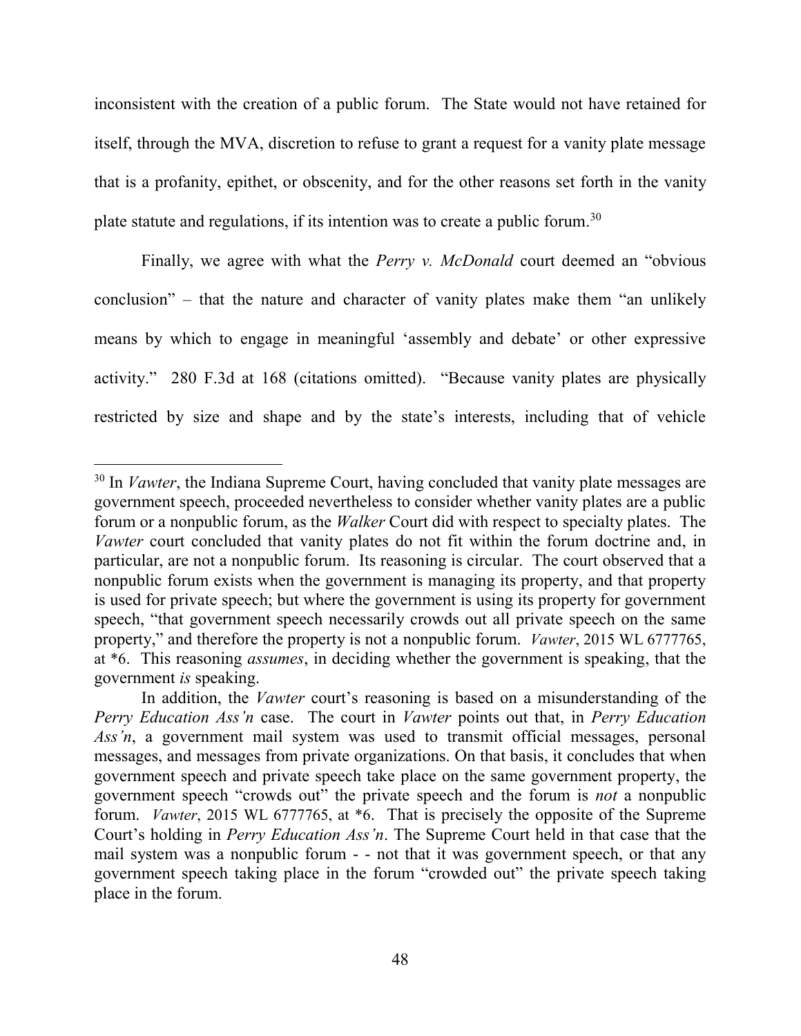inconsistent with the creation of a public forum. The State would not have retained for itself, through the MVA, discretion to refuse to grant a request for a vanity plate message that is a profanity, epithet, or obscenity, and for the other reasons set forth in the vanity plate statute and regulations, if its intention was to create a public forum.[30]

Finally, we agree with what the *Perry v. McDonald* court deemed an "obvious conclusion" – that the nature and character of vanity plates make them "an unlikely means by which to engage in meaningful 'assembly and debate' or other expressive activity." 280 F.3d at 168 (citations omitted). "Because vanity plates are physically restricted by size and shape and by the state's interests, including that of vehicle

---

[30] In *Vawter*, the Indiana Supreme Court, having concluded that vanity plate messages are government speech, proceeded nevertheless to consider whether vanity plates are a public forum or a nonpublic forum, as the *Walker* Court did with respect to specialty plates. The *Vawter* court concluded that vanity plates do not fit within the forum doctrine and, in particular, are not a nonpublic forum. Its reasoning is circular. The court observed that a nonpublic forum exists when the government is managing its property, and that property is used for private speech; but where the government is using its property for government speech, "that government speech necessarily crowds out all private speech on the same property," and therefore the property is not a nonpublic forum. *Vawter*, 2015 WL 6777765, at *6. This reasoning *assumes*, in deciding whether the government is speaking, that the government *is* speaking.

In addition, the *Vawter* court's reasoning is based on a misunderstanding of the *Perry Education Ass'n* case. The court in *Vawter* points out that, in *Perry Education Ass'n*, a government mail system was used to transmit official messages, personal messages, and messages from private organizations. On that basis, it concludes that when government speech and private speech take place on the same government property, the government speech "crowds out" the private speech and the forum is *not* a nonpublic forum. *Vawter*, 2015 WL 6777765, at *6. That is precisely the opposite of the Supreme Court's holding in *Perry Education Ass'n*. The Supreme Court held in that case that the mail system was a nonpublic forum - - not that it was government speech, or that any government speech taking place in the forum "crowded out" the private speech taking place in the forum.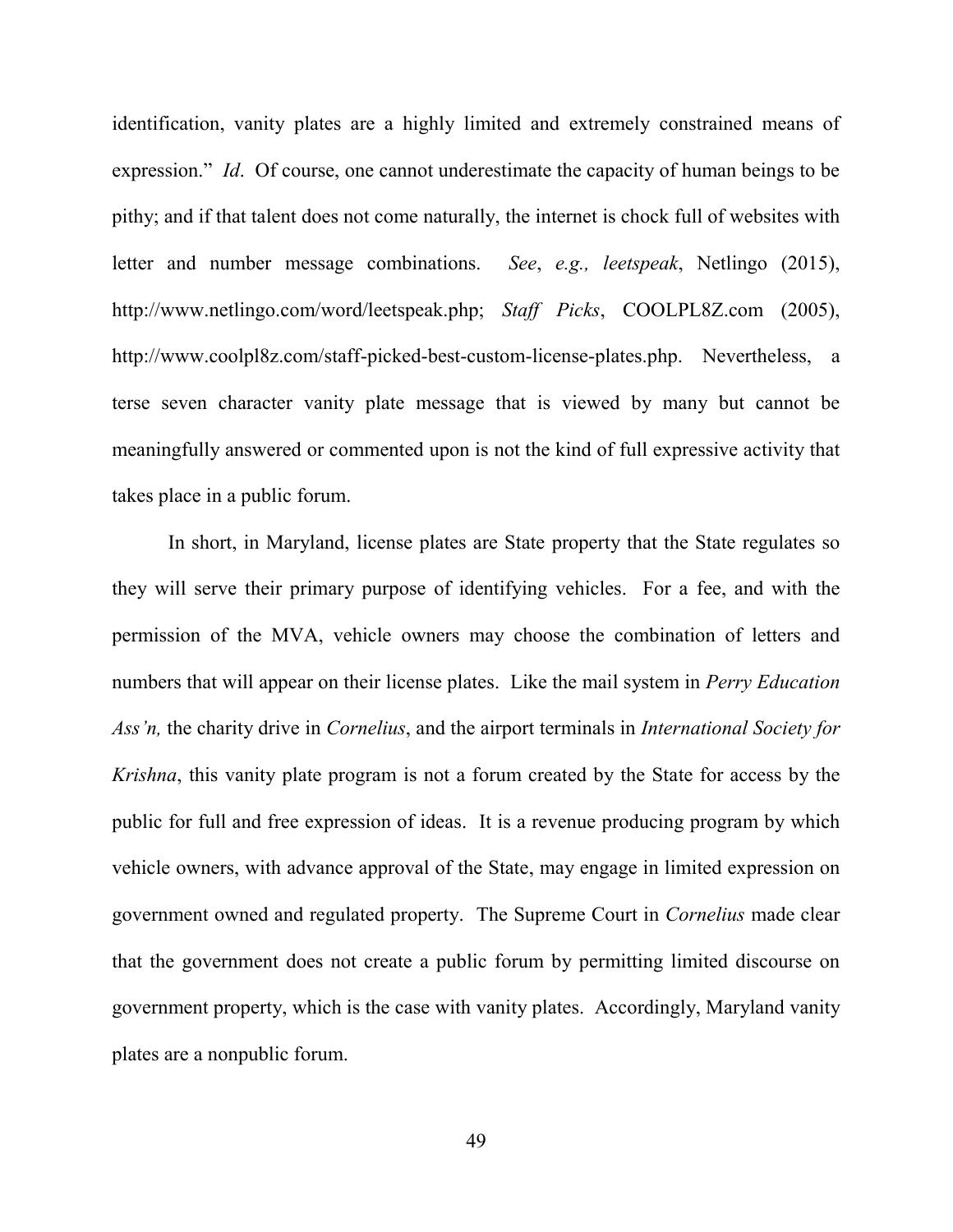identification, vanity plates are a highly limited and extremely constrained means of expression." *Id*. Of course, one cannot underestimate the capacity of human beings to be pithy; and if that talent does not come naturally, the internet is chock full of websites with letter and number message combinations. *See*, *e.g., leetspeak*, Netlingo (2015), http://www.netlingo.com/word/leetspeak.php; *Staff Picks*, COOLPL8Z.com (2005), http://www.coolpl8z.com/staff-picked-best-custom-license-plates.php. Nevertheless, a terse seven character vanity plate message that is viewed by many but cannot be meaningfully answered or commented upon is not the kind of full expressive activity that takes place in a public forum.

In short, in Maryland, license plates are State property that the State regulates so they will serve their primary purpose of identifying vehicles. For a fee, and with the permission of the MVA, vehicle owners may choose the combination of letters and numbers that will appear on their license plates. Like the mail system in *Perry Education Ass'n,* the charity drive in *Cornelius*, and the airport terminals in *International Society for Krishna*, this vanity plate program is not a forum created by the State for access by the public for full and free expression of ideas. It is a revenue producing program by which vehicle owners, with advance approval of the State, may engage in limited expression on government owned and regulated property. The Supreme Court in *Cornelius* made clear that the government does not create a public forum by permitting limited discourse on government property, which is the case with vanity plates. Accordingly, Maryland vanity plates are a nonpublic forum.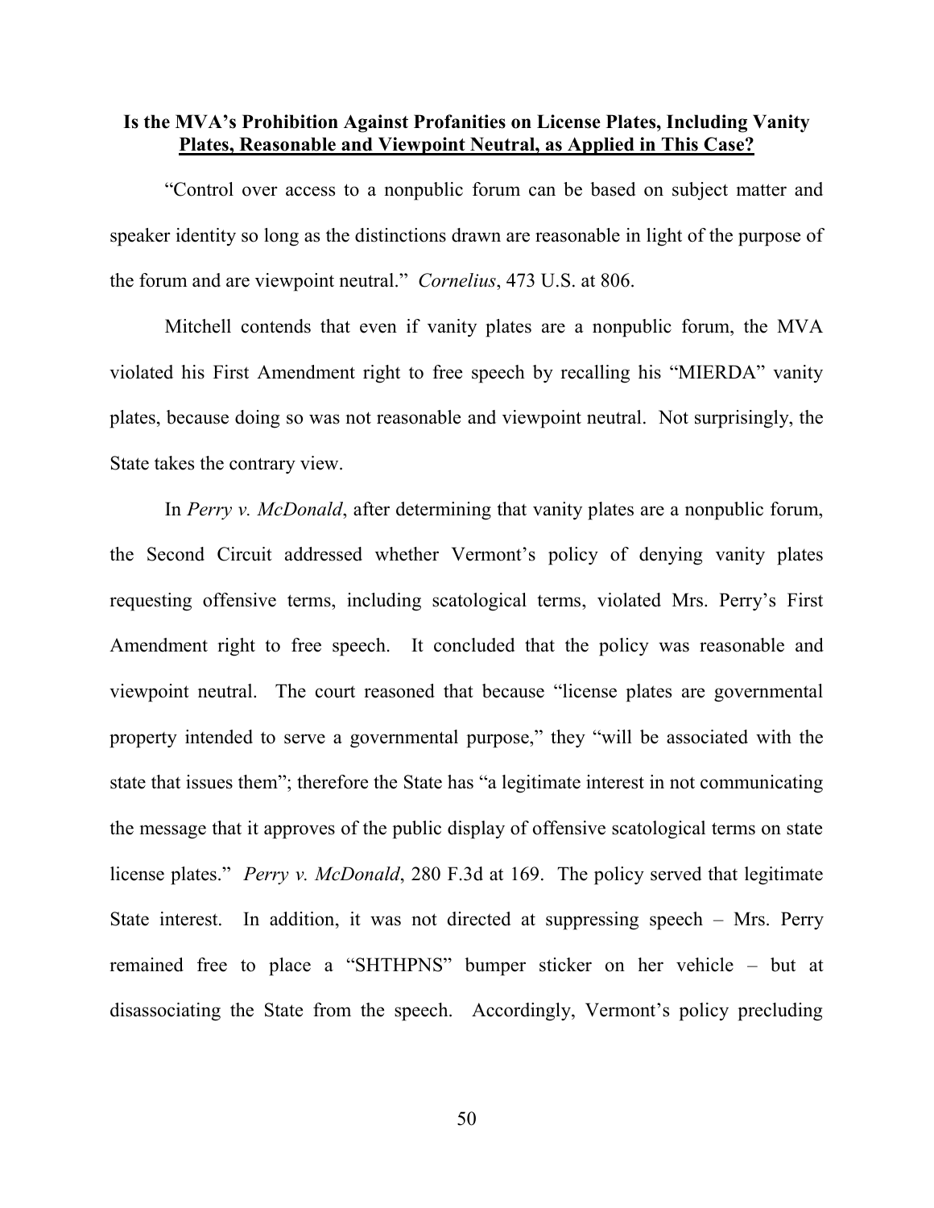**Is the MVA's Prohibition Against Profanities on License Plates, Including Vanity Plates, Reasonable and Viewpoint Neutral, as Applied in This Case?**

"Control over access to a nonpublic forum can be based on subject matter and speaker identity so long as the distinctions drawn are reasonable in light of the purpose of the forum and are viewpoint neutral." *Cornelius*, 473 U.S. at 806.

Mitchell contends that even if vanity plates are a nonpublic forum, the MVA violated his First Amendment right to free speech by recalling his "MIERDA" vanity plates, because doing so was not reasonable and viewpoint neutral. Not surprisingly, the State takes the contrary view.

In *Perry v. McDonald*, after determining that vanity plates are a nonpublic forum, the Second Circuit addressed whether Vermont's policy of denying vanity plates requesting offensive terms, including scatological terms, violated Mrs. Perry's First Amendment right to free speech. It concluded that the policy was reasonable and viewpoint neutral. The court reasoned that because "license plates are governmental property intended to serve a governmental purpose," they "will be associated with the state that issues them"; therefore the State has "a legitimate interest in not communicating the message that it approves of the public display of offensive scatological terms on state license plates." *Perry v. McDonald*, 280 F.3d at 169. The policy served that legitimate State interest. In addition, it was not directed at suppressing speech – Mrs. Perry remained free to place a "SHTHPNS" bumper sticker on her vehicle – but at disassociating the State from the speech. Accordingly, Vermont's policy precluding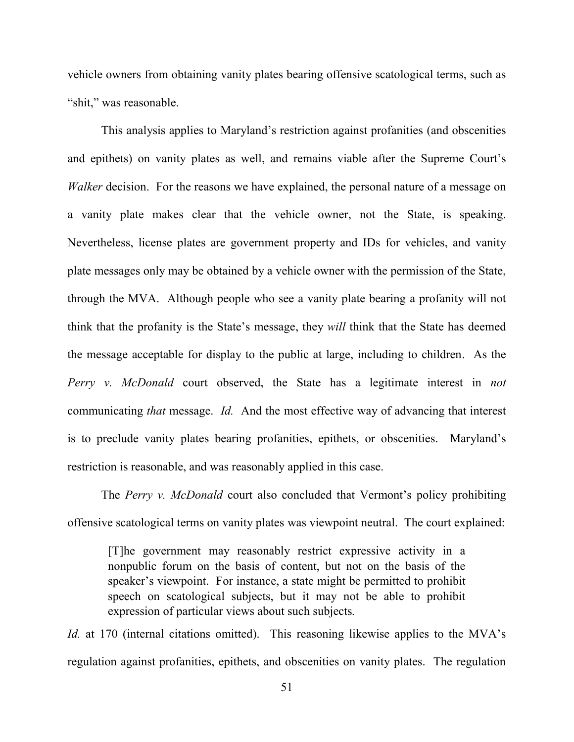vehicle owners from obtaining vanity plates bearing offensive scatological terms, such as "shit," was reasonable.

This analysis applies to Maryland's restriction against profanities (and obscenities and epithets) on vanity plates as well, and remains viable after the Supreme Court's *Walker* decision. For the reasons we have explained, the personal nature of a message on a vanity plate makes clear that the vehicle owner, not the State, is speaking. Nevertheless, license plates are government property and IDs for vehicles, and vanity plate messages only may be obtained by a vehicle owner with the permission of the State, through the MVA. Although people who see a vanity plate bearing a profanity will not think that the profanity is the State's message, they *will* think that the State has deemed the message acceptable for display to the public at large, including to children. As the *Perry v. McDonald* court observed, the State has a legitimate interest in *not* communicating *that* message. *Id.* And the most effective way of advancing that interest is to preclude vanity plates bearing profanities, epithets, or obscenities. Maryland's restriction is reasonable, and was reasonably applied in this case.

The *Perry v. McDonald* court also concluded that Vermont's policy prohibiting offensive scatological terms on vanity plates was viewpoint neutral. The court explained:

> [T]he government may reasonably restrict expressive activity in a nonpublic forum on the basis of content, but not on the basis of the speaker's viewpoint. For instance, a state might be permitted to prohibit speech on scatological subjects, but it may not be able to prohibit expression of particular views about such subjects.

*Id.* at 170 (internal citations omitted). This reasoning likewise applies to the MVA's regulation against profanities, epithets, and obscenities on vanity plates. The regulation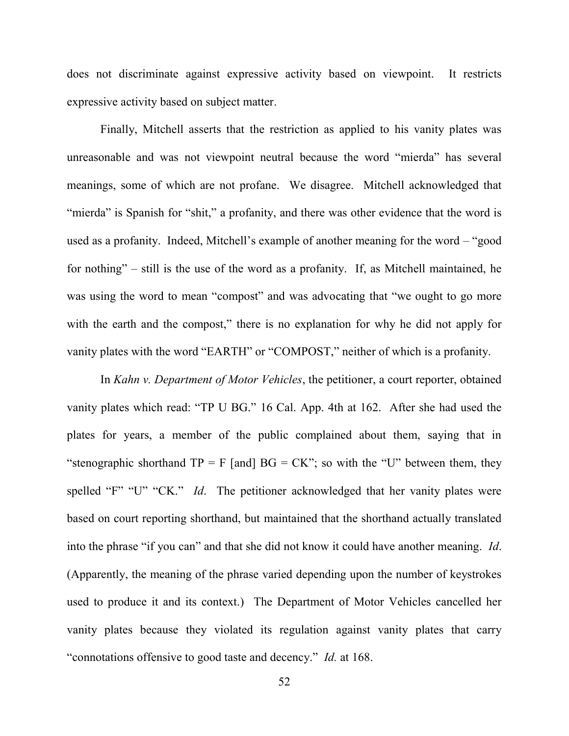does not discriminate against expressive activity based on viewpoint. It restricts expressive activity based on subject matter.

Finally, Mitchell asserts that the restriction as applied to his vanity plates was unreasonable and was not viewpoint neutral because the word "mierda" has several meanings, some of which are not profane. We disagree. Mitchell acknowledged that "mierda" is Spanish for "shit," a profanity, and there was other evidence that the word is used as a profanity. Indeed, Mitchell's example of another meaning for the word – "good for nothing" – still is the use of the word as a profanity. If, as Mitchell maintained, he was using the word to mean "compost" and was advocating that "we ought to go more with the earth and the compost," there is no explanation for why he did not apply for vanity plates with the word "EARTH" or "COMPOST," neither of which is a profanity.

In *Kahn v. Department of Motor Vehicles*, the petitioner, a court reporter, obtained vanity plates which read: "TP U BG." 16 Cal. App. 4th at 162. After she had used the plates for years, a member of the public complained about them, saying that in "stenographic shorthand TP = F [and] BG = CK"; so with the "U" between them, they spelled "F" "U" "CK." *Id*. The petitioner acknowledged that her vanity plates were based on court reporting shorthand, but maintained that the shorthand actually translated into the phrase "if you can" and that she did not know it could have another meaning. *Id*. (Apparently, the meaning of the phrase varied depending upon the number of keystrokes used to produce it and its context.) The Department of Motor Vehicles cancelled her vanity plates because they violated its regulation against vanity plates that carry "connotations offensive to good taste and decency." *Id.* at 168.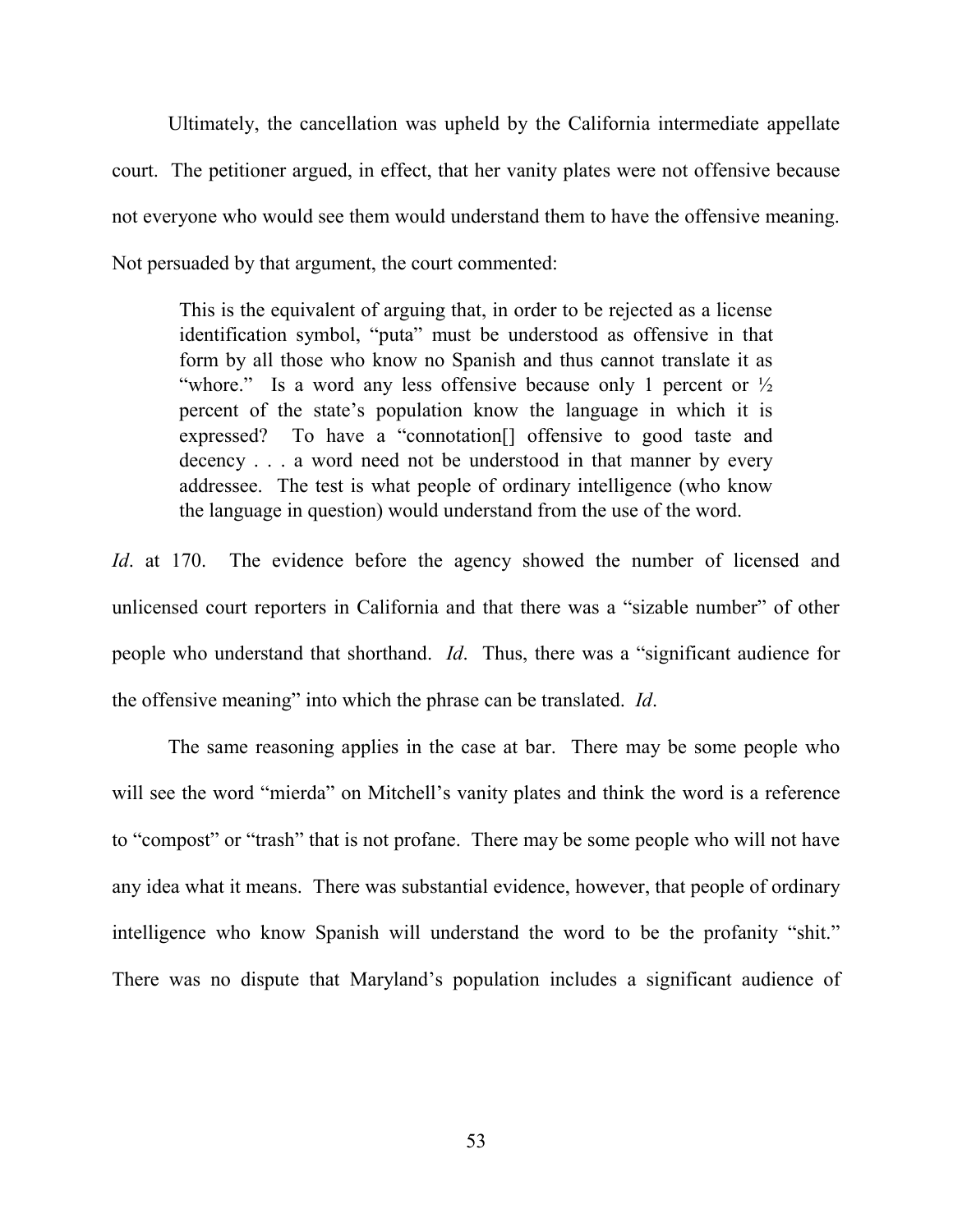Ultimately, the cancellation was upheld by the California intermediate appellate court. The petitioner argued, in effect, that her vanity plates were not offensive because not everyone who would see them would understand them to have the offensive meaning. Not persuaded by that argument, the court commented:

> This is the equivalent of arguing that, in order to be rejected as a license identification symbol, "puta" must be understood as offensive in that form by all those who know no Spanish and thus cannot translate it as "whore." Is a word any less offensive because only 1 percent or ½ percent of the state's population know the language in which it is expressed? To have a "connotation[] offensive to good taste and decency . . . a word need not be understood in that manner by every addressee. The test is what people of ordinary intelligence (who know the language in question) would understand from the use of the word.

*Id*. at 170. The evidence before the agency showed the number of licensed and unlicensed court reporters in California and that there was a "sizable number" of other people who understand that shorthand. *Id*. Thus, there was a "significant audience for the offensive meaning" into which the phrase can be translated. *Id*.

The same reasoning applies in the case at bar. There may be some people who will see the word "mierda" on Mitchell's vanity plates and think the word is a reference to "compost" or "trash" that is not profane. There may be some people who will not have any idea what it means. There was substantial evidence, however, that people of ordinary intelligence who know Spanish will understand the word to be the profanity "shit." There was no dispute that Maryland's population includes a significant audience of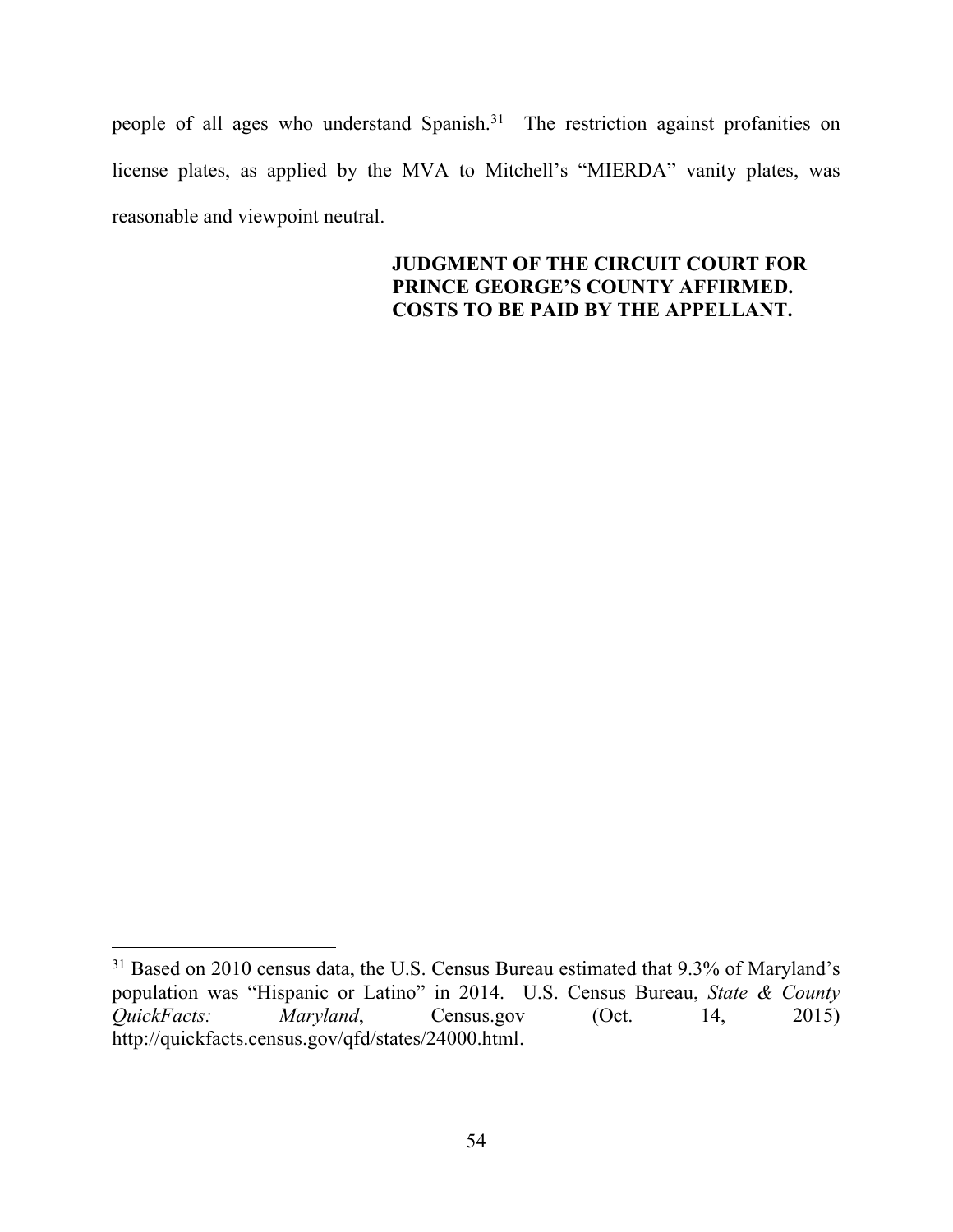people of all ages who understand Spanish.[31] The restriction against profanities on license plates, as applied by the MVA to Mitchell's "MIERDA" vanity plates, was reasonable and viewpoint neutral.

**JUDGMENT OF THE CIRCUIT COURT FOR PRINCE GEORGE'S COUNTY AFFIRMED. COSTS TO BE PAID BY THE APPELLANT.**

---

[31] Based on 2010 census data, the U.S. Census Bureau estimated that 9.3% of Maryland's population was "Hispanic or Latino" in 2014. U.S. Census Bureau, *State & County QuickFacts: Maryland*, Census.gov (Oct. 14, 2015) http://quickfacts.census.gov/qfd/states/24000.html.